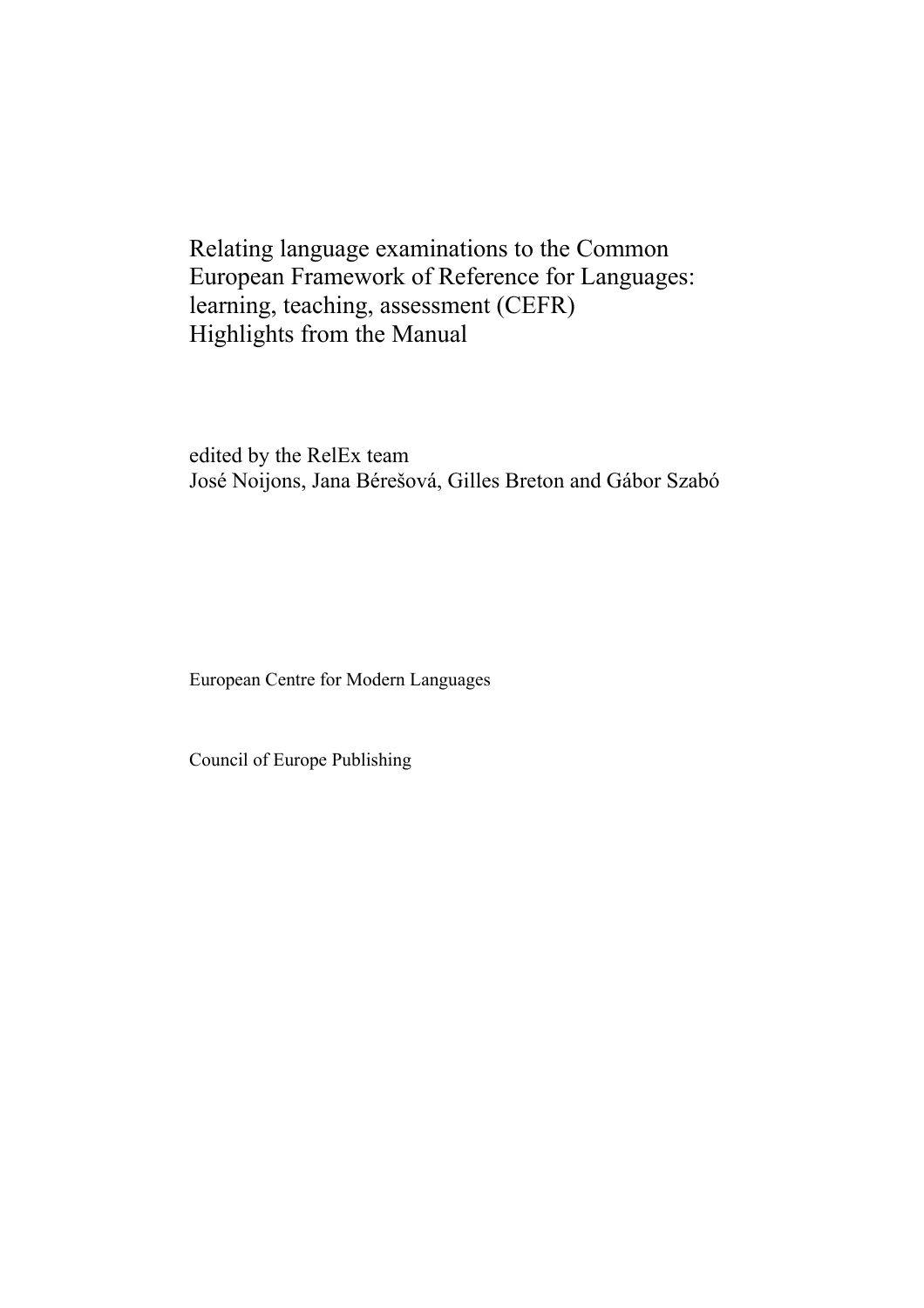# Relating language examinations to the Common European Framework of Reference for Languages: learning, teaching, assessment (CEFR)
# Highlights from the Manual

edited by the RelEx team
José Noijons, Jana Bérešová, Gilles Breton and Gábor Szabó

European Centre for Modern Languages

Council of Europe Publishing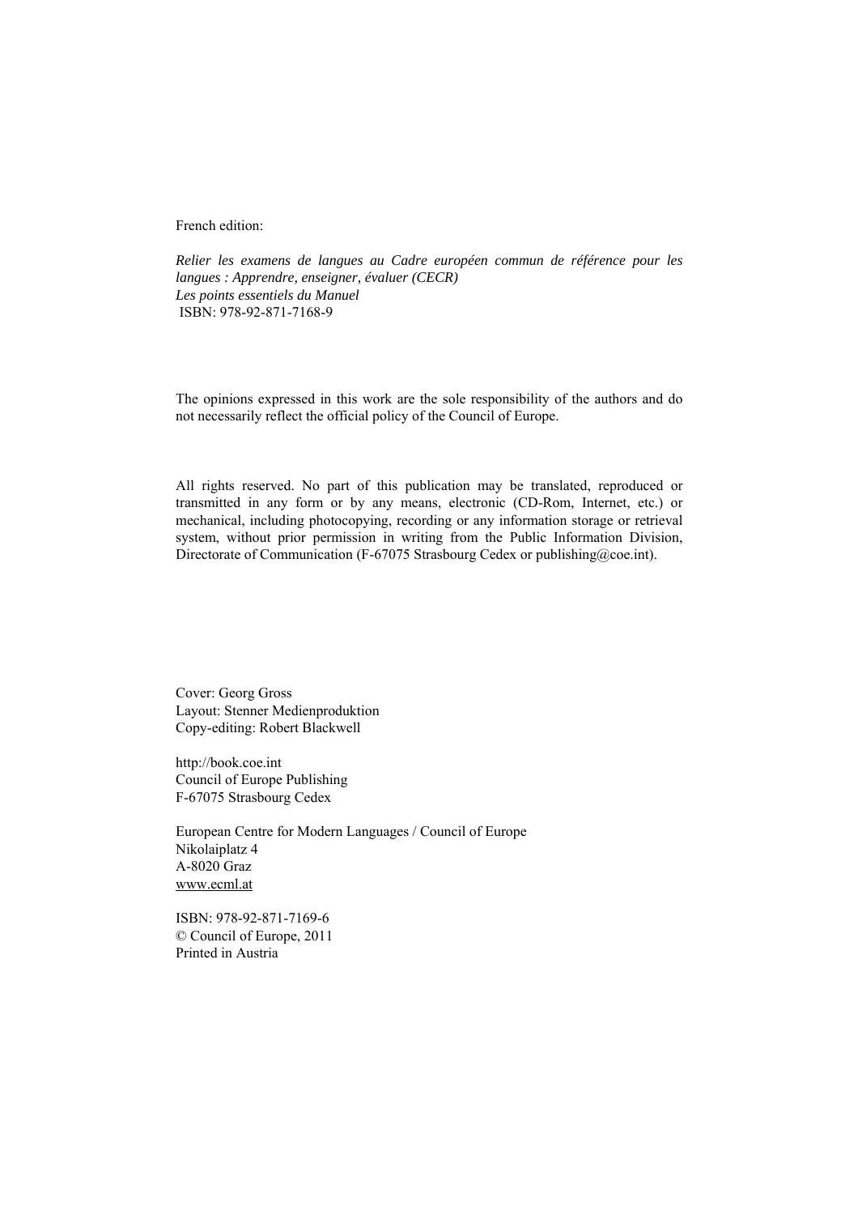French edition:

*Relier les examens de langues au Cadre européen commun de référence pour les langues : Apprendre, enseigner, évaluer (CECR)*
*Les points essentiels du Manuel*
ISBN: 978-92-871-7168-9

The opinions expressed in this work are the sole responsibility of the authors and do not necessarily reflect the official policy of the Council of Europe.

All rights reserved. No part of this publication may be translated, reproduced or transmitted in any form or by any means, electronic (CD-Rom, Internet, etc.) or mechanical, including photocopying, recording or any information storage or retrieval system, without prior permission in writing from the Public Information Division, Directorate of Communication (F-67075 Strasbourg Cedex or publishing@coe.int).

Cover: Georg Gross
Layout: Stenner Medienproduktion
Copy-editing: Robert Blackwell

http://book.coe.int
Council of Europe Publishing
F-67075 Strasbourg Cedex

European Centre for Modern Languages / Council of Europe
Nikolaiplatz 4
A-8020 Graz
www.ecml.at

ISBN: 978-92-871-7169-6
© Council of Europe, 2011
Printed in Austria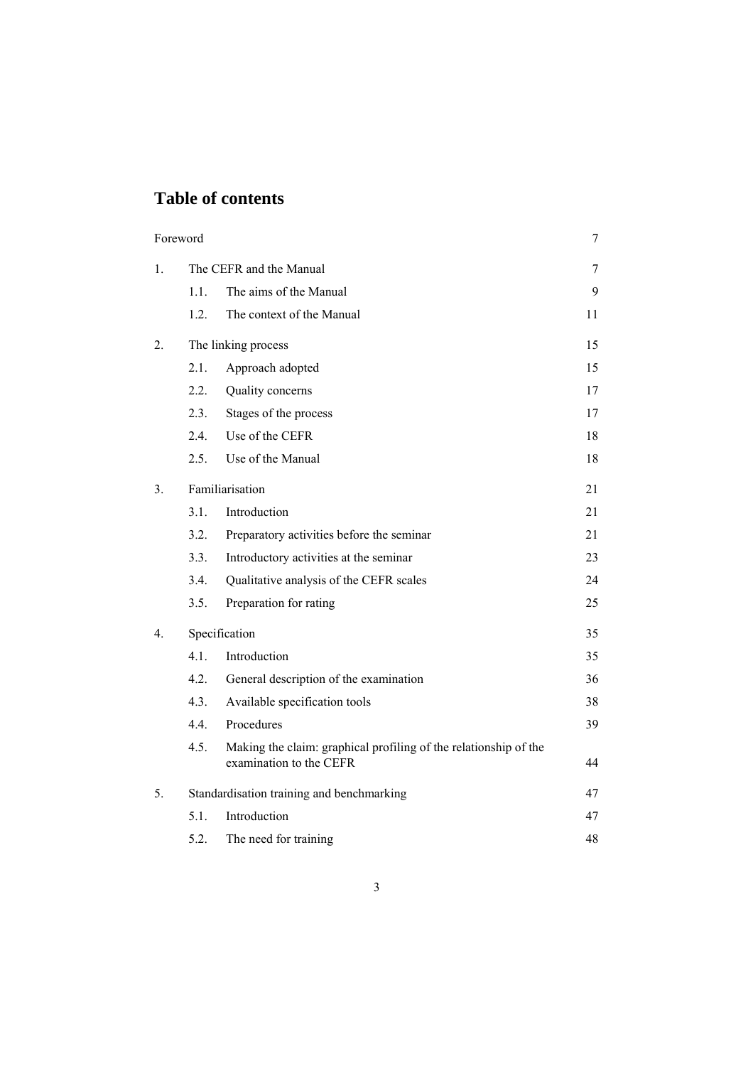# Table of contents

| | | |
|---|---|---|
| Foreword | | 7 |
| 1. | The CEFR and the Manual | 7 |
| | 1.1. The aims of the Manual | 9 |
| | 1.2. The context of the Manual | 11 |
| 2. | The linking process | 15 |
| | 2.1. Approach adopted | 15 |
| | 2.2. Quality concerns | 17 |
| | 2.3. Stages of the process | 17 |
| | 2.4. Use of the CEFR | 18 |
| | 2.5. Use of the Manual | 18 |
| 3. | Familiarisation | 21 |
| | 3.1. Introduction | 21 |
| | 3.2. Preparatory activities before the seminar | 21 |
| | 3.3. Introductory activities at the seminar | 23 |
| | 3.4. Qualitative analysis of the CEFR scales | 24 |
| | 3.5. Preparation for rating | 25 |
| 4. | Specification | 35 |
| | 4.1. Introduction | 35 |
| | 4.2. General description of the examination | 36 |
| | 4.3. Available specification tools | 38 |
| | 4.4. Procedures | 39 |
| | 4.5. Making the claim: graphical profiling of the relationship of the examination to the CEFR | 44 |
| 5. | Standardisation training and benchmarking | 47 |
| | 5.1. Introduction | 47 |
| | 5.2. The need for training | 48 |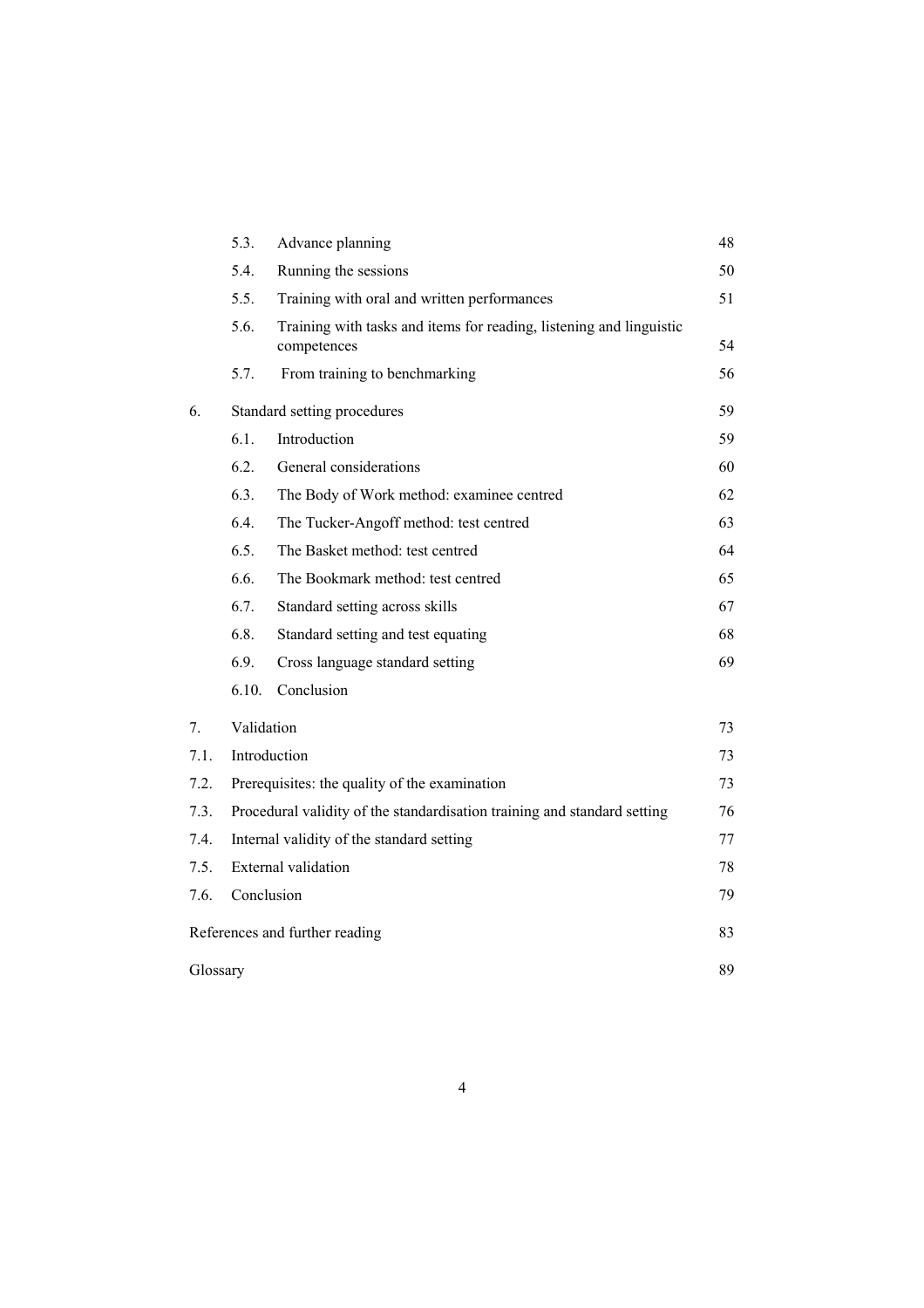| | | | |
|---|---|---|---|
| | 5.3. | Advance planning | 48 |
| | 5.4. | Running the sessions | 50 |
| | 5.5. | Training with oral and written performances | 51 |
| | 5.6. | Training with tasks and items for reading, listening and linguistic competences | 54 |
| | 5.7. | From training to benchmarking | 56 |
| 6. | Standard setting procedures | | 59 |
| | 6.1. | Introduction | 59 |
| | 6.2. | General considerations | 60 |
| | 6.3. | The Body of Work method: examinee centred | 62 |
| | 6.4. | The Tucker-Angoff method: test centred | 63 |
| | 6.5. | The Basket method: test centred | 64 |
| | 6.6. | The Bookmark method: test centred | 65 |
| | 6.7. | Standard setting across skills | 67 |
| | 6.8. | Standard setting and test equating | 68 |
| | 6.9. | Cross language standard setting | 69 |
| | 6.10. | Conclusion | |
| 7. | Validation | | 73 |
| 7.1. | Introduction | | 73 |
| 7.2. | Prerequisites: the quality of the examination | | 73 |
| 7.3. | Procedural validity of the standardisation training and standard setting | | 76 |
| 7.4. | Internal validity of the standard setting | | 77 |
| 7.5. | External validation | | 78 |
| 7.6. | Conclusion | | 79 |
| References and further reading | | | 83 |
| Glossary | | | 89 |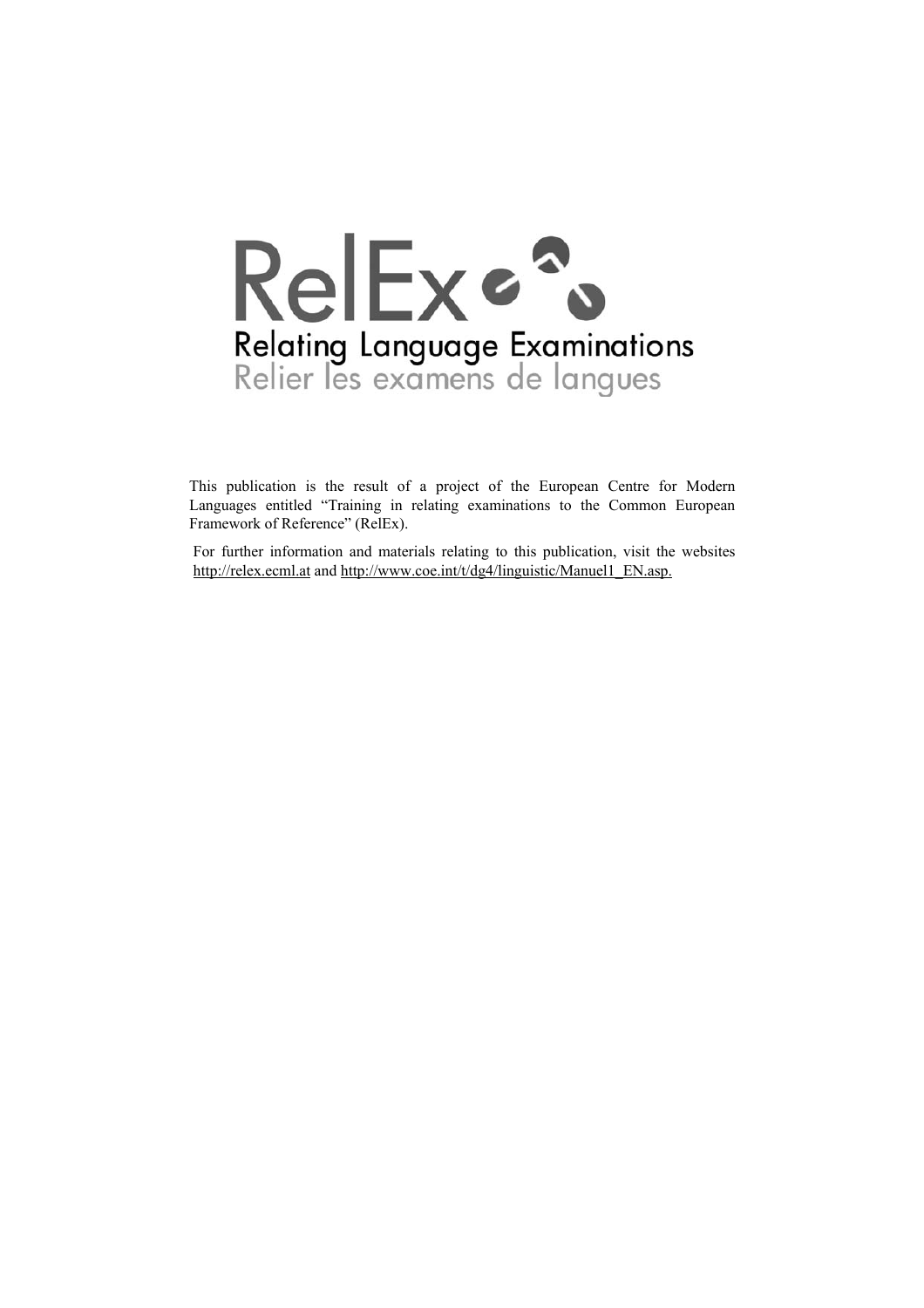RelEx

Relating Language Examinations

Relier les examens de langues

This publication is the result of a project of the European Centre for Modern Languages entitled "Training in relating examinations to the Common European Framework of Reference" (RelEx).

For further information and materials relating to this publication, visit the websites http://relex.ecml.at and http://www.coe.int/t/dg4/linguistic/Manuel1_EN.asp.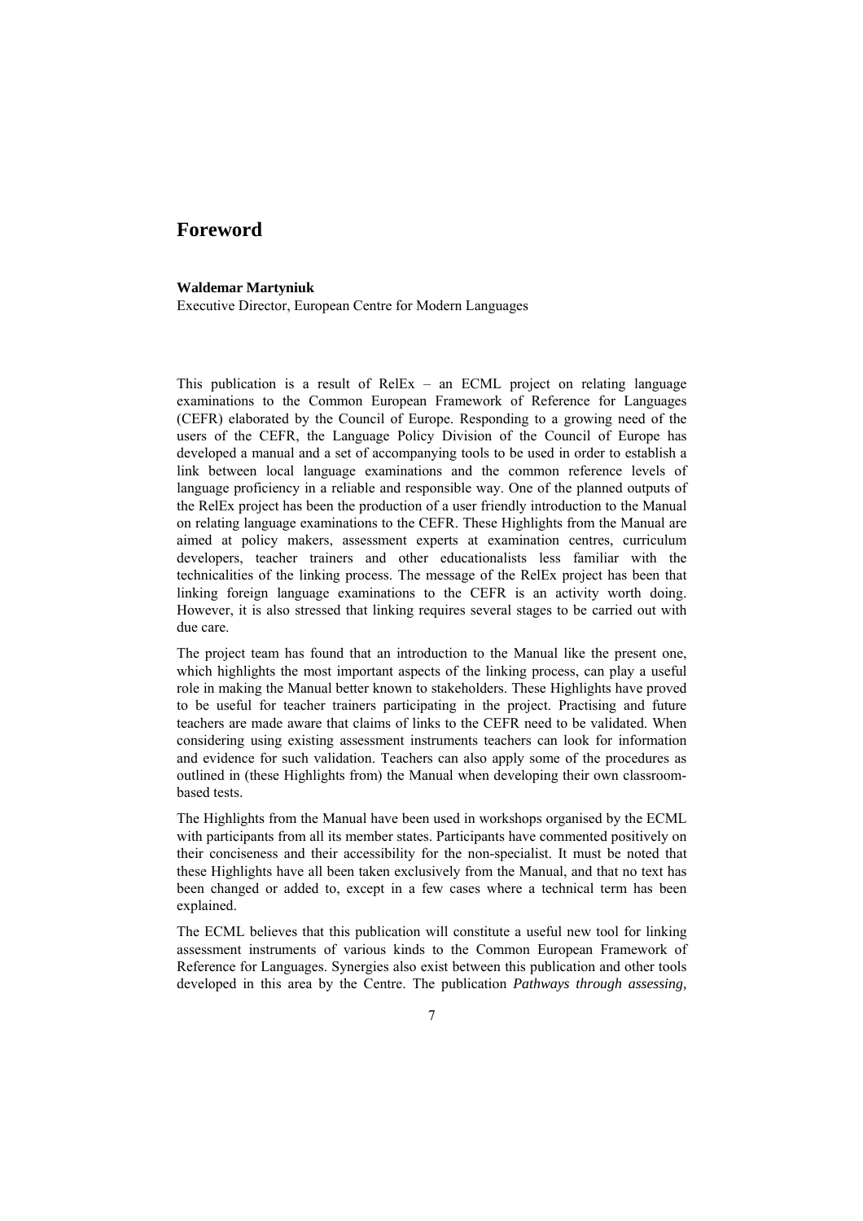# Foreword

**Waldemar Martyniuk**
Executive Director, European Centre for Modern Languages

This publication is a result of RelEx – an ECML project on relating language examinations to the Common European Framework of Reference for Languages (CEFR) elaborated by the Council of Europe. Responding to a growing need of the users of the CEFR, the Language Policy Division of the Council of Europe has developed a manual and a set of accompanying tools to be used in order to establish a link between local language examinations and the common reference levels of language proficiency in a reliable and responsible way. One of the planned outputs of the RelEx project has been the production of a user friendly introduction to the Manual on relating language examinations to the CEFR. These Highlights from the Manual are aimed at policy makers, assessment experts at examination centres, curriculum developers, teacher trainers and other educationalists less familiar with the technicalities of the linking process. The message of the RelEx project has been that linking foreign language examinations to the CEFR is an activity worth doing. However, it is also stressed that linking requires several stages to be carried out with due care.

The project team has found that an introduction to the Manual like the present one, which highlights the most important aspects of the linking process, can play a useful role in making the Manual better known to stakeholders. These Highlights have proved to be useful for teacher trainers participating in the project. Practising and future teachers are made aware that claims of links to the CEFR need to be validated. When considering using existing assessment instruments teachers can look for information and evidence for such validation. Teachers can also apply some of the procedures as outlined in (these Highlights from) the Manual when developing their own classroom-based tests.

The Highlights from the Manual have been used in workshops organised by the ECML with participants from all its member states. Participants have commented positively on their conciseness and their accessibility for the non-specialist. It must be noted that these Highlights have all been taken exclusively from the Manual, and that no text has been changed or added to, except in a few cases where a technical term has been explained.

The ECML believes that this publication will constitute a useful new tool for linking assessment instruments of various kinds to the Common European Framework of Reference for Languages. Synergies also exist between this publication and other tools developed in this area by the Centre. The publication *Pathways through assessing,*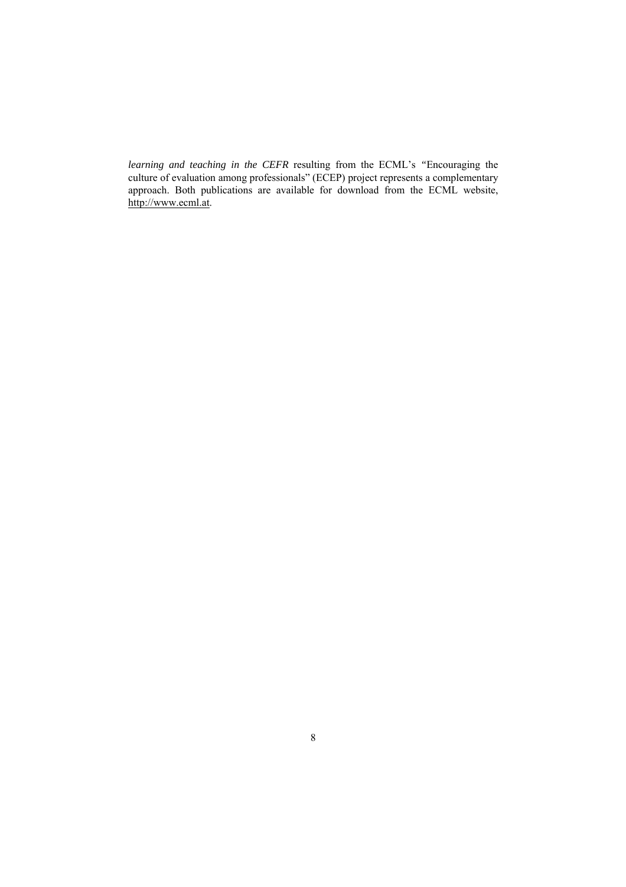*learning and teaching in the CEFR* resulting from the ECML's "Encouraging the culture of evaluation among professionals" (ECEP) project represents a complementary approach. Both publications are available for download from the ECML website, http://www.ecml.at.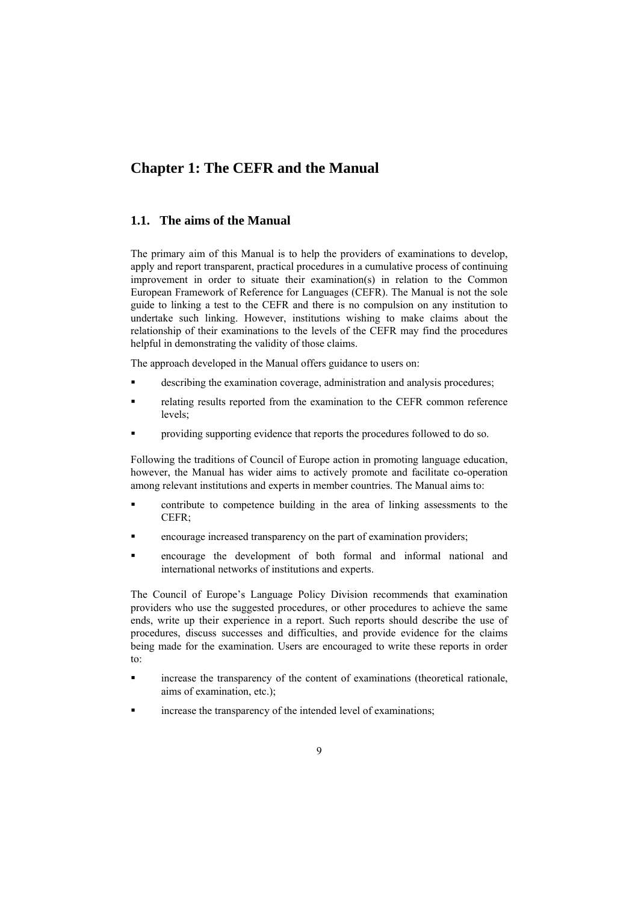# Chapter 1: The CEFR and the Manual

## 1.1. The aims of the Manual

The primary aim of this Manual is to help the providers of examinations to develop, apply and report transparent, practical procedures in a cumulative process of continuing improvement in order to situate their examination(s) in relation to the Common European Framework of Reference for Languages (CEFR). The Manual is not the sole guide to linking a test to the CEFR and there is no compulsion on any institution to undertake such linking. However, institutions wishing to make claims about the relationship of their examinations to the levels of the CEFR may find the procedures helpful in demonstrating the validity of those claims.

The approach developed in the Manual offers guidance to users on:

- describing the examination coverage, administration and analysis procedures;
- relating results reported from the examination to the CEFR common reference levels;
- providing supporting evidence that reports the procedures followed to do so.

Following the traditions of Council of Europe action in promoting language education, however, the Manual has wider aims to actively promote and facilitate co-operation among relevant institutions and experts in member countries. The Manual aims to:

- contribute to competence building in the area of linking assessments to the CEFR;
- encourage increased transparency on the part of examination providers;
- encourage the development of both formal and informal national and international networks of institutions and experts.

The Council of Europe's Language Policy Division recommends that examination providers who use the suggested procedures, or other procedures to achieve the same ends, write up their experience in a report. Such reports should describe the use of procedures, discuss successes and difficulties, and provide evidence for the claims being made for the examination. Users are encouraged to write these reports in order to:

- increase the transparency of the content of examinations (theoretical rationale, aims of examination, etc.);
- increase the transparency of the intended level of examinations;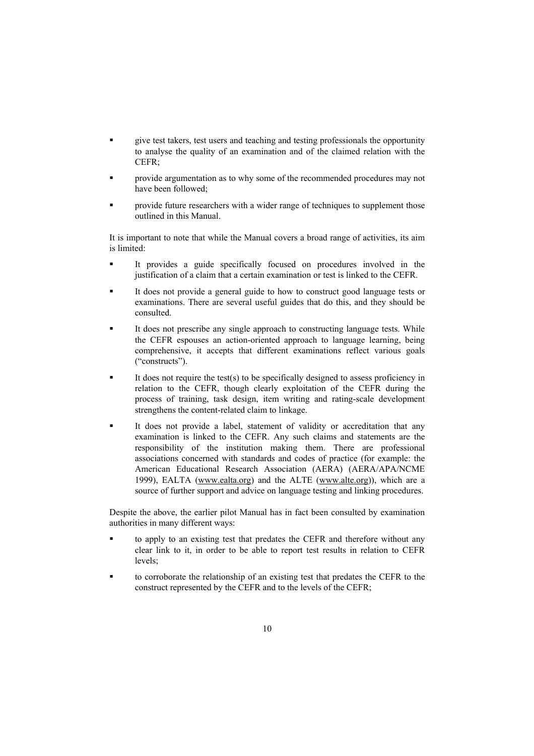- give test takers, test users and teaching and testing professionals the opportunity to analyse the quality of an examination and of the claimed relation with the CEFR;
- provide argumentation as to why some of the recommended procedures may not have been followed;
- provide future researchers with a wider range of techniques to supplement those outlined in this Manual.

It is important to note that while the Manual covers a broad range of activities, its aim is limited:

- It provides a guide specifically focused on procedures involved in the justification of a claim that a certain examination or test is linked to the CEFR.
- It does not provide a general guide to how to construct good language tests or examinations. There are several useful guides that do this, and they should be consulted.
- It does not prescribe any single approach to constructing language tests. While the CEFR espouses an action-oriented approach to language learning, being comprehensive, it accepts that different examinations reflect various goals ("constructs").
- It does not require the test(s) to be specifically designed to assess proficiency in relation to the CEFR, though clearly exploitation of the CEFR during the process of training, task design, item writing and rating-scale development strengthens the content-related claim to linkage.
- It does not provide a label, statement of validity or accreditation that any examination is linked to the CEFR. Any such claims and statements are the responsibility of the institution making them. There are professional associations concerned with standards and codes of practice (for example: the American Educational Research Association (AERA) (AERA/APA/NCME 1999), EALTA (www.ealta.org) and the ALTE (www.alte.org)), which are a source of further support and advice on language testing and linking procedures.

Despite the above, the earlier pilot Manual has in fact been consulted by examination authorities in many different ways:

- to apply to an existing test that predates the CEFR and therefore without any clear link to it, in order to be able to report test results in relation to CEFR levels;
- to corroborate the relationship of an existing test that predates the CEFR to the construct represented by the CEFR and to the levels of the CEFR;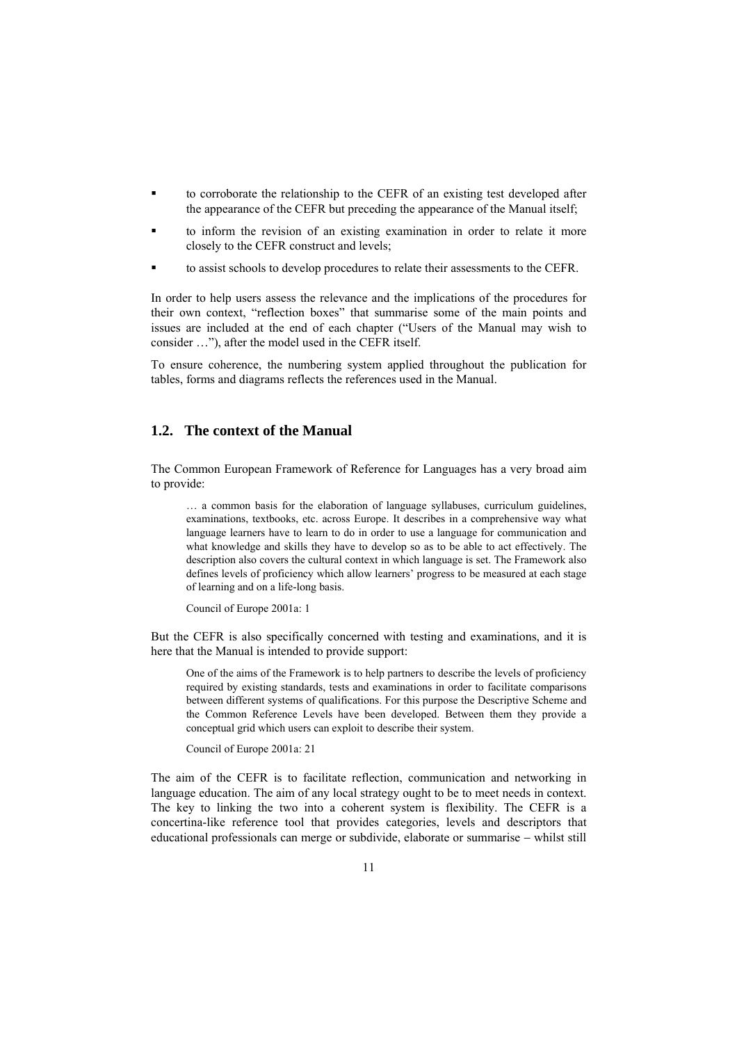- to corroborate the relationship to the CEFR of an existing test developed after the appearance of the CEFR but preceding the appearance of the Manual itself;
- to inform the revision of an existing examination in order to relate it more closely to the CEFR construct and levels;
- to assist schools to develop procedures to relate their assessments to the CEFR.

In order to help users assess the relevance and the implications of the procedures for their own context, "reflection boxes" that summarise some of the main points and issues are included at the end of each chapter ("Users of the Manual may wish to consider …"), after the model used in the CEFR itself.

To ensure coherence, the numbering system applied throughout the publication for tables, forms and diagrams reflects the references used in the Manual.

## 1.2. The context of the Manual

The Common European Framework of Reference for Languages has a very broad aim to provide:

> … a common basis for the elaboration of language syllabuses, curriculum guidelines, examinations, textbooks, etc. across Europe. It describes in a comprehensive way what language learners have to learn to do in order to use a language for communication and what knowledge and skills they have to develop so as to be able to act effectively. The description also covers the cultural context in which language is set. The Framework also defines levels of proficiency which allow learners' progress to be measured at each stage of learning and on a life-long basis.
>
> Council of Europe 2001a: 1

But the CEFR is also specifically concerned with testing and examinations, and it is here that the Manual is intended to provide support:

> One of the aims of the Framework is to help partners to describe the levels of proficiency required by existing standards, tests and examinations in order to facilitate comparisons between different systems of qualifications. For this purpose the Descriptive Scheme and the Common Reference Levels have been developed. Between them they provide a conceptual grid which users can exploit to describe their system.
>
> Council of Europe 2001a: 21

The aim of the CEFR is to facilitate reflection, communication and networking in language education. The aim of any local strategy ought to be to meet needs in context. The key to linking the two into a coherent system is flexibility. The CEFR is a concertina-like reference tool that provides categories, levels and descriptors that educational professionals can merge or subdivide, elaborate or summarise – whilst still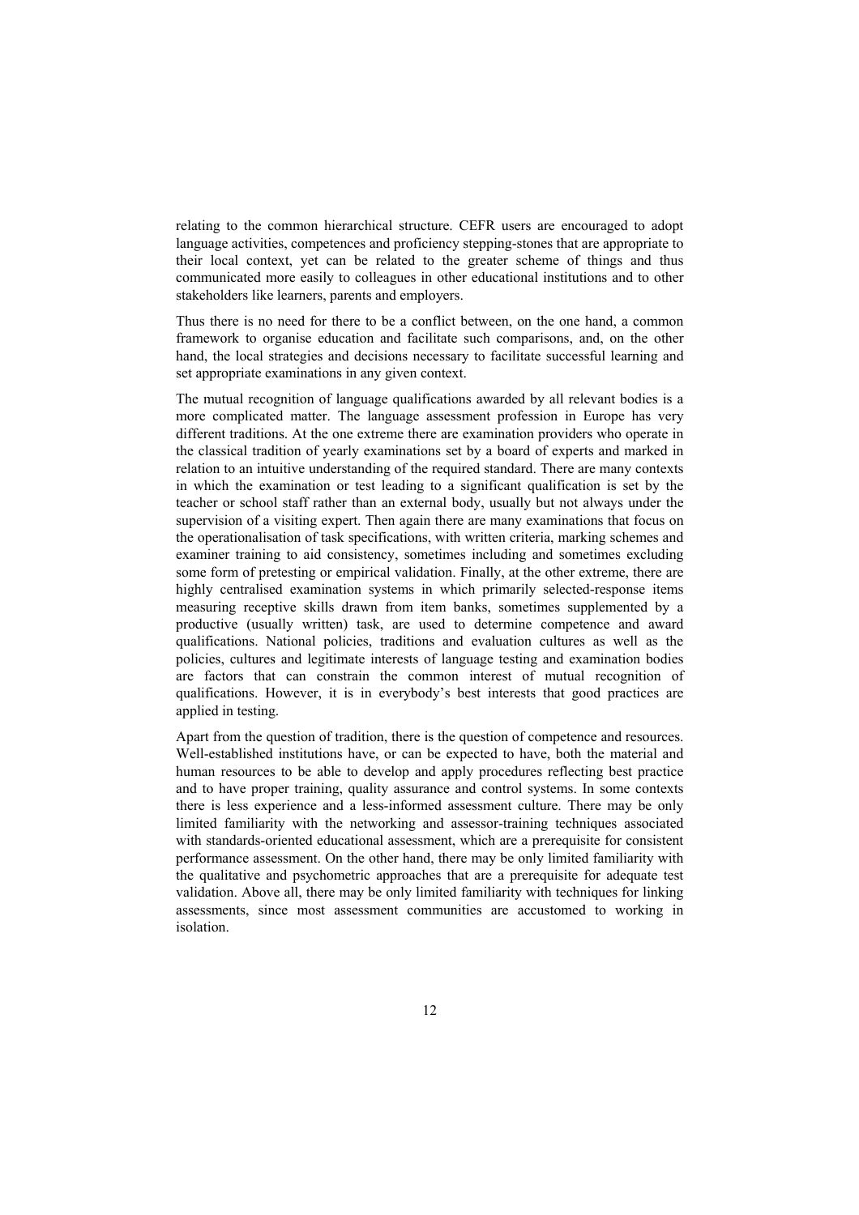relating to the common hierarchical structure. CEFR users are encouraged to adopt language activities, competences and proficiency stepping-stones that are appropriate to their local context, yet can be related to the greater scheme of things and thus communicated more easily to colleagues in other educational institutions and to other stakeholders like learners, parents and employers.

Thus there is no need for there to be a conflict between, on the one hand, a common framework to organise education and facilitate such comparisons, and, on the other hand, the local strategies and decisions necessary to facilitate successful learning and set appropriate examinations in any given context.

The mutual recognition of language qualifications awarded by all relevant bodies is a more complicated matter. The language assessment profession in Europe has very different traditions. At the one extreme there are examination providers who operate in the classical tradition of yearly examinations set by a board of experts and marked in relation to an intuitive understanding of the required standard. There are many contexts in which the examination or test leading to a significant qualification is set by the teacher or school staff rather than an external body, usually but not always under the supervision of a visiting expert. Then again there are many examinations that focus on the operationalisation of task specifications, with written criteria, marking schemes and examiner training to aid consistency, sometimes including and sometimes excluding some form of pretesting or empirical validation. Finally, at the other extreme, there are highly centralised examination systems in which primarily selected-response items measuring receptive skills drawn from item banks, sometimes supplemented by a productive (usually written) task, are used to determine competence and award qualifications. National policies, traditions and evaluation cultures as well as the policies, cultures and legitimate interests of language testing and examination bodies are factors that can constrain the common interest of mutual recognition of qualifications. However, it is in everybody's best interests that good practices are applied in testing.

Apart from the question of tradition, there is the question of competence and resources. Well-established institutions have, or can be expected to have, both the material and human resources to be able to develop and apply procedures reflecting best practice and to have proper training, quality assurance and control systems. In some contexts there is less experience and a less-informed assessment culture. There may be only limited familiarity with the networking and assessor-training techniques associated with standards-oriented educational assessment, which are a prerequisite for consistent performance assessment. On the other hand, there may be only limited familiarity with the qualitative and psychometric approaches that are a prerequisite for adequate test validation. Above all, there may be only limited familiarity with techniques for linking assessments, since most assessment communities are accustomed to working in isolation.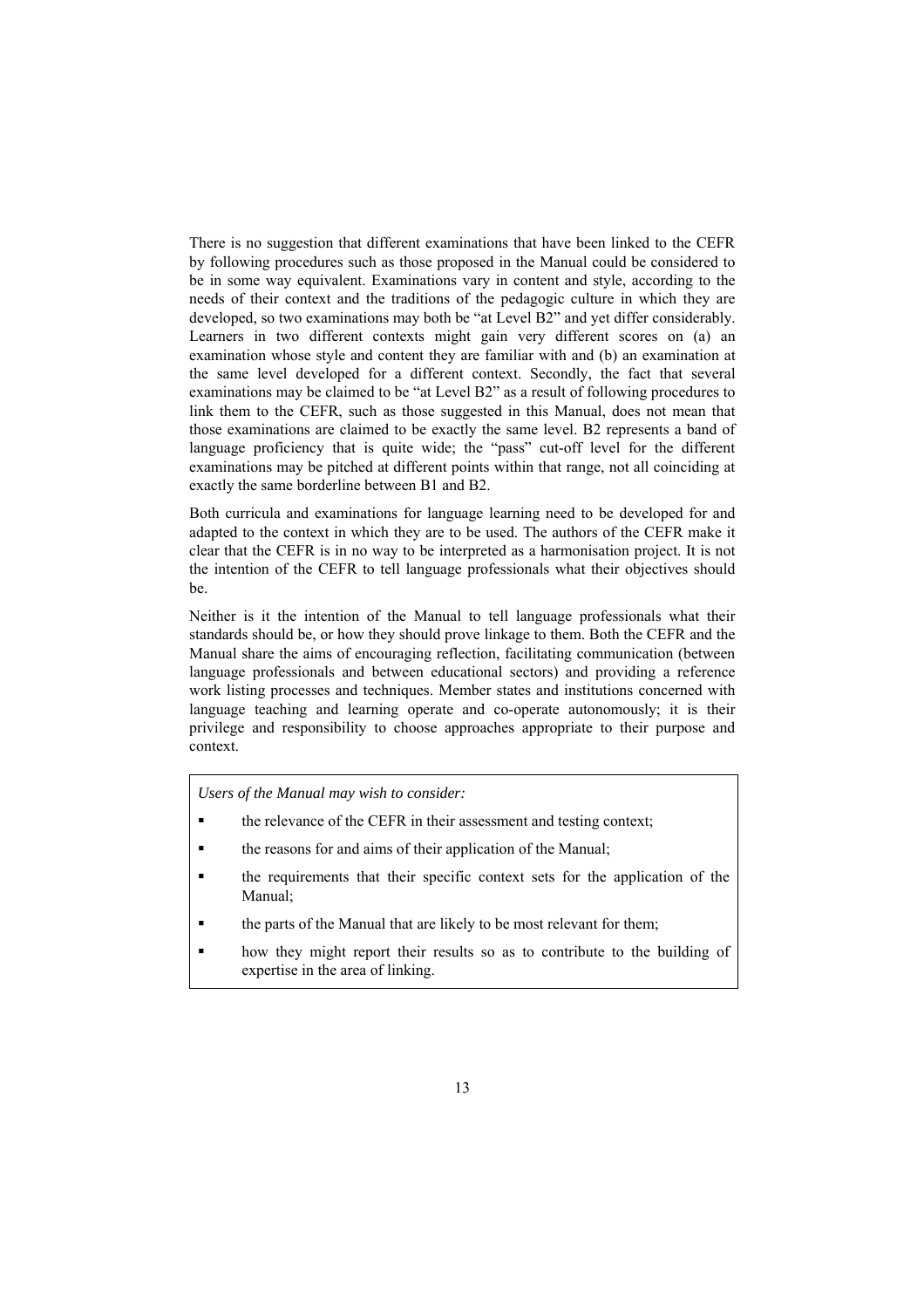There is no suggestion that different examinations that have been linked to the CEFR by following procedures such as those proposed in the Manual could be considered to be in some way equivalent. Examinations vary in content and style, according to the needs of their context and the traditions of the pedagogic culture in which they are developed, so two examinations may both be "at Level B2" and yet differ considerably. Learners in two different contexts might gain very different scores on (a) an examination whose style and content they are familiar with and (b) an examination at the same level developed for a different context. Secondly, the fact that several examinations may be claimed to be "at Level B2" as a result of following procedures to link them to the CEFR, such as those suggested in this Manual, does not mean that those examinations are claimed to be exactly the same level. B2 represents a band of language proficiency that is quite wide; the "pass" cut-off level for the different examinations may be pitched at different points within that range, not all coinciding at exactly the same borderline between B1 and B2.

Both curricula and examinations for language learning need to be developed for and adapted to the context in which they are to be used. The authors of the CEFR make it clear that the CEFR is in no way to be interpreted as a harmonisation project. It is not the intention of the CEFR to tell language professionals what their objectives should be.

Neither is it the intention of the Manual to tell language professionals what their standards should be, or how they should prove linkage to them. Both the CEFR and the Manual share the aims of encouraging reflection, facilitating communication (between language professionals and between educational sectors) and providing a reference work listing processes and techniques. Member states and institutions concerned with language teaching and learning operate and co-operate autonomously; it is their privilege and responsibility to choose approaches appropriate to their purpose and context.

*Users of the Manual may wish to consider:*

- the relevance of the CEFR in their assessment and testing context;
- the reasons for and aims of their application of the Manual;
- the requirements that their specific context sets for the application of the Manual;
- the parts of the Manual that are likely to be most relevant for them;
- how they might report their results so as to contribute to the building of expertise in the area of linking.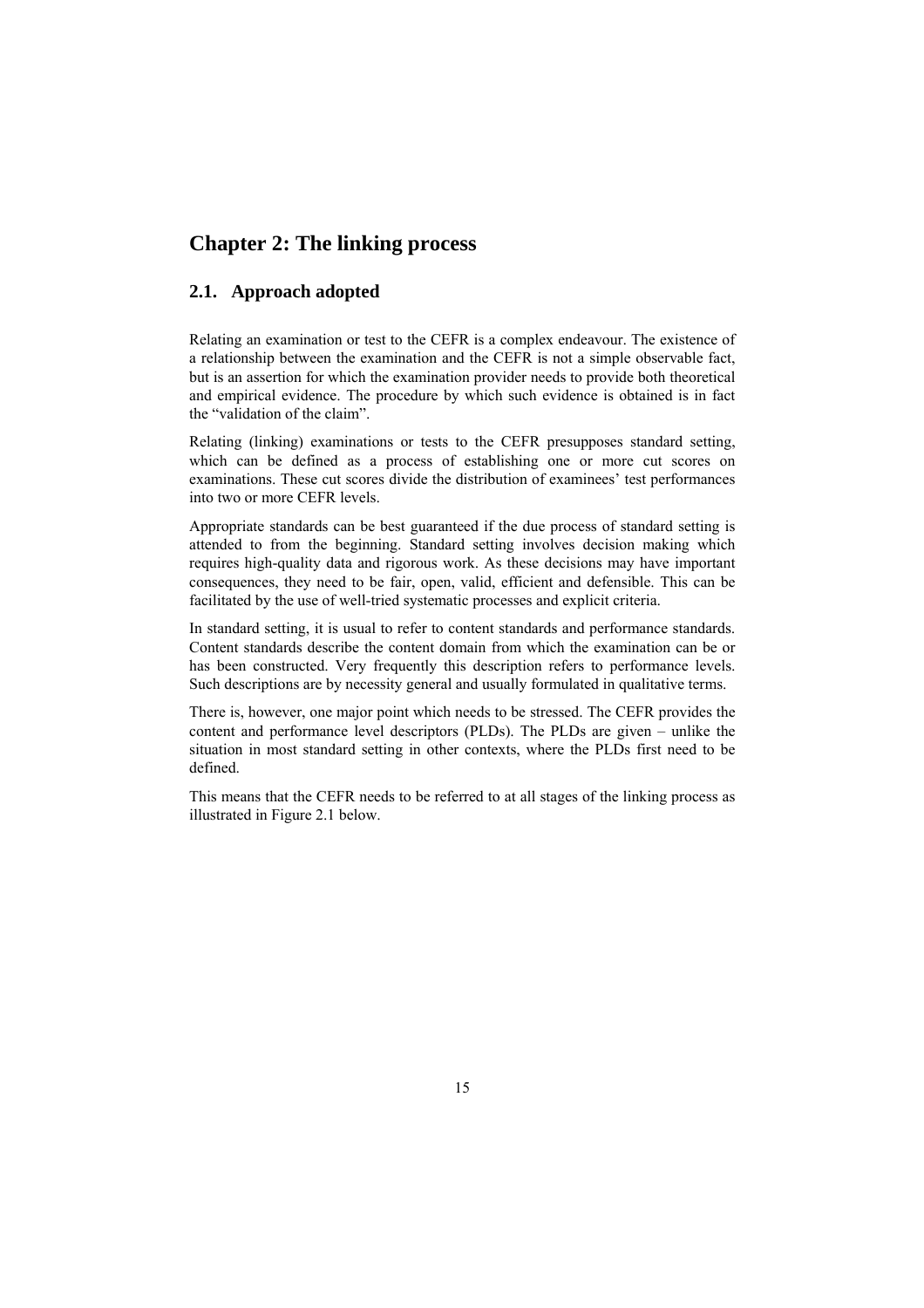# Chapter 2: The linking process

## 2.1. Approach adopted

Relating an examination or test to the CEFR is a complex endeavour. The existence of a relationship between the examination and the CEFR is not a simple observable fact, but is an assertion for which the examination provider needs to provide both theoretical and empirical evidence. The procedure by which such evidence is obtained is in fact the "validation of the claim".

Relating (linking) examinations or tests to the CEFR presupposes standard setting, which can be defined as a process of establishing one or more cut scores on examinations. These cut scores divide the distribution of examinees' test performances into two or more CEFR levels.

Appropriate standards can be best guaranteed if the due process of standard setting is attended to from the beginning. Standard setting involves decision making which requires high-quality data and rigorous work. As these decisions may have important consequences, they need to be fair, open, valid, efficient and defensible. This can be facilitated by the use of well-tried systematic processes and explicit criteria.

In standard setting, it is usual to refer to content standards and performance standards. Content standards describe the content domain from which the examination can be or has been constructed. Very frequently this description refers to performance levels. Such descriptions are by necessity general and usually formulated in qualitative terms.

There is, however, one major point which needs to be stressed. The CEFR provides the content and performance level descriptors (PLDs). The PLDs are given – unlike the situation in most standard setting in other contexts, where the PLDs first need to be defined.

This means that the CEFR needs to be referred to at all stages of the linking process as illustrated in Figure 2.1 below.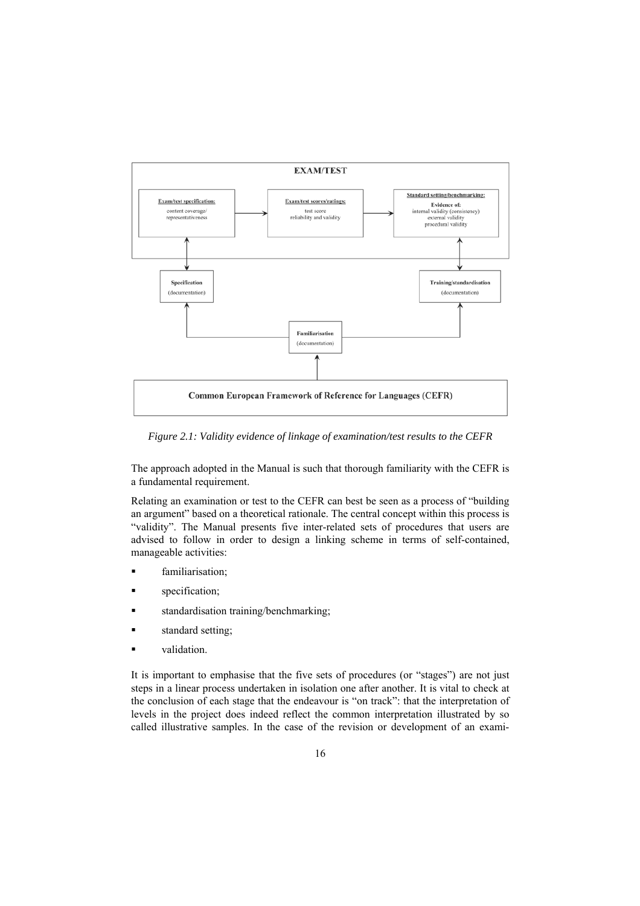*Figure 2.1: Validity evidence of linkage of examination/test results to the CEFR*

The approach adopted in the Manual is such that thorough familiarity with the CEFR is a fundamental requirement.

Relating an examination or test to the CEFR can best be seen as a process of "building an argument" based on a theoretical rationale. The central concept within this process is "validity". The Manual presents five inter-related sets of procedures that users are advised to follow in order to design a linking scheme in terms of self-contained, manageable activities:

- familiarisation;
- specification;
- standardisation training/benchmarking;
- standard setting;
- validation.

It is important to emphasise that the five sets of procedures (or "stages") are not just steps in a linear process undertaken in isolation one after another. It is vital to check at the conclusion of each stage that the endeavour is "on track": that the interpretation of levels in the project does indeed reflect the common interpretation illustrated by so called illustrative samples. In the case of the revision or development of an exami-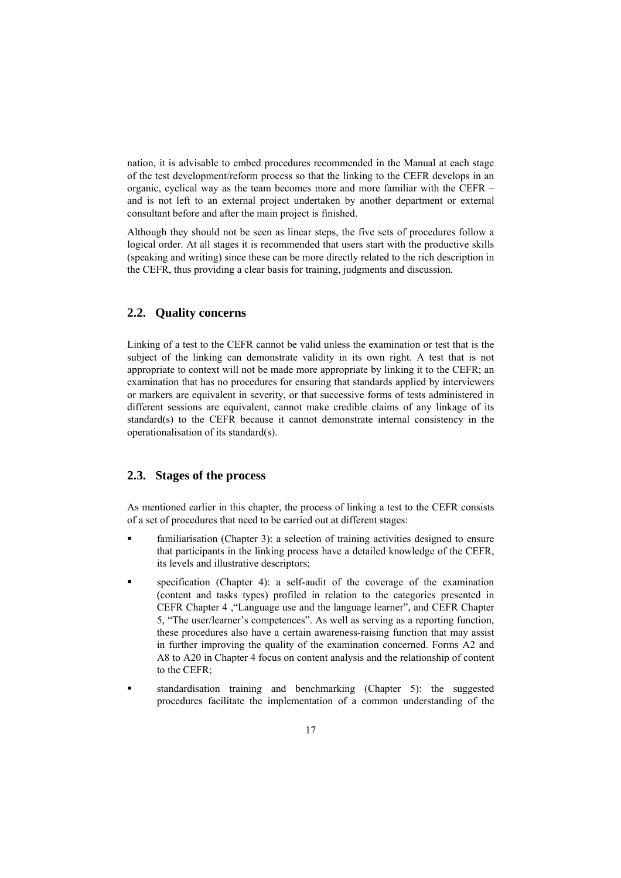nation, it is advisable to embed procedures recommended in the Manual at each stage of the test development/reform process so that the linking to the CEFR develops in an organic, cyclical way as the team becomes more and more familiar with the CEFR – and is not left to an external project undertaken by another department or external consultant before and after the main project is finished.

Although they should not be seen as linear steps, the five sets of procedures follow a logical order. At all stages it is recommended that users start with the productive skills (speaking and writing) since these can be more directly related to the rich description in the CEFR, thus providing a clear basis for training, judgments and discussion.

## 2.2. Quality concerns

Linking of a test to the CEFR cannot be valid unless the examination or test that is the subject of the linking can demonstrate validity in its own right. A test that is not appropriate to context will not be made more appropriate by linking it to the CEFR; an examination that has no procedures for ensuring that standards applied by interviewers or markers are equivalent in severity, or that successive forms of tests administered in different sessions are equivalent, cannot make credible claims of any linkage of its standard(s) to the CEFR because it cannot demonstrate internal consistency in the operationalisation of its standard(s).

## 2.3. Stages of the process

As mentioned earlier in this chapter, the process of linking a test to the CEFR consists of a set of procedures that need to be carried out at different stages:

- familiarisation (Chapter 3): a selection of training activities designed to ensure that participants in the linking process have a detailed knowledge of the CEFR, its levels and illustrative descriptors;
- specification (Chapter 4): a self-audit of the coverage of the examination (content and tasks types) profiled in relation to the categories presented in CEFR Chapter 4 ,"Language use and the language learner", and CEFR Chapter 5, "The user/learner's competences". As well as serving as a reporting function, these procedures also have a certain awareness-raising function that may assist in further improving the quality of the examination concerned. Forms A2 and A8 to A20 in Chapter 4 focus on content analysis and the relationship of content to the CEFR;
- standardisation training and benchmarking (Chapter 5): the suggested procedures facilitate the implementation of a common understanding of the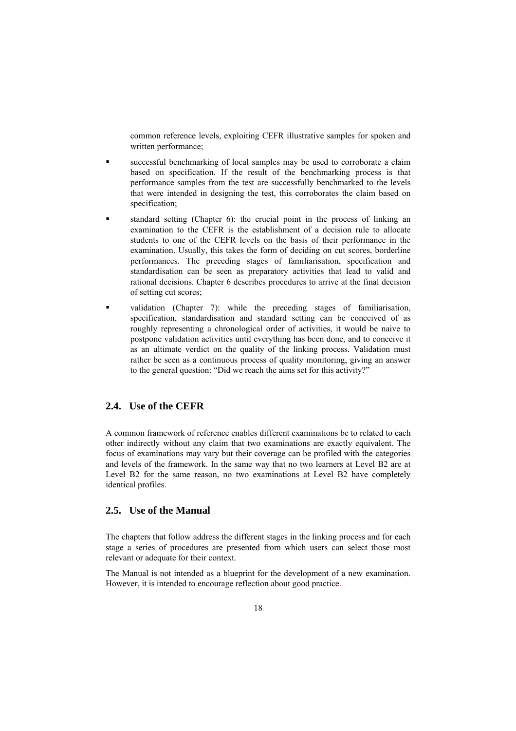common reference levels, exploiting CEFR illustrative samples for spoken and written performance;

- successful benchmarking of local samples may be used to corroborate a claim based on specification. If the result of the benchmarking process is that performance samples from the test are successfully benchmarked to the levels that were intended in designing the test, this corroborates the claim based on specification;
- standard setting (Chapter 6): the crucial point in the process of linking an examination to the CEFR is the establishment of a decision rule to allocate students to one of the CEFR levels on the basis of their performance in the examination. Usually, this takes the form of deciding on cut scores, borderline performances. The preceding stages of familiarisation, specification and standardisation can be seen as preparatory activities that lead to valid and rational decisions. Chapter 6 describes procedures to arrive at the final decision of setting cut scores;
- validation (Chapter 7): while the preceding stages of familiarisation, specification, standardisation and standard setting can be conceived of as roughly representing a chronological order of activities, it would be naive to postpone validation activities until everything has been done, and to conceive it as an ultimate verdict on the quality of the linking process. Validation must rather be seen as a continuous process of quality monitoring, giving an answer to the general question: "Did we reach the aims set for this activity?"

## 2.4. Use of the CEFR

A common framework of reference enables different examinations be to related to each other indirectly without any claim that two examinations are exactly equivalent. The focus of examinations may vary but their coverage can be profiled with the categories and levels of the framework. In the same way that no two learners at Level B2 are at Level B2 for the same reason, no two examinations at Level B2 have completely identical profiles.

## 2.5. Use of the Manual

The chapters that follow address the different stages in the linking process and for each stage a series of procedures are presented from which users can select those most relevant or adequate for their context.

The Manual is not intended as a blueprint for the development of a new examination. However, it is intended to encourage reflection about good practice.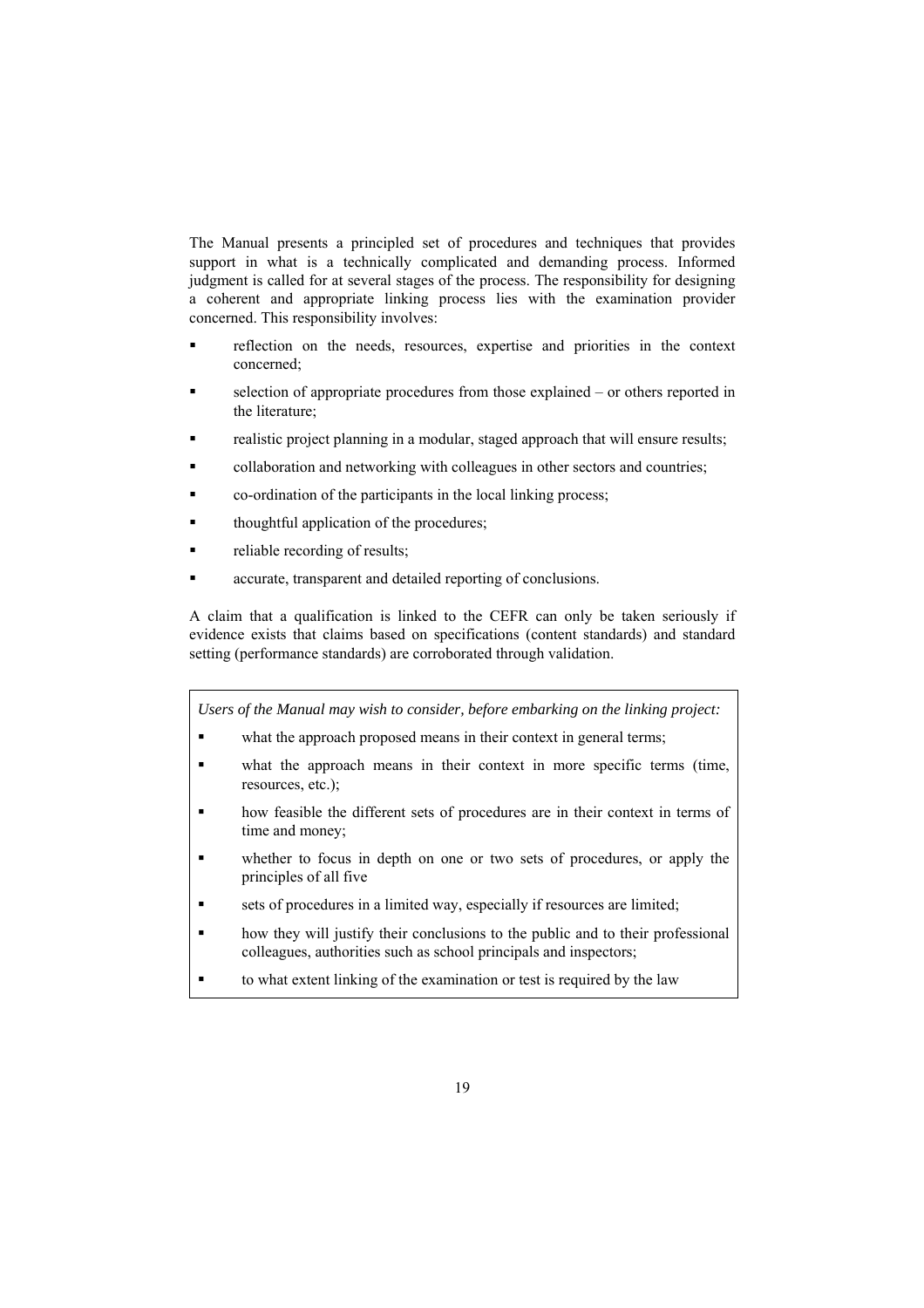The Manual presents a principled set of procedures and techniques that provides support in what is a technically complicated and demanding process. Informed judgment is called for at several stages of the process. The responsibility for designing a coherent and appropriate linking process lies with the examination provider concerned. This responsibility involves:

- reflection on the needs, resources, expertise and priorities in the context concerned;
- selection of appropriate procedures from those explained – or others reported in the literature;
- realistic project planning in a modular, staged approach that will ensure results;
- collaboration and networking with colleagues in other sectors and countries;
- co-ordination of the participants in the local linking process;
- thoughtful application of the procedures;
- reliable recording of results;
- accurate, transparent and detailed reporting of conclusions.

A claim that a qualification is linked to the CEFR can only be taken seriously if evidence exists that claims based on specifications (content standards) and standard setting (performance standards) are corroborated through validation.

*Users of the Manual may wish to consider, before embarking on the linking project:*

- what the approach proposed means in their context in general terms;
- what the approach means in their context in more specific terms (time, resources, etc.);
- how feasible the different sets of procedures are in their context in terms of time and money;
- whether to focus in depth on one or two sets of procedures, or apply the principles of all five
- sets of procedures in a limited way, especially if resources are limited;
- how they will justify their conclusions to the public and to their professional colleagues, authorities such as school principals and inspectors;
- to what extent linking of the examination or test is required by the law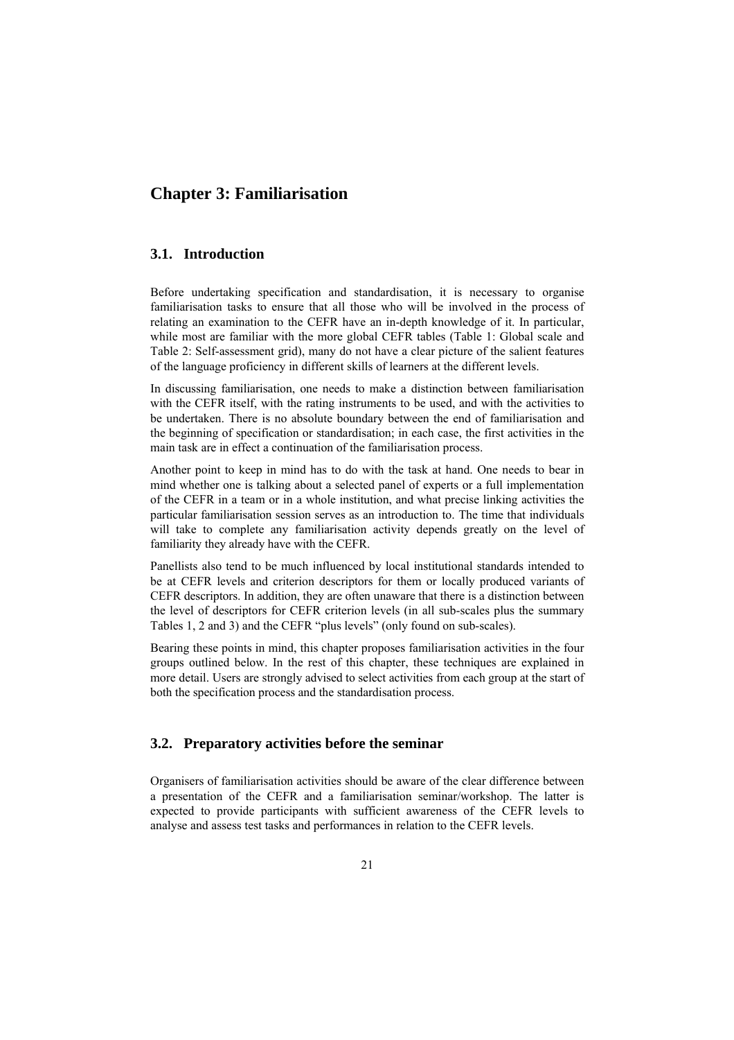# Chapter 3: Familiarisation

## 3.1. Introduction

Before undertaking specification and standardisation, it is necessary to organise familiarisation tasks to ensure that all those who will be involved in the process of relating an examination to the CEFR have an in-depth knowledge of it. In particular, while most are familiar with the more global CEFR tables (Table 1: Global scale and Table 2: Self-assessment grid), many do not have a clear picture of the salient features of the language proficiency in different skills of learners at the different levels.

In discussing familiarisation, one needs to make a distinction between familiarisation with the CEFR itself, with the rating instruments to be used, and with the activities to be undertaken. There is no absolute boundary between the end of familiarisation and the beginning of specification or standardisation; in each case, the first activities in the main task are in effect a continuation of the familiarisation process.

Another point to keep in mind has to do with the task at hand. One needs to bear in mind whether one is talking about a selected panel of experts or a full implementation of the CEFR in a team or in a whole institution, and what precise linking activities the particular familiarisation session serves as an introduction to. The time that individuals will take to complete any familiarisation activity depends greatly on the level of familiarity they already have with the CEFR.

Panellists also tend to be much influenced by local institutional standards intended to be at CEFR levels and criterion descriptors for them or locally produced variants of CEFR descriptors. In addition, they are often unaware that there is a distinction between the level of descriptors for CEFR criterion levels (in all sub-scales plus the summary Tables 1, 2 and 3) and the CEFR "plus levels" (only found on sub-scales).

Bearing these points in mind, this chapter proposes familiarisation activities in the four groups outlined below. In the rest of this chapter, these techniques are explained in more detail. Users are strongly advised to select activities from each group at the start of both the specification process and the standardisation process.

## 3.2. Preparatory activities before the seminar

Organisers of familiarisation activities should be aware of the clear difference between a presentation of the CEFR and a familiarisation seminar/workshop. The latter is expected to provide participants with sufficient awareness of the CEFR levels to analyse and assess test tasks and performances in relation to the CEFR levels.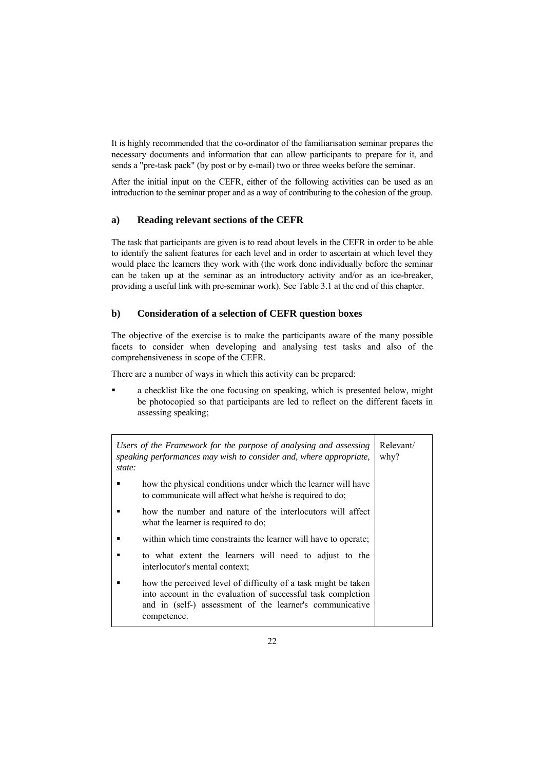It is highly recommended that the co-ordinator of the familiarisation seminar prepares the necessary documents and information that can allow participants to prepare for it, and sends a "pre-task pack" (by post or by e-mail) two or three weeks before the seminar.

After the initial input on the CEFR, either of the following activities can be used as an introduction to the seminar proper and as a way of contributing to the cohesion of the group.

### a) Reading relevant sections of the CEFR

The task that participants are given is to read about levels in the CEFR in order to be able to identify the salient features for each level and in order to ascertain at which level they would place the learners they work with (the work done individually before the seminar can be taken up at the seminar as an introductory activity and/or as an ice-breaker, providing a useful link with pre-seminar work). See Table 3.1 at the end of this chapter.

### b) Consideration of a selection of CEFR question boxes

The objective of the exercise is to make the participants aware of the many possible facets to consider when developing and analysing test tasks and also of the comprehensiveness in scope of the CEFR.

There are a number of ways in which this activity can be prepared:

- a checklist like the one focusing on speaking, which is presented below, might be photocopied so that participants are led to reflect on the different facets in assessing speaking;

| *Users of the Framework for the purpose of analysing and assessing speaking performances may wish to consider and, where appropriate, state:* | Relevant/ why? |
|---|---|
| ▪ how the physical conditions under which the learner will have to communicate will affect what he/she is required to do; | |
| ▪ how the number and nature of the interlocutors will affect what the learner is required to do; | |
| ▪ within which time constraints the learner will have to operate; | |
| ▪ to what extent the learners will need to adjust to the interlocutor's mental context; | |
| ▪ how the perceived level of difficulty of a task might be taken into account in the evaluation of successful task completion and in (self-) assessment of the learner's communicative competence. | |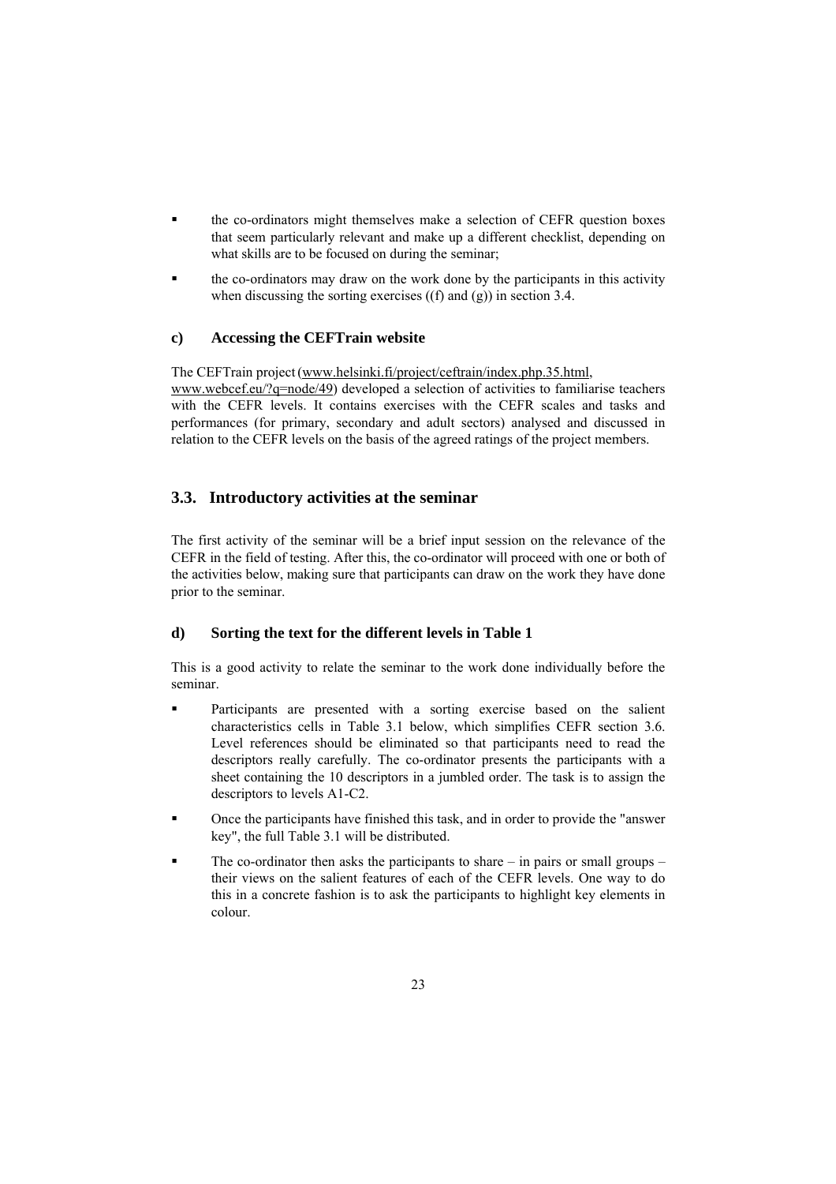- the co-ordinators might themselves make a selection of CEFR question boxes that seem particularly relevant and make up a different checklist, depending on what skills are to be focused on during the seminar;
- the co-ordinators may draw on the work done by the participants in this activity when discussing the sorting exercises ((f) and (g)) in section 3.4.

### c) Accessing the CEFTrain website

The CEFTrain project (www.helsinki.fi/project/ceftrain/index.php.35.html, www.webcef.eu/?q=node/49) developed a selection of activities to familiarise teachers with the CEFR levels. It contains exercises with the CEFR scales and tasks and performances (for primary, secondary and adult sectors) analysed and discussed in relation to the CEFR levels on the basis of the agreed ratings of the project members.

## 3.3. Introductory activities at the seminar

The first activity of the seminar will be a brief input session on the relevance of the CEFR in the field of testing. After this, the co-ordinator will proceed with one or both of the activities below, making sure that participants can draw on the work they have done prior to the seminar.

### d) Sorting the text for the different levels in Table 1

This is a good activity to relate the seminar to the work done individually before the seminar.

- Participants are presented with a sorting exercise based on the salient characteristics cells in Table 3.1 below, which simplifies CEFR section 3.6. Level references should be eliminated so that participants need to read the descriptors really carefully. The co-ordinator presents the participants with a sheet containing the 10 descriptors in a jumbled order. The task is to assign the descriptors to levels A1-C2.
- Once the participants have finished this task, and in order to provide the "answer key", the full Table 3.1 will be distributed.
- The co-ordinator then asks the participants to share – in pairs or small groups – their views on the salient features of each of the CEFR levels. One way to do this in a concrete fashion is to ask the participants to highlight key elements in colour.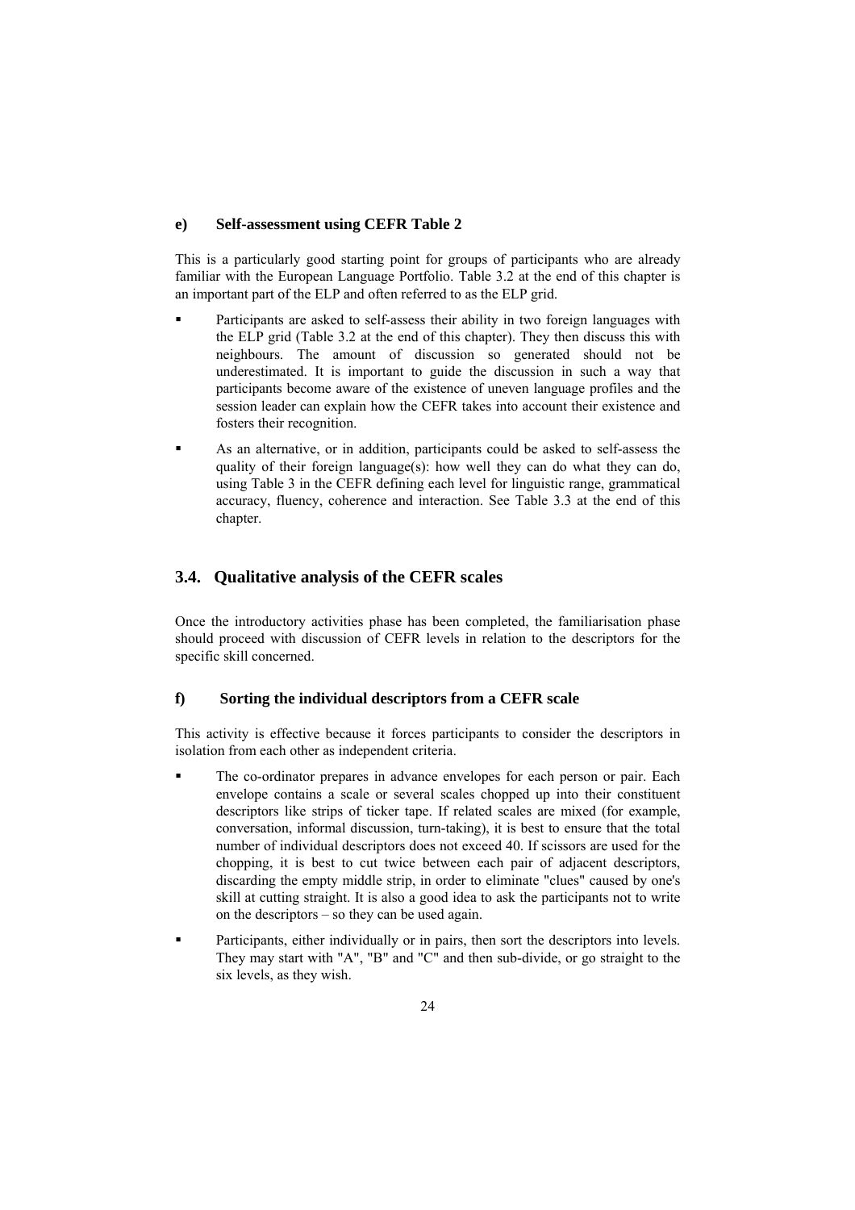### e) Self-assessment using CEFR Table 2

This is a particularly good starting point for groups of participants who are already familiar with the European Language Portfolio. Table 3.2 at the end of this chapter is an important part of the ELP and often referred to as the ELP grid.

- Participants are asked to self-assess their ability in two foreign languages with the ELP grid (Table 3.2 at the end of this chapter). They then discuss this with neighbours. The amount of discussion so generated should not be underestimated. It is important to guide the discussion in such a way that participants become aware of the existence of uneven language profiles and the session leader can explain how the CEFR takes into account their existence and fosters their recognition.
- As an alternative, or in addition, participants could be asked to self-assess the quality of their foreign language(s): how well they can do what they can do, using Table 3 in the CEFR defining each level for linguistic range, grammatical accuracy, fluency, coherence and interaction. See Table 3.3 at the end of this chapter.

## 3.4. Qualitative analysis of the CEFR scales

Once the introductory activities phase has been completed, the familiarisation phase should proceed with discussion of CEFR levels in relation to the descriptors for the specific skill concerned.

### f) Sorting the individual descriptors from a CEFR scale

This activity is effective because it forces participants to consider the descriptors in isolation from each other as independent criteria.

- The co-ordinator prepares in advance envelopes for each person or pair. Each envelope contains a scale or several scales chopped up into their constituent descriptors like strips of ticker tape. If related scales are mixed (for example, conversation, informal discussion, turn-taking), it is best to ensure that the total number of individual descriptors does not exceed 40. If scissors are used for the chopping, it is best to cut twice between each pair of adjacent descriptors, discarding the empty middle strip, in order to eliminate "clues" caused by one's skill at cutting straight. It is also a good idea to ask the participants not to write on the descriptors – so they can be used again.
- Participants, either individually or in pairs, then sort the descriptors into levels. They may start with "A", "B" and "C" and then sub-divide, or go straight to the six levels, as they wish.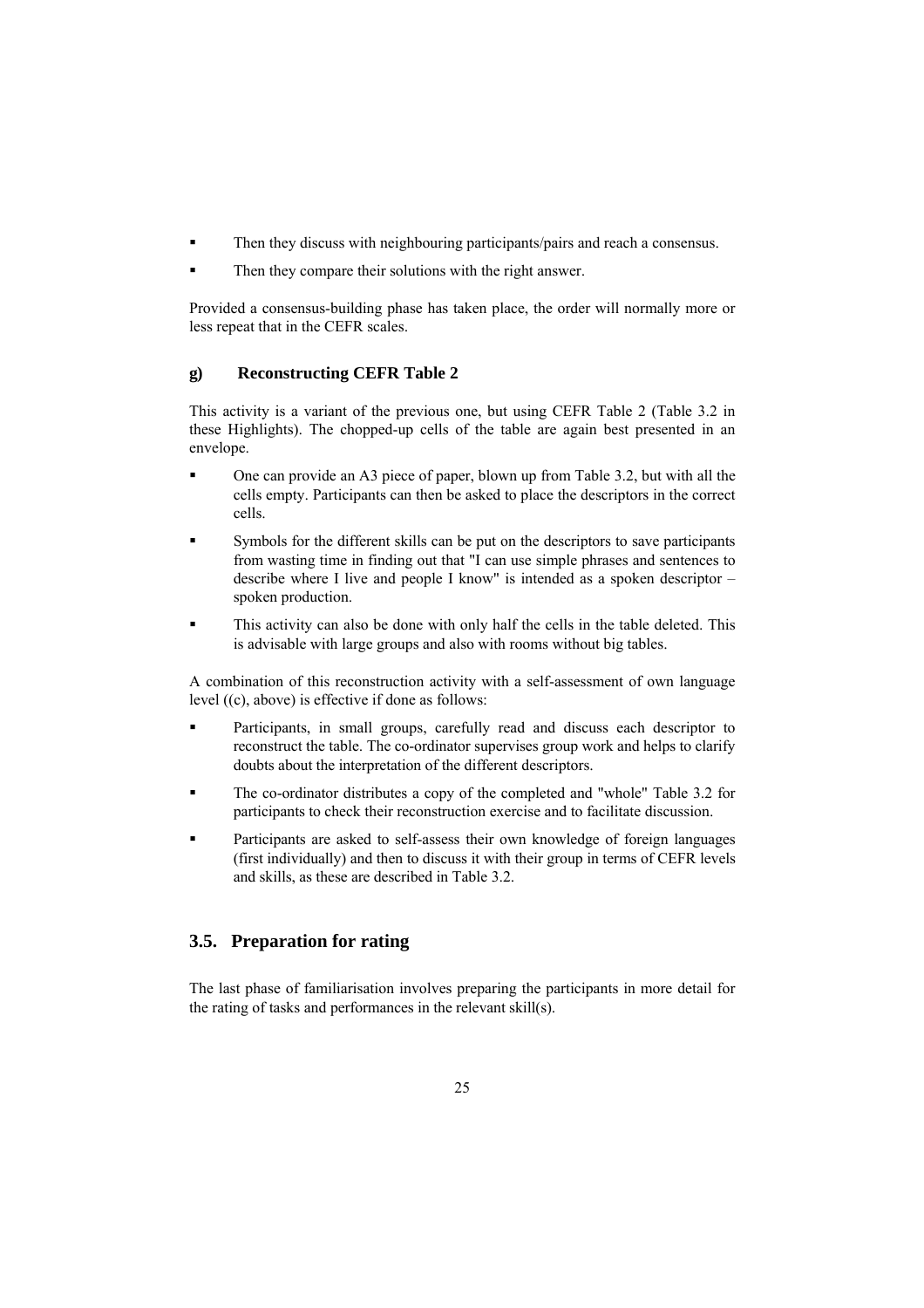- Then they discuss with neighbouring participants/pairs and reach a consensus.
- Then they compare their solutions with the right answer.

Provided a consensus-building phase has taken place, the order will normally more or less repeat that in the CEFR scales.

### g) Reconstructing CEFR Table 2

This activity is a variant of the previous one, but using CEFR Table 2 (Table 3.2 in these Highlights). The chopped-up cells of the table are again best presented in an envelope.

- One can provide an A3 piece of paper, blown up from Table 3.2, but with all the cells empty. Participants can then be asked to place the descriptors in the correct cells.
- Symbols for the different skills can be put on the descriptors to save participants from wasting time in finding out that "I can use simple phrases and sentences to describe where I live and people I know" is intended as a spoken descriptor – spoken production.
- This activity can also be done with only half the cells in the table deleted. This is advisable with large groups and also with rooms without big tables.

A combination of this reconstruction activity with a self-assessment of own language level ((c), above) is effective if done as follows:

- Participants, in small groups, carefully read and discuss each descriptor to reconstruct the table. The co-ordinator supervises group work and helps to clarify doubts about the interpretation of the different descriptors.
- The co-ordinator distributes a copy of the completed and "whole" Table 3.2 for participants to check their reconstruction exercise and to facilitate discussion.
- Participants are asked to self-assess their own knowledge of foreign languages (first individually) and then to discuss it with their group in terms of CEFR levels and skills, as these are described in Table 3.2.

## 3.5. Preparation for rating

The last phase of familiarisation involves preparing the participants in more detail for the rating of tasks and performances in the relevant skill(s).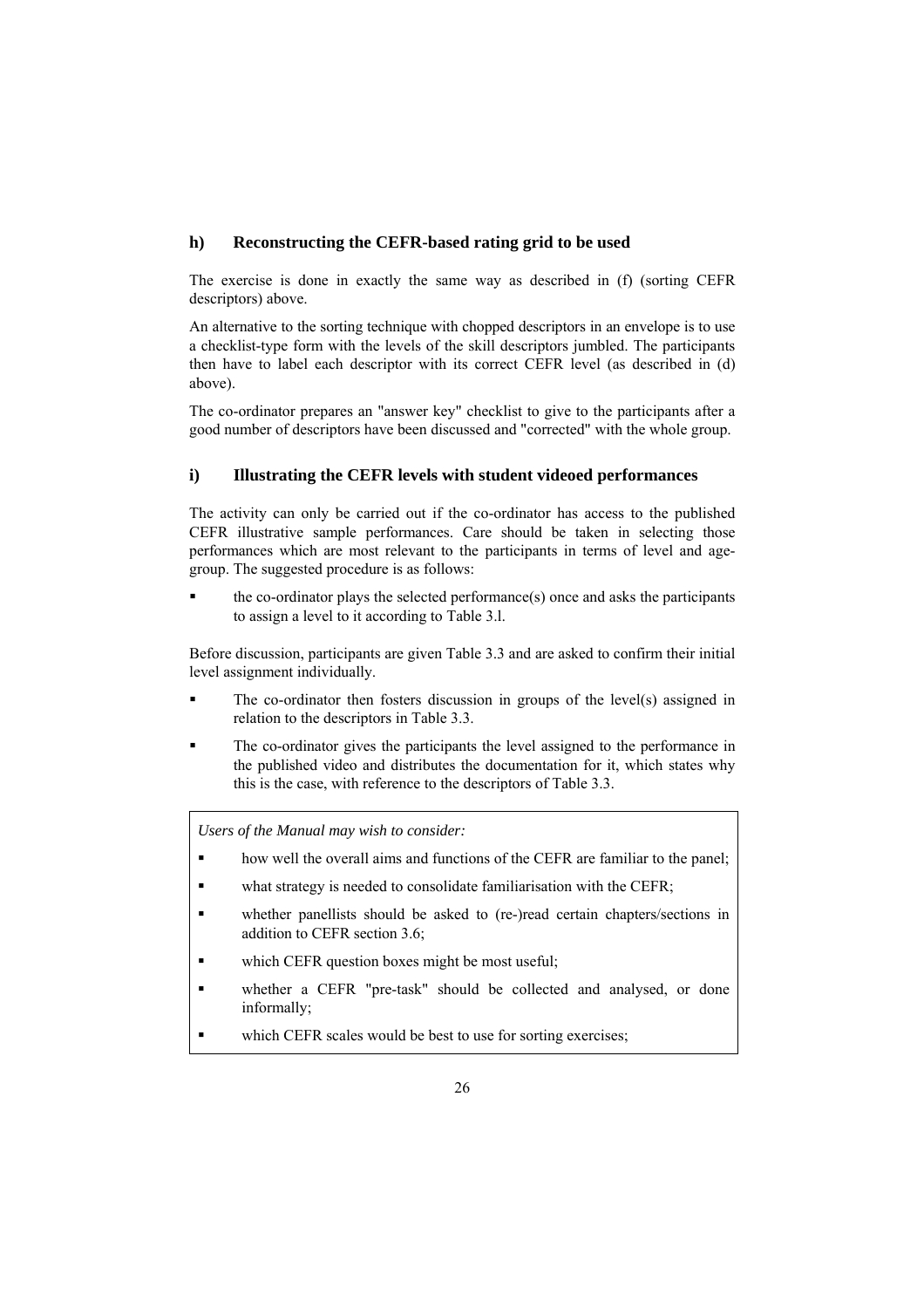### h) Reconstructing the CEFR-based rating grid to be used

The exercise is done in exactly the same way as described in (f) (sorting CEFR descriptors) above.

An alternative to the sorting technique with chopped descriptors in an envelope is to use a checklist-type form with the levels of the skill descriptors jumbled. The participants then have to label each descriptor with its correct CEFR level (as described in (d) above).

The co-ordinator prepares an "answer key" checklist to give to the participants after a good number of descriptors have been discussed and "corrected" with the whole group.

### i) Illustrating the CEFR levels with student videoed performances

The activity can only be carried out if the co-ordinator has access to the published CEFR illustrative sample performances. Care should be taken in selecting those performances which are most relevant to the participants in terms of level and age-group. The suggested procedure is as follows:

- the co-ordinator plays the selected performance(s) once and asks the participants to assign a level to it according to Table 3.l.

Before discussion, participants are given Table 3.3 and are asked to confirm their initial level assignment individually.

- The co-ordinator then fosters discussion in groups of the level(s) assigned in relation to the descriptors in Table 3.3.
- The co-ordinator gives the participants the level assigned to the performance in the published video and distributes the documentation for it, which states why this is the case, with reference to the descriptors of Table 3.3.

*Users of the Manual may wish to consider:*

- how well the overall aims and functions of the CEFR are familiar to the panel;
- what strategy is needed to consolidate familiarisation with the CEFR;
- whether panellists should be asked to (re-)read certain chapters/sections in addition to CEFR section 3.6;
- which CEFR question boxes might be most useful;
- whether a CEFR "pre-task" should be collected and analysed, or done informally;
- which CEFR scales would be best to use for sorting exercises;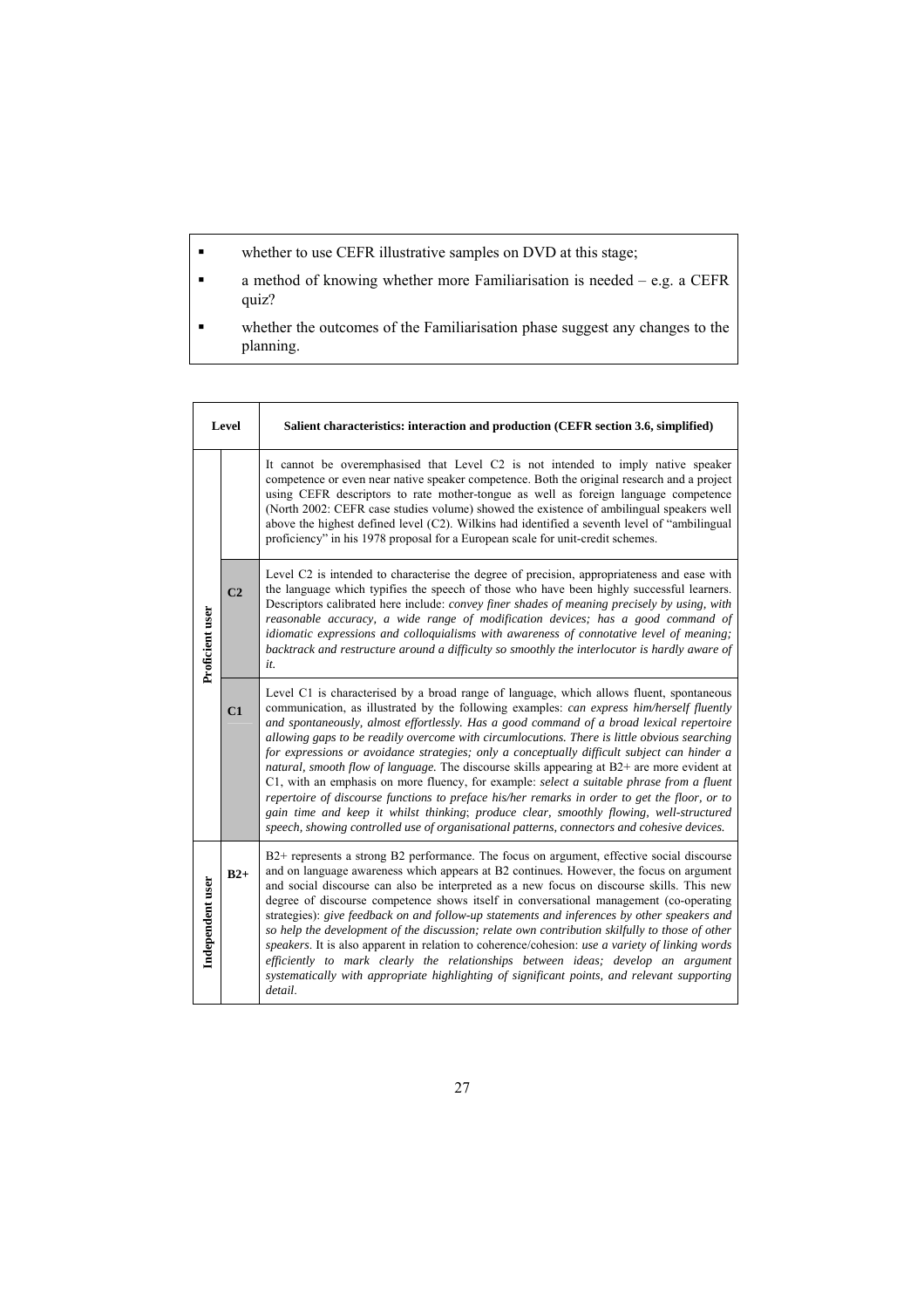- whether to use CEFR illustrative samples on DVD at this stage;
- a method of knowing whether more Familiarisation is needed – e.g. a CEFR quiz?
- whether the outcomes of the Familiarisation phase suggest any changes to the planning.

| Level | | Salient characteristics: interaction and production (CEFR section 3.6, simplified) |
|---|---|---|
| Proficient user | | It cannot be overemphasised that Level C2 is not intended to imply native speaker competence or even near native speaker competence. Both the original research and a project using CEFR descriptors to rate mother-tongue as well as foreign language competence (North 2002: CEFR case studies volume) showed the existence of ambilingual speakers well above the highest defined level (C2). Wilkins had identified a seventh level of "ambilingual proficiency" in his 1978 proposal for a European scale for unit-credit schemes. |
| | **C2** | Level C2 is intended to characterise the degree of precision, appropriateness and ease with the language which typifies the speech of those who have been highly successful learners. Descriptors calibrated here include: *convey finer shades of meaning precisely by using, with reasonable accuracy, a wide range of modification devices; has a good command of idiomatic expressions and colloquialisms with awareness of connotative level of meaning; backtrack and restructure around a difficulty so smoothly the interlocutor is hardly aware of it.* |
| | **C1** | Level C1 is characterised by a broad range of language, which allows fluent, spontaneous communication, as illustrated by the following examples: *can express him/herself fluently and spontaneously, almost effortlessly. Has a good command of a broad lexical repertoire allowing gaps to be readily overcome with circumlocutions. There is little obvious searching for expressions or avoidance strategies; only a conceptually difficult subject can hinder a natural, smooth flow of language.* The discourse skills appearing at B2+ are more evident at C1, with an emphasis on more fluency, for example: *select a suitable phrase from a fluent repertoire of discourse functions to preface his/her remarks in order to get the floor, or to gain time and keep it whilst thinking*; *produce clear, smoothly flowing, well-structured speech, showing controlled use of organisational patterns, connectors and cohesive devices.* |
| Independent user | **B2+** | B2+ represents a strong B2 performance. The focus on argument, effective social discourse and on language awareness which appears at B2 continues. However, the focus on argument and social discourse can also be interpreted as a new focus on discourse skills. This new degree of discourse competence shows itself in conversational management (co-operating strategies): *give feedback on and follow-up statements and inferences by other speakers and so help the development of the discussion; relate own contribution skilfully to those of other speakers*. It is also apparent in relation to coherence/cohesion: *use a variety of linking words efficiently to mark clearly the relationships between ideas; develop an argument systematically with appropriate highlighting of significant points, and relevant supporting detail*. |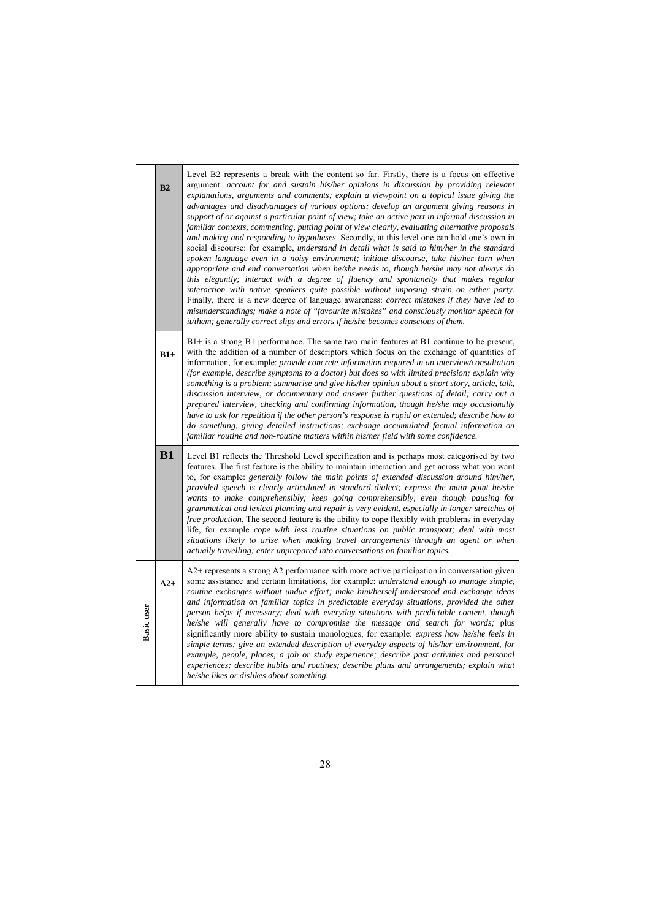|  |  |  |
|---|---|---|
|  | **B2** | Level B2 represents a break with the content so far. Firstly, there is a focus on effective argument: *account for and sustain his/her opinions in discussion by providing relevant explanations, arguments and comments; explain a viewpoint on a topical issue giving the advantages and disadvantages of various options; develop an argument giving reasons in support of or against a particular point of view; take an active part in informal discussion in familiar contexts, commenting, putting point of view clearly, evaluating alternative proposals and making and responding to hypotheses*. Secondly, at this level one can hold one's own in social discourse: for example, *understand in detail what is said to him/her in the standard spoken language even in a noisy environment; initiate discourse, take his/her turn when appropriate and end conversation when he/she needs to, though he/she may not always do this elegantly; interact with a degree of fluency and spontaneity that makes regular interaction with native speakers quite possible without imposing strain on either party.* Finally, there is a new degree of language awareness: *correct mistakes if they have led to misunderstandings; make a note of "favourite mistakes" and consciously monitor speech for it/them; generally correct slips and errors if he/she becomes conscious of them.* |
|  | **B1+** | B1+ is a strong B1 performance. The same two main features at B1 continue to be present, with the addition of a number of descriptors which focus on the exchange of quantities of information, for example: *provide concrete information required in an interview/consultation (for example, describe symptoms to a doctor) but does so with limited precision; explain why something is a problem; summarise and give his/her opinion about a short story, article, talk, discussion interview, or documentary and answer further questions of detail; carry out a prepared interview, checking and confirming information, though he/she may occasionally have to ask for repetition if the other person's response is rapid or extended; describe how to do something, giving detailed instructions; exchange accumulated factual information on familiar routine and non-routine matters within his/her field with some confidence.* |
|  | **B1** | Level B1 reflects the Threshold Level specification and is perhaps most categorised by two features. The first feature is the ability to maintain interaction and get across what you want to, for example: *generally follow the main points of extended discussion around him/her, provided speech is clearly articulated in standard dialect; express the main point he/she wants to make comprehensibly; keep going comprehensibly, even though pausing for grammatical and lexical planning and repair is very evident, especially in longer stretches of free production.* The second feature is the ability to cope flexibly with problems in everyday life, for example *cope with less routine situations on public transport; deal with most situations likely to arise when making travel arrangements through an agent or when actually travelling; enter unprepared into conversations on familiar topics.* |
| **Basic user** | **A2+** | A2+ represents a strong A2 performance with more active participation in conversation given some assistance and certain limitations, for example: *understand enough to manage simple, routine exchanges without undue effort; make him/herself understood and exchange ideas and information on familiar topics in predictable everyday situations, provided the other person helps if necessary; deal with everyday situations with predictable content, though he/she will generally have to compromise the message and search for words;* plus significantly more ability to sustain monologues, for example: *express how he/she feels in simple terms; give an extended description of everyday aspects of his/her environment, for example, people, places, a job or study experience; describe past activities and personal experiences; describe habits and routines; describe plans and arrangements; explain what he/she likes or dislikes about something.* |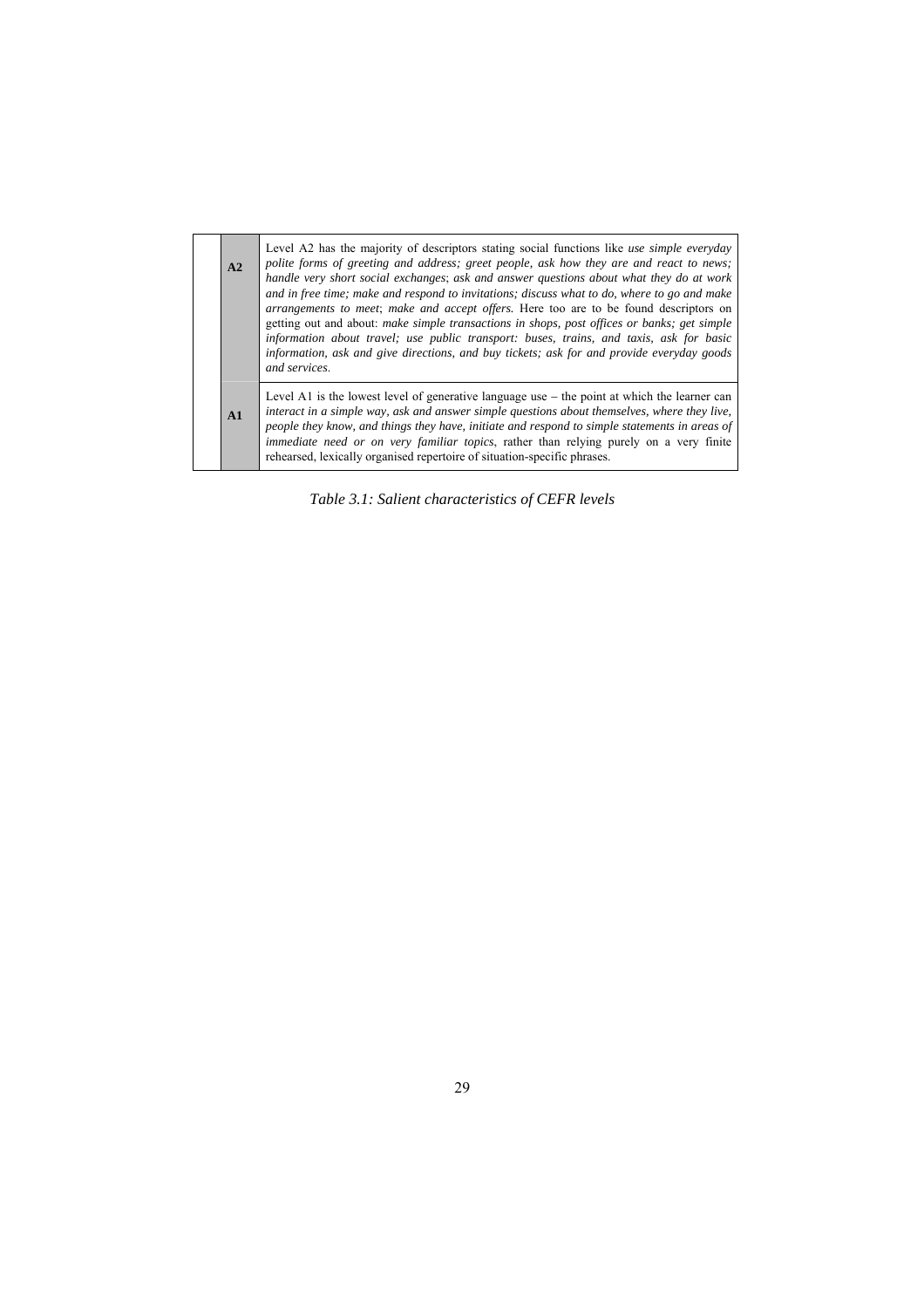|  |  |  |
|---|---|---|
|  | **A2** | Level A2 has the majority of descriptors stating social functions like *use simple everyday polite forms of greeting and address; greet people, ask how they are and react to news; handle very short social exchanges*; *ask and answer questions about what they do at work and in free time; make and respond to invitations; discuss what to do, where to go and make arrangements to meet*; *make and accept offers.* Here too are to be found descriptors on getting out and about: *make simple transactions in shops, post offices or banks; get simple information about travel; use public transport: buses, trains, and taxis, ask for basic information, ask and give directions, and buy tickets; ask for and provide everyday goods and services*. |
|  | **A1** | Level A1 is the lowest level of generative language use – the point at which the learner can *interact in a simple way, ask and answer simple questions about themselves, where they live, people they know, and things they have, initiate and respond to simple statements in areas of immediate need or on very familiar topics*, rather than relying purely on a very finite rehearsed, lexically organised repertoire of situation-specific phrases. |

*Table 3.1: Salient characteristics of CEFR levels*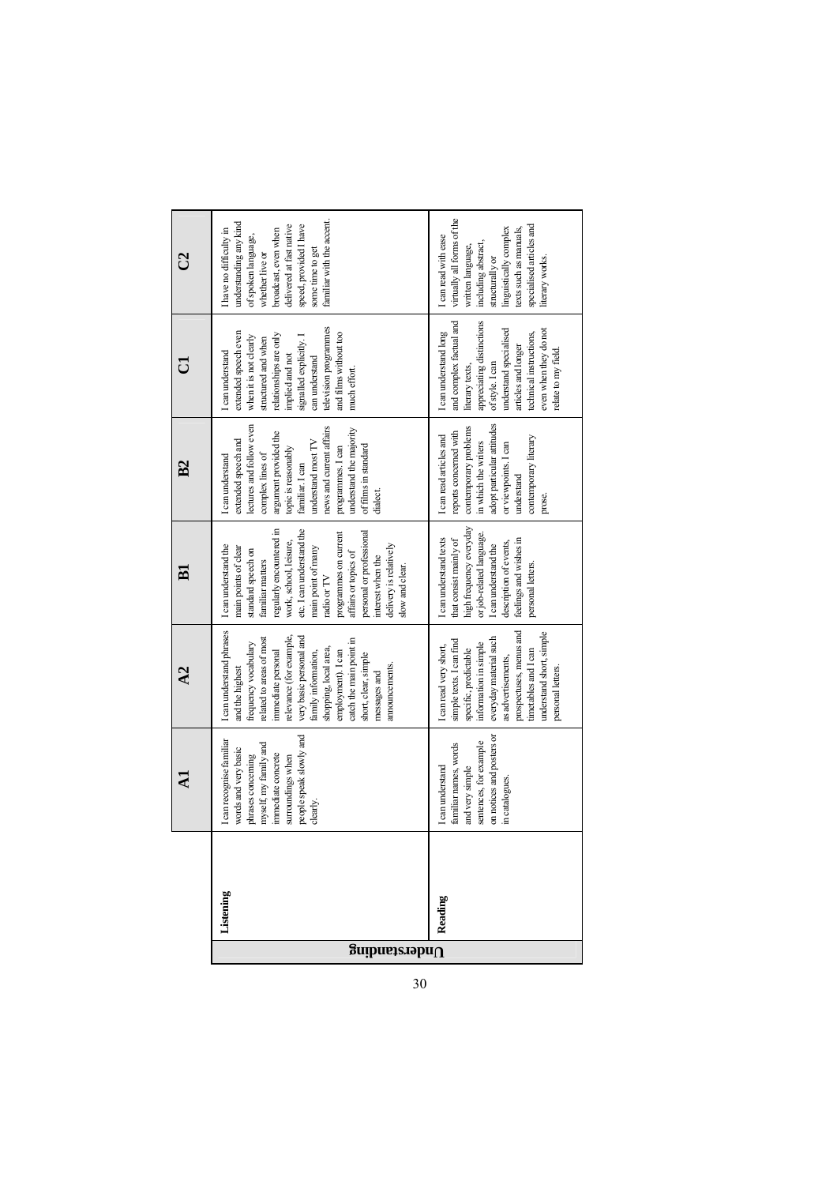| | | A1 | A2 | B1 | B2 | C1 | C2 |
|---|---|---|---|---|---|---|---|
| Understanding | Listening | I can recognise familiar words and very basic phrases concerning myself, my family and immediate concrete surroundings when people speak slowly and clearly. | I can understand phrases and the highest frequency vocabulary related to areas of most immediate personal relevance (for example, very basic personal and family information, shopping, local area, employment). I can catch the main point in short, clear, simple messages and announcements. | I can understand the main points of clear standard speech on familiar matters regularly encountered in work, school, leisure, etc. I can understand the main point of many radio or TV programmes on current affairs or topics of personal or professional interest when the delivery is relatively slow and clear. | I can understand extended speech and lectures and follow even complex lines of argument provided the topic is reasonably familiar. I can understand most TV news and current affairs programmes. I can understand the majority of films in standard dialect. | I can understand extended speech even when it is not clearly structured and when relationships are only implied and not signalled explicitly. I can understand television programmes and films without too much effort. | I have no difficulty in understanding any kind of spoken language, whether live or broadcast, even when delivered at fast native speed, provided I have some time to get familiar with the accent. |
| | Reading | I can understand familiar names, words and very simple sentences, for example on notices and posters or in catalogues. | I can read very short, simple texts. I can find specific, predictable information in simple everyday material such as advertisements, prospectuses, menus and timetables and I can understand short, simple personal letters. | I can understand texts that consist mainly of high frequency everyday or job-related language. I can understand the description of events, feelings and wishes in personal letters. | I can read articles and reports concerned with contemporary problems in which the writers adopt particular attitudes or viewpoints. I can understand contemporary literary prose. | I can understand long and complex factual and literary texts, appreciating distinctions of style. I can understand specialised articles and longer technical instructions, even when they do not relate to my field. | I can read with ease virtually all forms of the written language, including abstract, structurally or linguistically complex texts such as manuals, specialised articles and literary works. |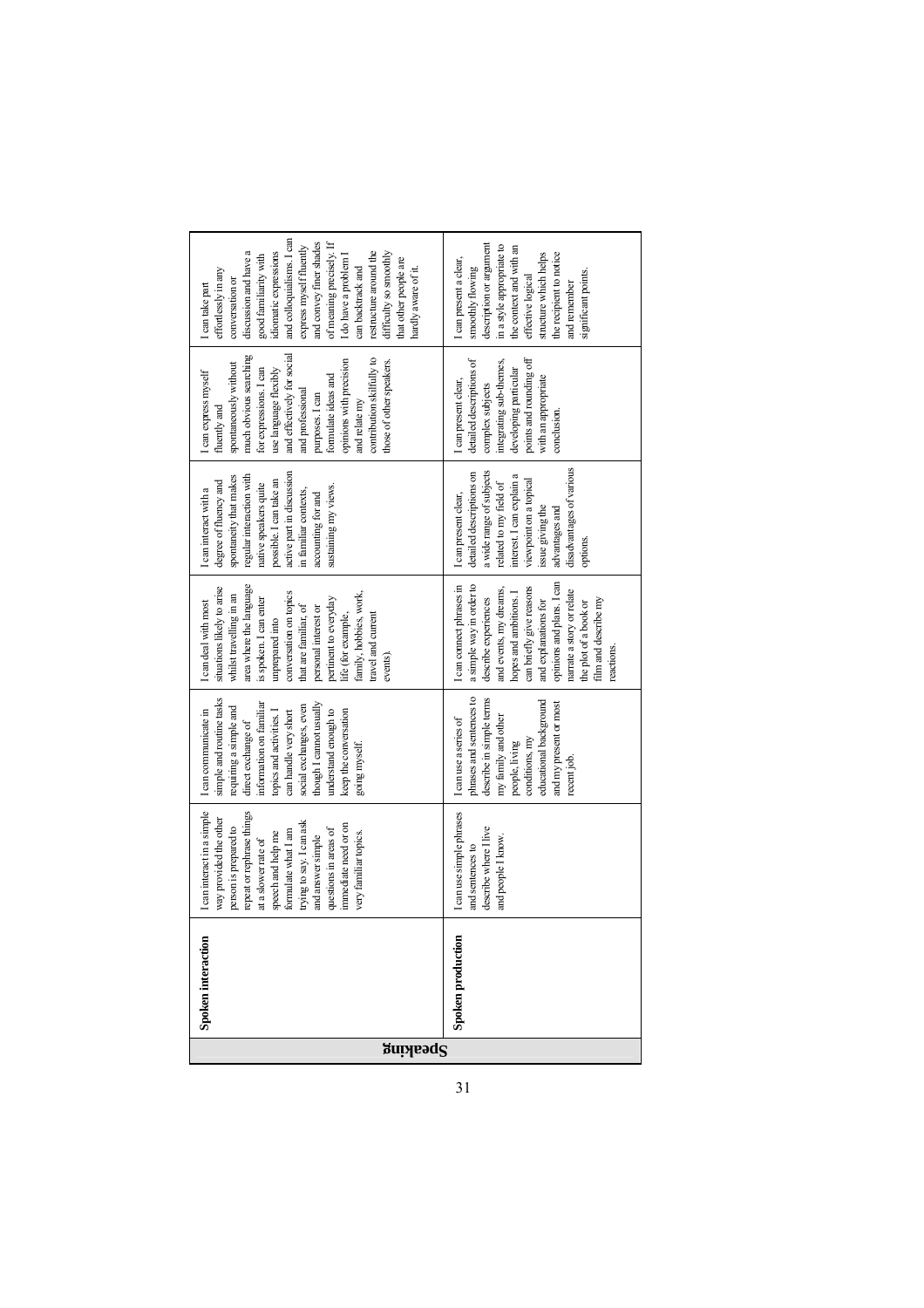| | | | | | | | |
|---|---|---|---|---|---|---|---|
| Speaking | Spoken interaction | I can interact in a simple way provided the other person is prepared to repeat or rephrase things at a slower rate of speech and help me formulate what I am trying to say. I can ask and answer simple questions in areas of immediate need or on very familiar topics. | I can communicate in simple and routine tasks requiring a simple and direct exchange of information on familiar topics and activities. I can handle very short social exchanges, even though I cannot usually understand enough to keep the conversation going myself. | I can deal with most situations likely to arise whilst travelling in an area where the language is spoken. I can enter unprepared into conversation on topics that are familiar, of personal interest or pertinent to everyday life (for example, family, hobbies, work, travel and current events). | I can interact with a degree of fluency and spontaneity that makes regular interaction with native speakers quite possible. I can take an active part in discussion in familiar contexts, accounting for and sustaining my views. | I can express myself fluently and spontaneously without much obvious searching for expressions. I can use language flexibly and effectively for social and professional purposes. I can formulate ideas and opinions with precision and relate my contribution skilfully to those of other speakers. | I can take part effortlessly in any conversation or discussion and have a good familiarity with idiomatic expressions and colloquialisms. I can express myself fluently and convey finer shades of meaning precisely. If I do have a problem I can backtrack and restructure around the difficulty so smoothly that other people are hardly aware of it. |
| | Spoken production | I can use simple phrases and sentences to describe where I live and people I know. | I can use a series of phrases and sentences to describe in simple terms my family and other people, living conditions, my educational background and my present or most recent job. | I can connect phrases in a simple way in order to describe experiences and events, my dreams, hopes and ambitions. I can briefly give reasons and explanations for opinions and plans. I can narrate a story or relate the plot of a book or film and describe my reactions. | I can present clear, detailed descriptions on a wide range of subjects related to my field of interest. I can explain a viewpoint on a topical issue giving the advantages and disadvantages of various options. | I can present clear, detailed descriptions of complex subjects integrating sub-themes, developing particular points and rounding off with an appropriate conclusion. | I can present a clear, smoothly flowing description or argument in a style appropriate to the context and with an effective logical structure which helps the recipient to notice and remember significant points. |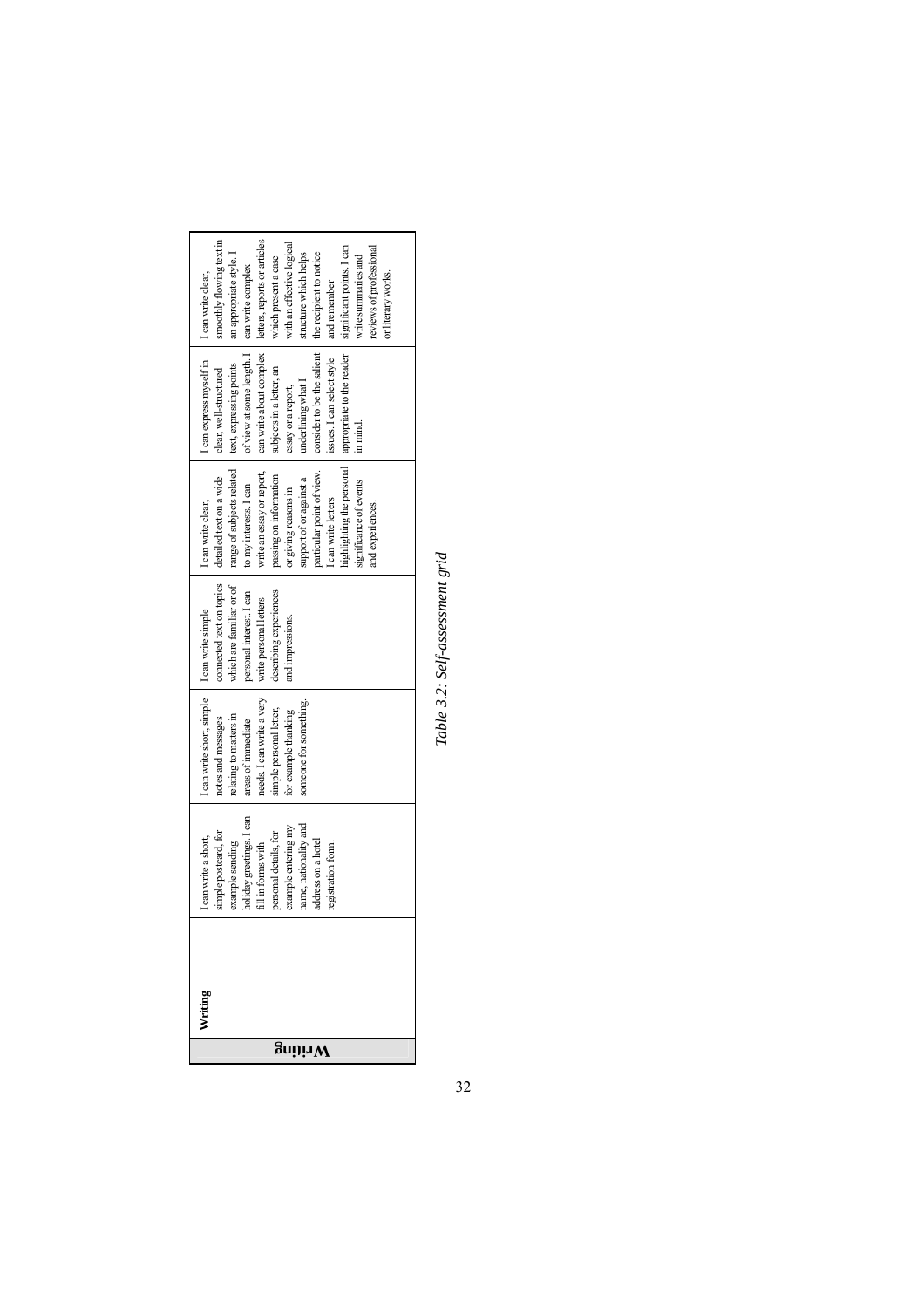| Writing | | | | | | | |
|---|---|---|---|---|---|---|---|
| Writing | Writing | I can write a short, simple postcard, for example sending holiday greetings. I can fill in forms with personal details, for example entering my name, nationality and address on a hotel registration form. | I can write short, simple notes and messages relating to matters in areas of immediate needs. I can write a very simple personal letter, for example thanking someone for something. | I can write simple connected text on topics which are familiar or of personal interest. I can write personal letters describing experiences and impressions. | I can write clear, detailed text on a wide range of subjects related to my interests. I can write an essay or report, passing on information or giving reasons in support of or against a particular point of view. I can write letters highlighting the personal significance of events and experiences. | I can express myself in clear, well-structured text, expressing points of view at some length. I can write about complex subjects in a letter, an essay or a report, underlining what I consider to be the salient issues. I can select style appropriate to the reader in mind. | I can write clear, smoothly flowing text in an appropriate style. I can write complex letters, reports or articles which present a case with an effective logical structure which helps the recipient to notice and remember significant points. I can write summaries and reviews of professional or literary works. |

*Table 3.2: Self-assessment grid*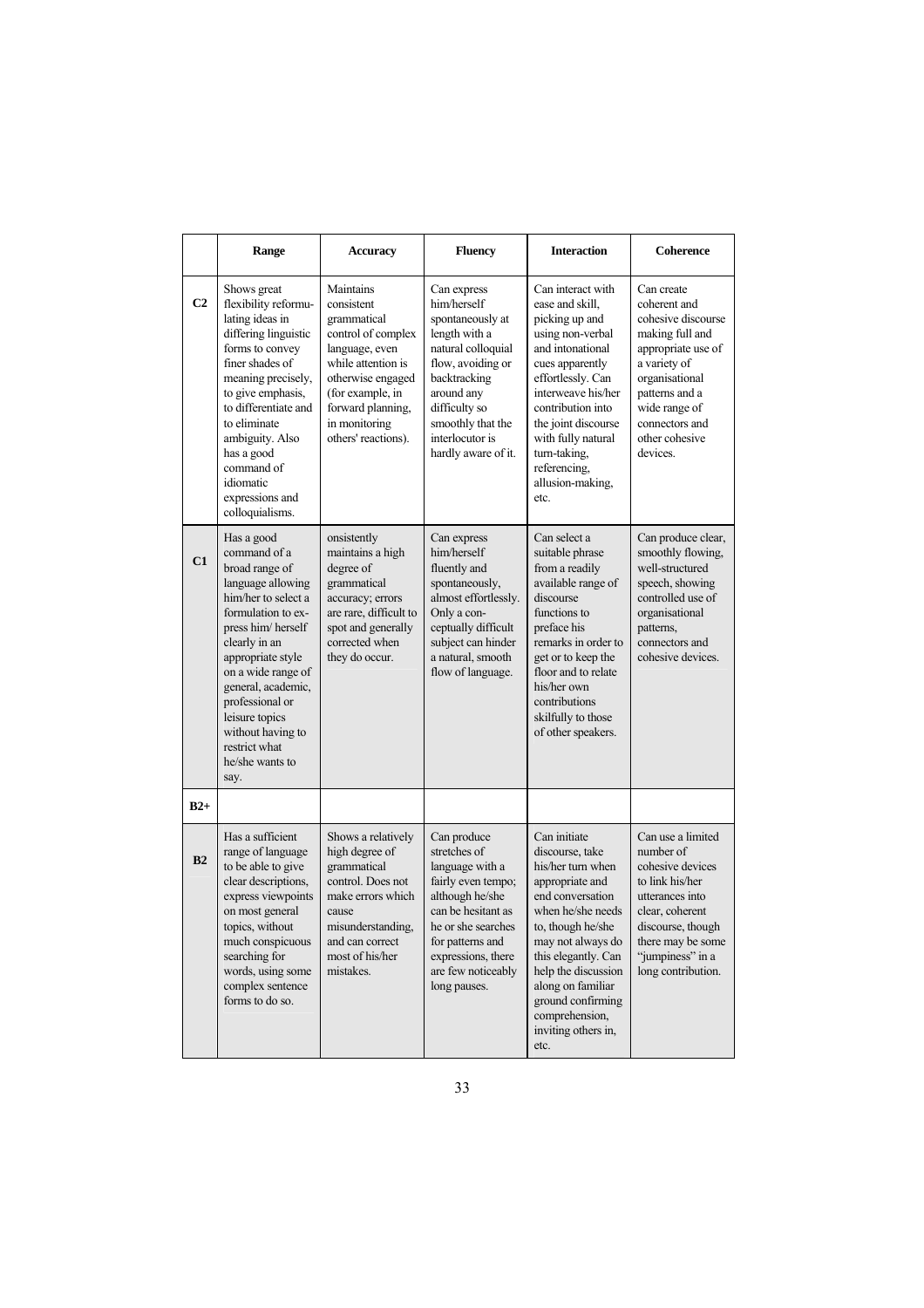| | Range | Accuracy | Fluency | Interaction | Coherence |
|---|---|---|---|---|---|
| **C2** | Shows great flexibility reformulating ideas in differing linguistic forms to convey finer shades of meaning precisely, to give emphasis, to differentiate and to eliminate ambiguity. Also has a good command of idiomatic expressions and colloquialisms. | Maintains consistent grammatical control of complex language, even while attention is otherwise engaged (for example, in forward planning, in monitoring others' reactions). | Can express him/herself spontaneously at length with a natural colloquial flow, avoiding or backtracking around any difficulty so smoothly that the interlocutor is hardly aware of it. | Can interact with ease and skill, picking up and using non-verbal and intonational cues apparently effortlessly. Can interweave his/her contribution into the joint discourse with fully natural turn-taking, referencing, allusion-making, etc. | Can create coherent and cohesive discourse making full and appropriate use of a variety of organisational patterns and a wide range of connectors and other cohesive devices. |
| **C1** | Has a good command of a broad range of language allowing him/her to select a formulation to express him/ herself clearly in an appropriate style on a wide range of general, academic, professional or leisure topics without having to restrict what he/she wants to say. | onsistently maintains a high degree of grammatical accuracy; errors are rare, difficult to spot and generally corrected when they do occur. | Can express him/herself fluently and spontaneously, almost effortlessly. Only a conceptually difficult subject can hinder a natural, smooth flow of language. | Can select a suitable phrase from a readily available range of discourse functions to preface his remarks in order to get or to keep the floor and to relate his/her own contributions skilfully to those of other speakers. | Can produce clear, smoothly flowing, well-structured speech, showing controlled use of organisational patterns, connectors and cohesive devices. |
| **B2+** | | | | | |
| **B2** | Has a sufficient range of language to be able to give clear descriptions, express viewpoints on most general topics, without much conspicuous searching for words, using some complex sentence forms to do so. | Shows a relatively high degree of grammatical control. Does not make errors which cause misunderstanding, and can correct most of his/her mistakes. | Can produce stretches of language with a fairly even tempo; although he/she can be hesitant as he or she searches for patterns and expressions, there are few noticeably long pauses. | Can initiate discourse, take his/her turn when appropriate and end conversation when he/she needs to, though he/she may not always do this elegantly. Can help the discussion along on familiar ground confirming comprehension, inviting others in, etc. | Can use a limited number of cohesive devices to link his/her utterances into clear, coherent discourse, though there may be some "jumpiness" in a long contribution. |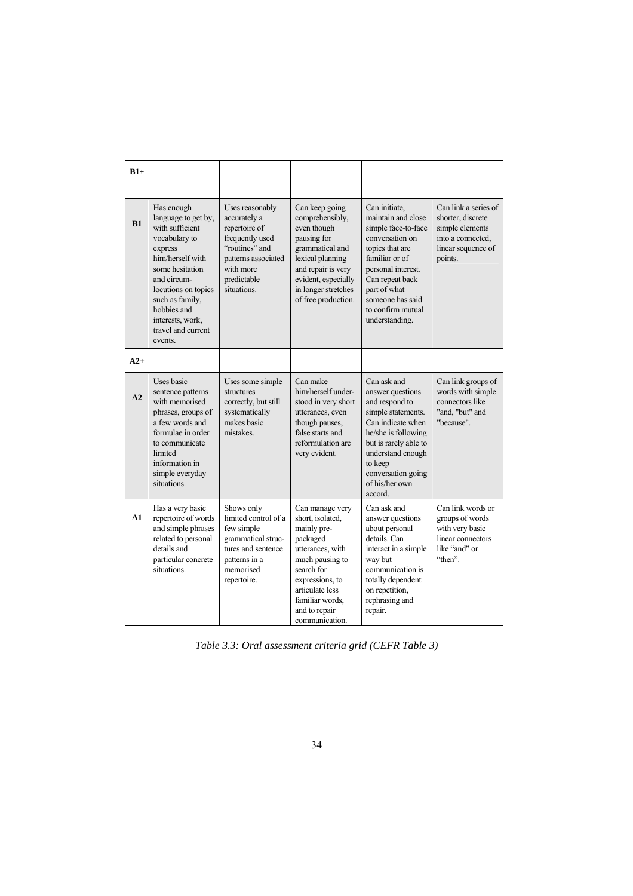| | | | | | |
|---|---|---|---|---|---|
| **B1+** | | | | | |
| **B1** | Has enough language to get by, with sufficient vocabulary to express him/herself with some hesitation and circum-locutions on topics such as family, hobbies and interests, work, travel and current events. | Uses reasonably accurately a repertoire of frequently used "routines" and patterns associated with more predictable situations. | Can keep going comprehensibly, even though pausing for grammatical and lexical planning and repair is very evident, especially in longer stretches of free production. | Can initiate, maintain and close simple face-to-face conversation on topics that are familiar or of personal interest. Can repeat back part of what someone has said to confirm mutual understanding. | Can link a series of shorter, discrete simple elements into a connected, linear sequence of points. |
| **A2+** | | | | | |
| **A2** | Uses basic sentence patterns with memorised phrases, groups of a few words and formulae in order to communicate limited information in simple everyday situations. | Uses some simple structures correctly, but still systematically makes basic mistakes. | Can make him/herself under-stood in very short utterances, even though pauses, false starts and reformulation are very evident. | Can ask and answer questions and respond to simple statements. Can indicate when he/she is following but is rarely able to understand enough to keep conversation going of his/her own accord. | Can link groups of words with simple connectors like "and, "but" and "because". |
| **A1** | Has a very basic repertoire of words and simple phrases related to personal details and particular concrete situations. | Shows only limited control of a few simple grammatical struc-tures and sentence patterns in a memorised repertoire. | Can manage very short, isolated, mainly pre-packaged utterances, with much pausing to search for expressions, to articulate less familiar words, and to repair communication. | Can ask and answer questions about personal details. Can interact in a simple way but communication is totally dependent on repetition, rephrasing and repair. | Can link words or groups of words with very basic linear connectors like "and" or "then". |

*Table 3.3: Oral assessment criteria grid (CEFR Table 3)*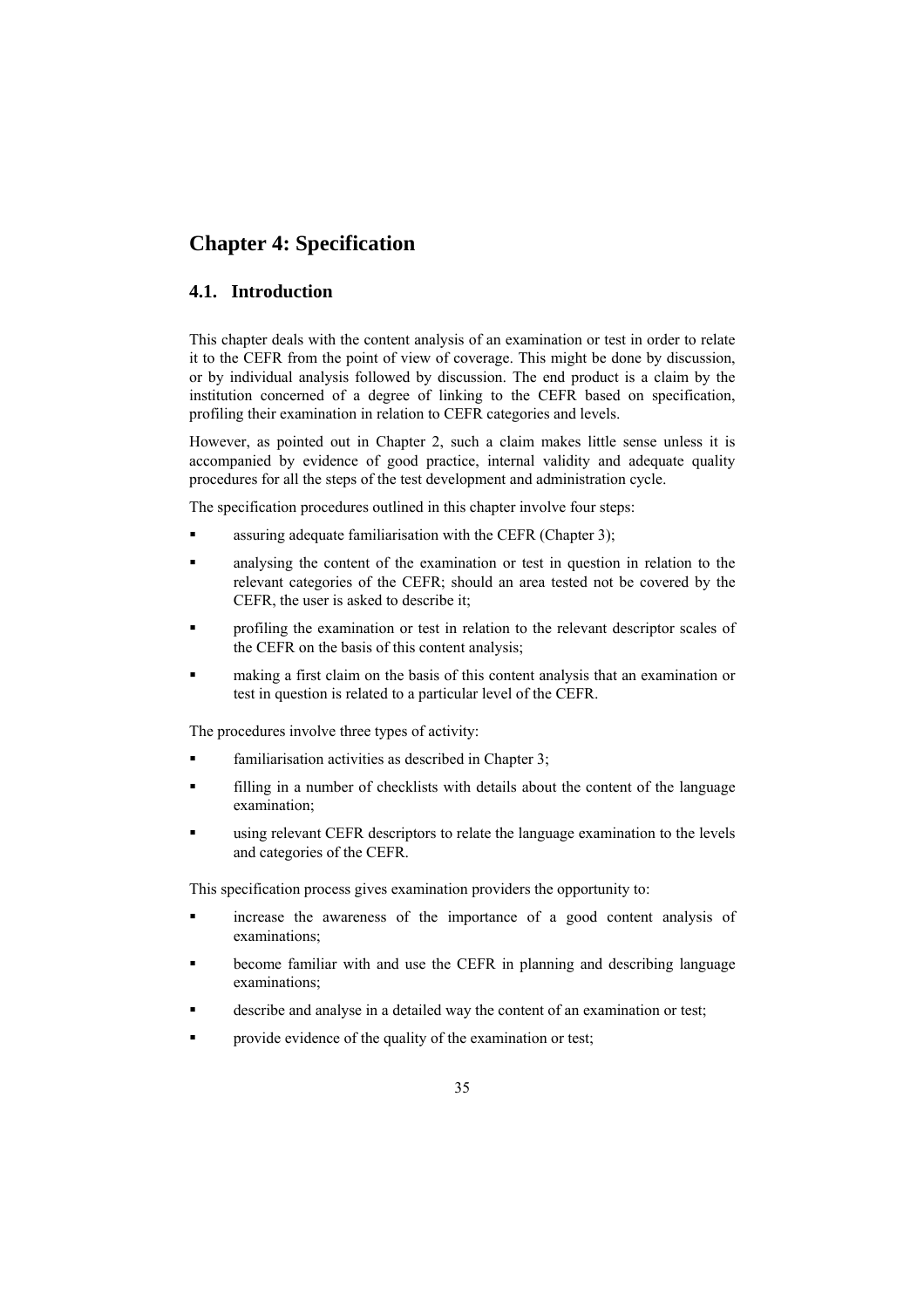# Chapter 4: Specification

## 4.1. Introduction

This chapter deals with the content analysis of an examination or test in order to relate it to the CEFR from the point of view of coverage. This might be done by discussion, or by individual analysis followed by discussion. The end product is a claim by the institution concerned of a degree of linking to the CEFR based on specification, profiling their examination in relation to CEFR categories and levels.

However, as pointed out in Chapter 2, such a claim makes little sense unless it is accompanied by evidence of good practice, internal validity and adequate quality procedures for all the steps of the test development and administration cycle.

The specification procedures outlined in this chapter involve four steps:

- assuring adequate familiarisation with the CEFR (Chapter 3);
- analysing the content of the examination or test in question in relation to the relevant categories of the CEFR; should an area tested not be covered by the CEFR, the user is asked to describe it;
- profiling the examination or test in relation to the relevant descriptor scales of the CEFR on the basis of this content analysis;
- making a first claim on the basis of this content analysis that an examination or test in question is related to a particular level of the CEFR.

The procedures involve three types of activity:

- familiarisation activities as described in Chapter 3;
- filling in a number of checklists with details about the content of the language examination;
- using relevant CEFR descriptors to relate the language examination to the levels and categories of the CEFR.

This specification process gives examination providers the opportunity to:

- increase the awareness of the importance of a good content analysis of examinations;
- become familiar with and use the CEFR in planning and describing language examinations;
- describe and analyse in a detailed way the content of an examination or test;
- provide evidence of the quality of the examination or test;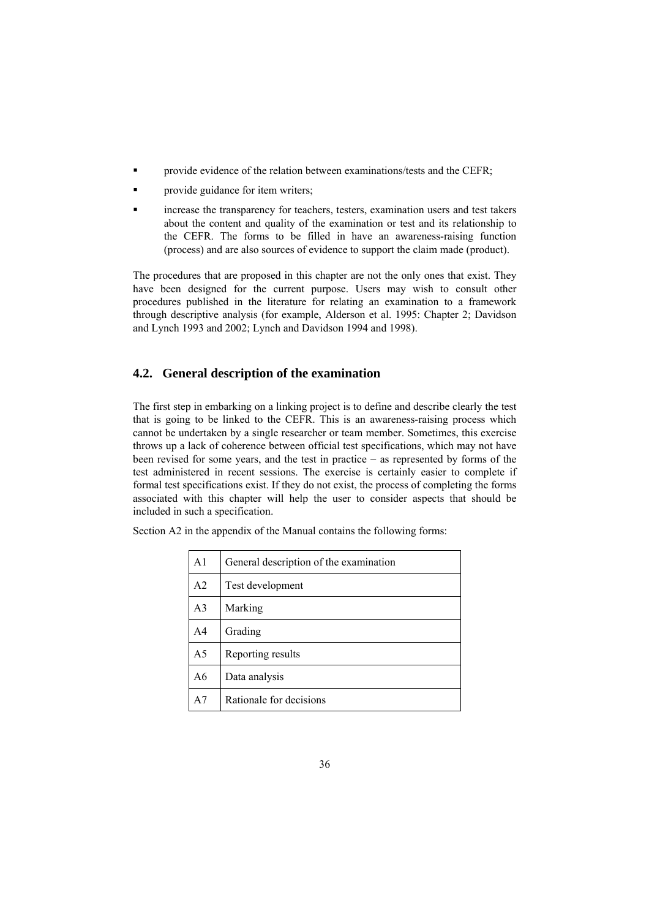- provide evidence of the relation between examinations/tests and the CEFR;
- provide guidance for item writers;
- increase the transparency for teachers, testers, examination users and test takers about the content and quality of the examination or test and its relationship to the CEFR. The forms to be filled in have an awareness-raising function (process) and are also sources of evidence to support the claim made (product).

The procedures that are proposed in this chapter are not the only ones that exist. They have been designed for the current purpose. Users may wish to consult other procedures published in the literature for relating an examination to a framework through descriptive analysis (for example, Alderson et al. 1995: Chapter 2; Davidson and Lynch 1993 and 2002; Lynch and Davidson 1994 and 1998).

## 4.2. General description of the examination

The first step in embarking on a linking project is to define and describe clearly the test that is going to be linked to the CEFR. This is an awareness-raising process which cannot be undertaken by a single researcher or team member. Sometimes, this exercise throws up a lack of coherence between official test specifications, which may not have been revised for some years, and the test in practice – as represented by forms of the test administered in recent sessions. The exercise is certainly easier to complete if formal test specifications exist. If they do not exist, the process of completing the forms associated with this chapter will help the user to consider aspects that should be included in such a specification.

Section A2 in the appendix of the Manual contains the following forms:

| | |
|---|---|
| A1 | General description of the examination |
| A2 | Test development |
| A3 | Marking |
| A4 | Grading |
| A5 | Reporting results |
| A6 | Data analysis |
| A7 | Rationale for decisions |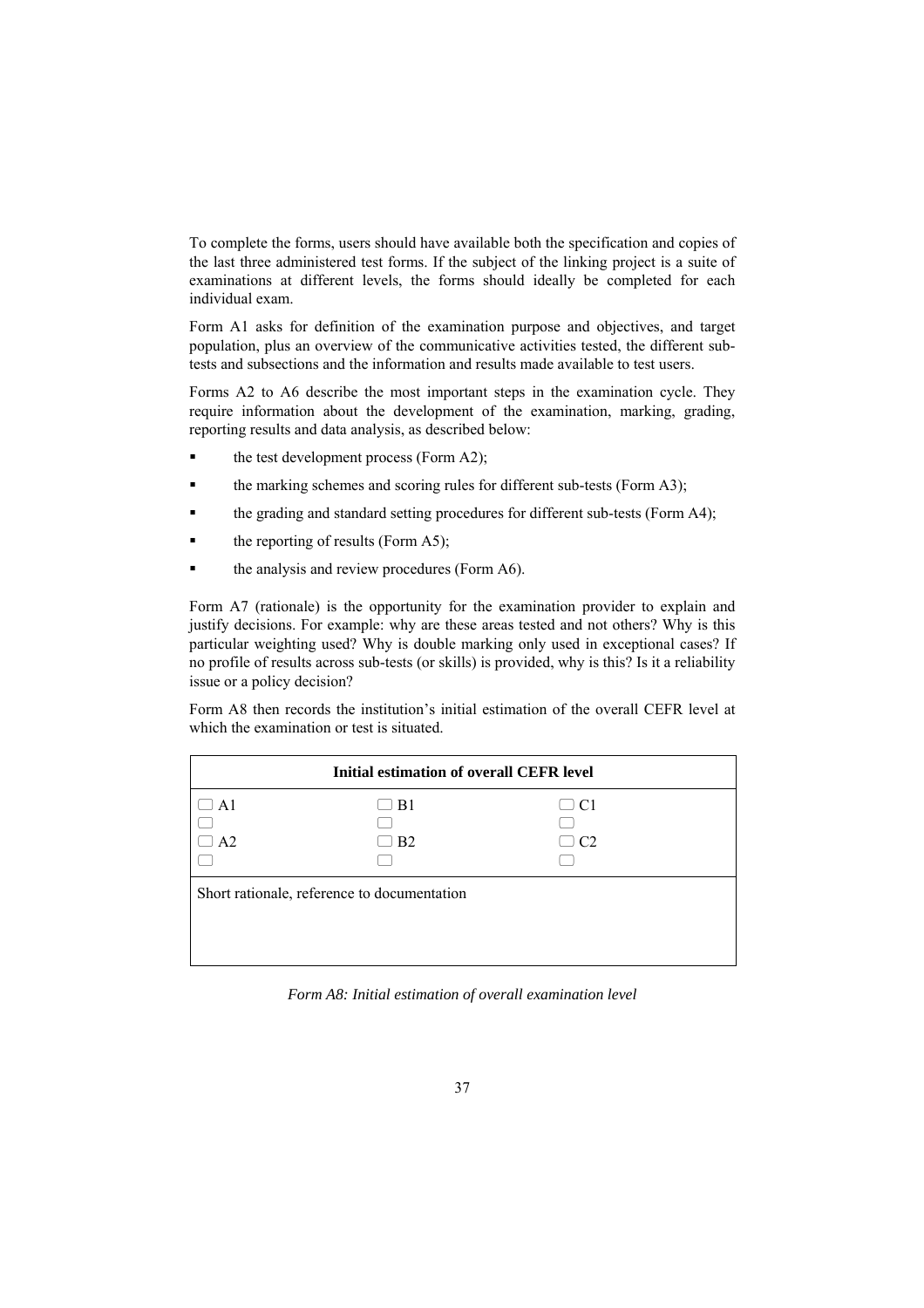To complete the forms, users should have available both the specification and copies of the last three administered test forms. If the subject of the linking project is a suite of examinations at different levels, the forms should ideally be completed for each individual exam.

Form A1 asks for definition of the examination purpose and objectives, and target population, plus an overview of the communicative activities tested, the different sub-tests and subsections and the information and results made available to test users.

Forms A2 to A6 describe the most important steps in the examination cycle. They require information about the development of the examination, marking, grading, reporting results and data analysis, as described below:

- the test development process (Form A2);
- the marking schemes and scoring rules for different sub-tests (Form A3);
- the grading and standard setting procedures for different sub-tests (Form A4);
- the reporting of results (Form A5);
- the analysis and review procedures (Form A6).

Form A7 (rationale) is the opportunity for the examination provider to explain and justify decisions. For example: why are these areas tested and not others? Why is this particular weighting used? Why is double marking only used in exceptional cases? If no profile of results across sub-tests (or skills) is provided, why is this? Is it a reliability issue or a policy decision?

Form A8 then records the institution's initial estimation of the overall CEFR level at which the examination or test is situated.

| Initial estimation of overall CEFR level | | |
|---|---|---|
| ☐ A1<br>☐<br>☐ A2<br>☐ | ☐ B1<br>☐<br>☐ B2<br>☐ | ☐ C1<br>☐<br>☐ C2<br>☐ |
| Short rationale, reference to documentation | | |

*Form A8: Initial estimation of overall examination level*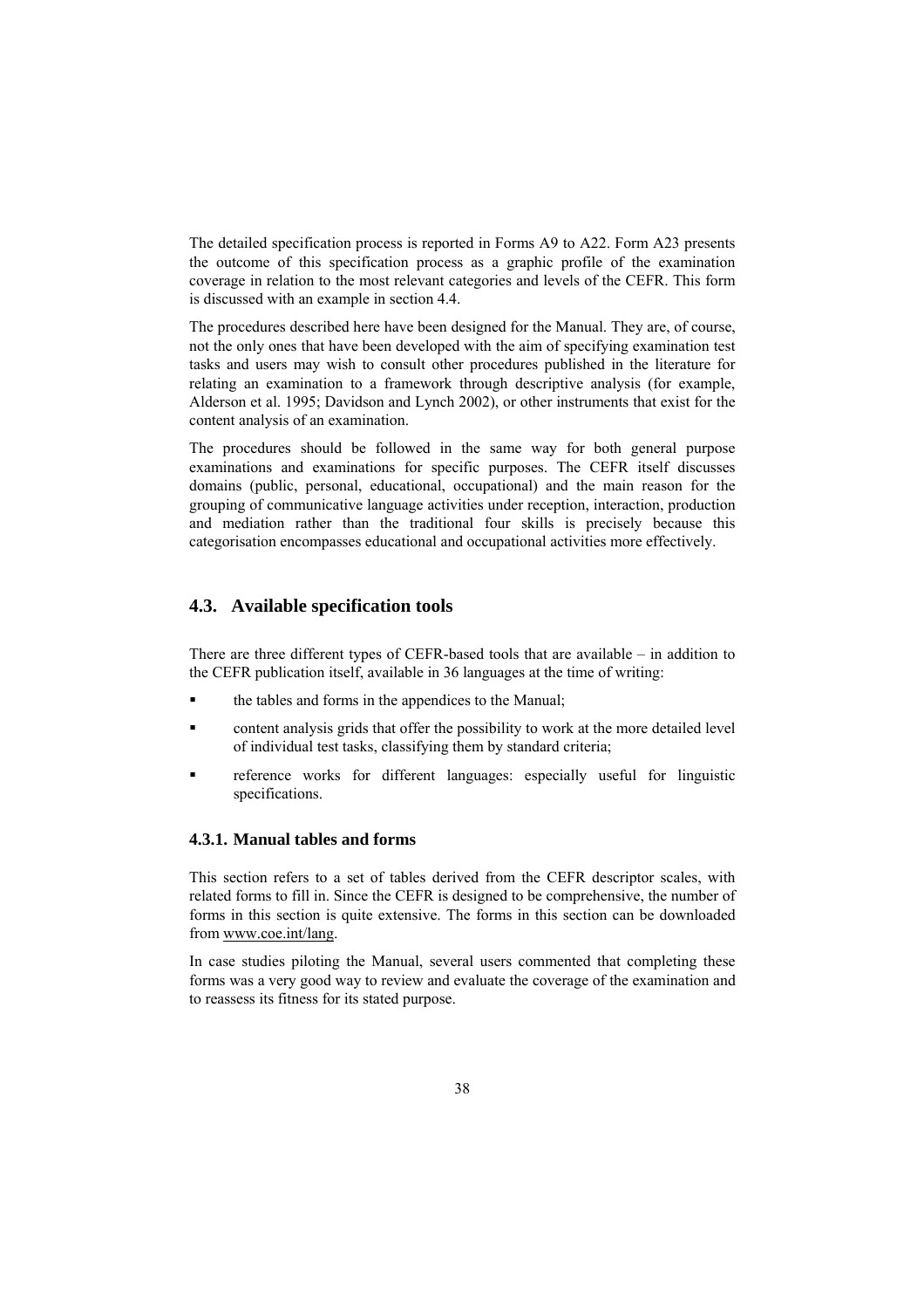The detailed specification process is reported in Forms A9 to A22. Form A23 presents the outcome of this specification process as a graphic profile of the examination coverage in relation to the most relevant categories and levels of the CEFR. This form is discussed with an example in section 4.4.

The procedures described here have been designed for the Manual. They are, of course, not the only ones that have been developed with the aim of specifying examination test tasks and users may wish to consult other procedures published in the literature for relating an examination to a framework through descriptive analysis (for example, Alderson et al. 1995; Davidson and Lynch 2002), or other instruments that exist for the content analysis of an examination.

The procedures should be followed in the same way for both general purpose examinations and examinations for specific purposes. The CEFR itself discusses domains (public, personal, educational, occupational) and the main reason for the grouping of communicative language activities under reception, interaction, production and mediation rather than the traditional four skills is precisely because this categorisation encompasses educational and occupational activities more effectively.

## 4.3. Available specification tools

There are three different types of CEFR-based tools that are available – in addition to the CEFR publication itself, available in 36 languages at the time of writing:

- the tables and forms in the appendices to the Manual;
- content analysis grids that offer the possibility to work at the more detailed level of individual test tasks, classifying them by standard criteria;
- reference works for different languages: especially useful for linguistic specifications.

### 4.3.1. Manual tables and forms

This section refers to a set of tables derived from the CEFR descriptor scales, with related forms to fill in. Since the CEFR is designed to be comprehensive, the number of forms in this section is quite extensive. The forms in this section can be downloaded from www.coe.int/lang.

In case studies piloting the Manual, several users commented that completing these forms was a very good way to review and evaluate the coverage of the examination and to reassess its fitness for its stated purpose.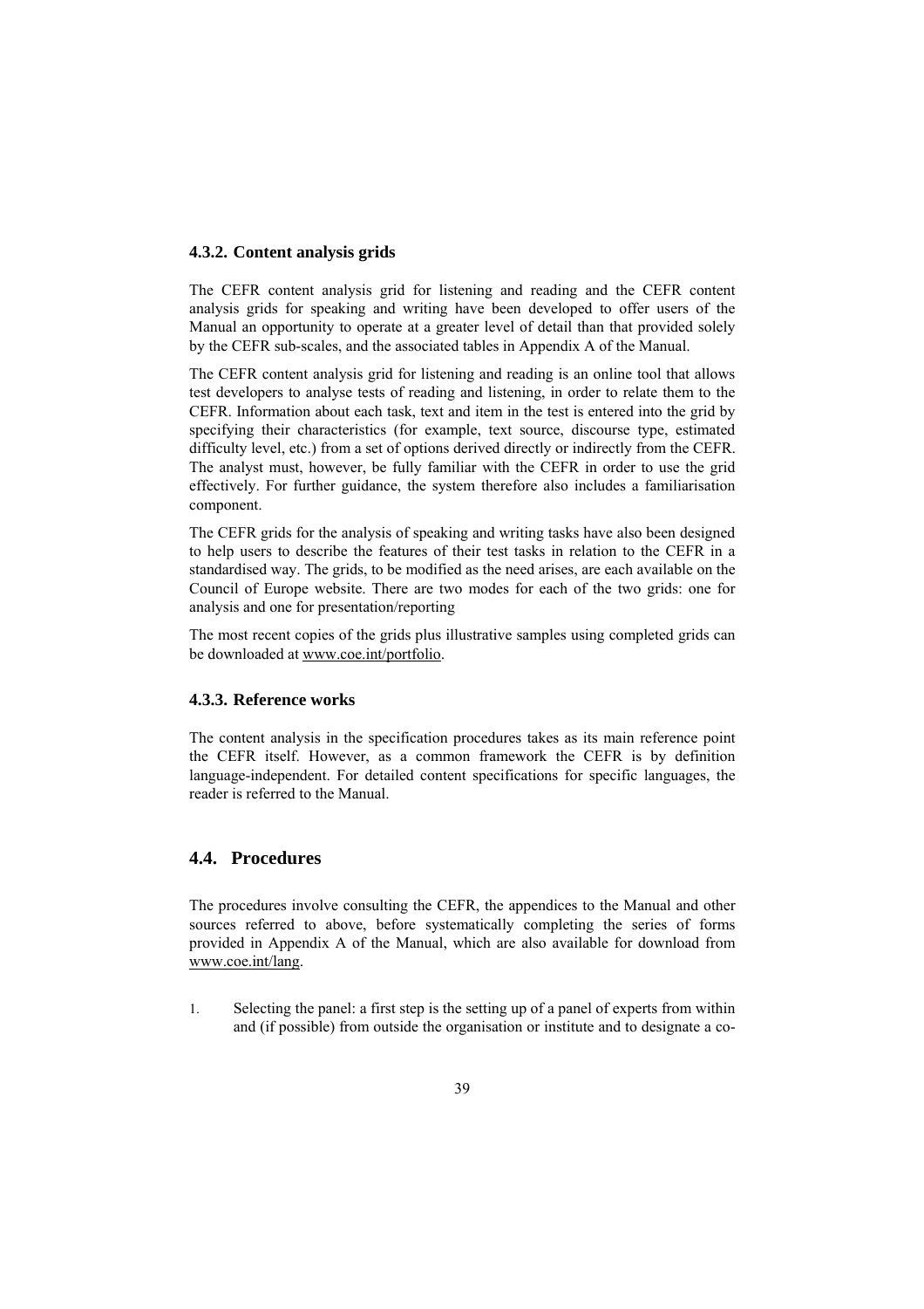### 4.3.2. Content analysis grids

The CEFR content analysis grid for listening and reading and the CEFR content analysis grids for speaking and writing have been developed to offer users of the Manual an opportunity to operate at a greater level of detail than that provided solely by the CEFR sub-scales, and the associated tables in Appendix A of the Manual.

The CEFR content analysis grid for listening and reading is an online tool that allows test developers to analyse tests of reading and listening, in order to relate them to the CEFR. Information about each task, text and item in the test is entered into the grid by specifying their characteristics (for example, text source, discourse type, estimated difficulty level, etc.) from a set of options derived directly or indirectly from the CEFR. The analyst must, however, be fully familiar with the CEFR in order to use the grid effectively. For further guidance, the system therefore also includes a familiarisation component.

The CEFR grids for the analysis of speaking and writing tasks have also been designed to help users to describe the features of their test tasks in relation to the CEFR in a standardised way. The grids, to be modified as the need arises, are each available on the Council of Europe website. There are two modes for each of the two grids: one for analysis and one for presentation/reporting

The most recent copies of the grids plus illustrative samples using completed grids can be downloaded at www.coe.int/portfolio.

### 4.3.3. Reference works

The content analysis in the specification procedures takes as its main reference point the CEFR itself. However, as a common framework the CEFR is by definition language-independent. For detailed content specifications for specific languages, the reader is referred to the Manual.

## 4.4. Procedures

The procedures involve consulting the CEFR, the appendices to the Manual and other sources referred to above, before systematically completing the series of forms provided in Appendix A of the Manual, which are also available for download from www.coe.int/lang.

1. Selecting the panel: a first step is the setting up of a panel of experts from within and (if possible) from outside the organisation or institute and to designate a co-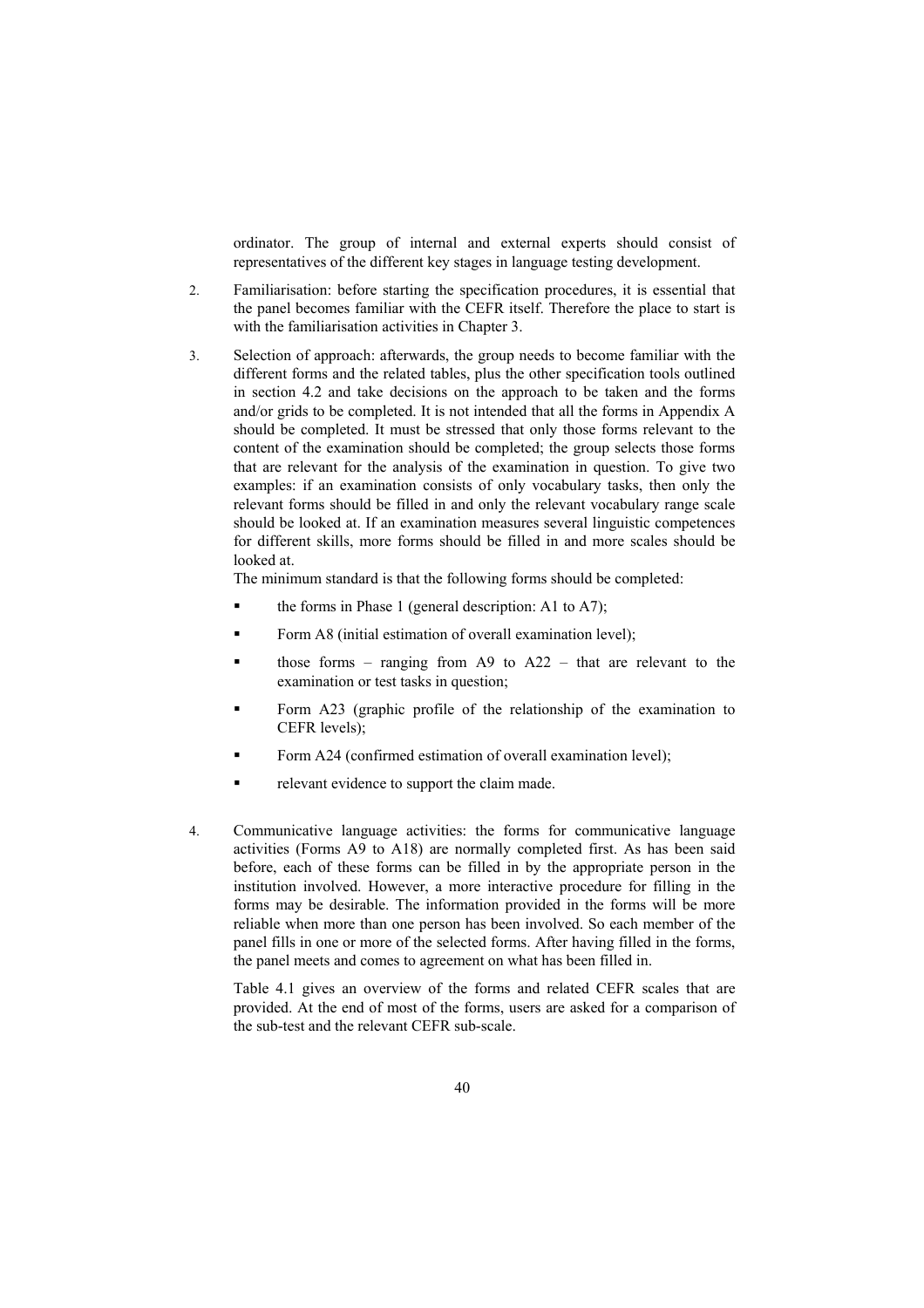ordinator. The group of internal and external experts should consist of representatives of the different key stages in language testing development.

2. Familiarisation: before starting the specification procedures, it is essential that the panel becomes familiar with the CEFR itself. Therefore the place to start is with the familiarisation activities in Chapter 3.

3. Selection of approach: afterwards, the group needs to become familiar with the different forms and the related tables, plus the other specification tools outlined in section 4.2 and take decisions on the approach to be taken and the forms and/or grids to be completed. It is not intended that all the forms in Appendix A should be completed. It must be stressed that only those forms relevant to the content of the examination should be completed; the group selects those forms that are relevant for the analysis of the examination in question. To give two examples: if an examination consists of only vocabulary tasks, then only the relevant forms should be filled in and only the relevant vocabulary range scale should be looked at. If an examination measures several linguistic competences for different skills, more forms should be filled in and more scales should be looked at.

   The minimum standard is that the following forms should be completed:

   - the forms in Phase 1 (general description: A1 to A7);
   - Form A8 (initial estimation of overall examination level);
   - those forms – ranging from A9 to A22 – that are relevant to the examination or test tasks in question;
   - Form A23 (graphic profile of the relationship of the examination to CEFR levels);
   - Form A24 (confirmed estimation of overall examination level);
   - relevant evidence to support the claim made.

4. Communicative language activities: the forms for communicative language activities (Forms A9 to A18) are normally completed first. As has been said before, each of these forms can be filled in by the appropriate person in the institution involved. However, a more interactive procedure for filling in the forms may be desirable. The information provided in the forms will be more reliable when more than one person has been involved. So each member of the panel fills in one or more of the selected forms. After having filled in the forms, the panel meets and comes to agreement on what has been filled in.

   Table 4.1 gives an overview of the forms and related CEFR scales that are provided. At the end of most of the forms, users are asked for a comparison of the sub-test and the relevant CEFR sub-scale.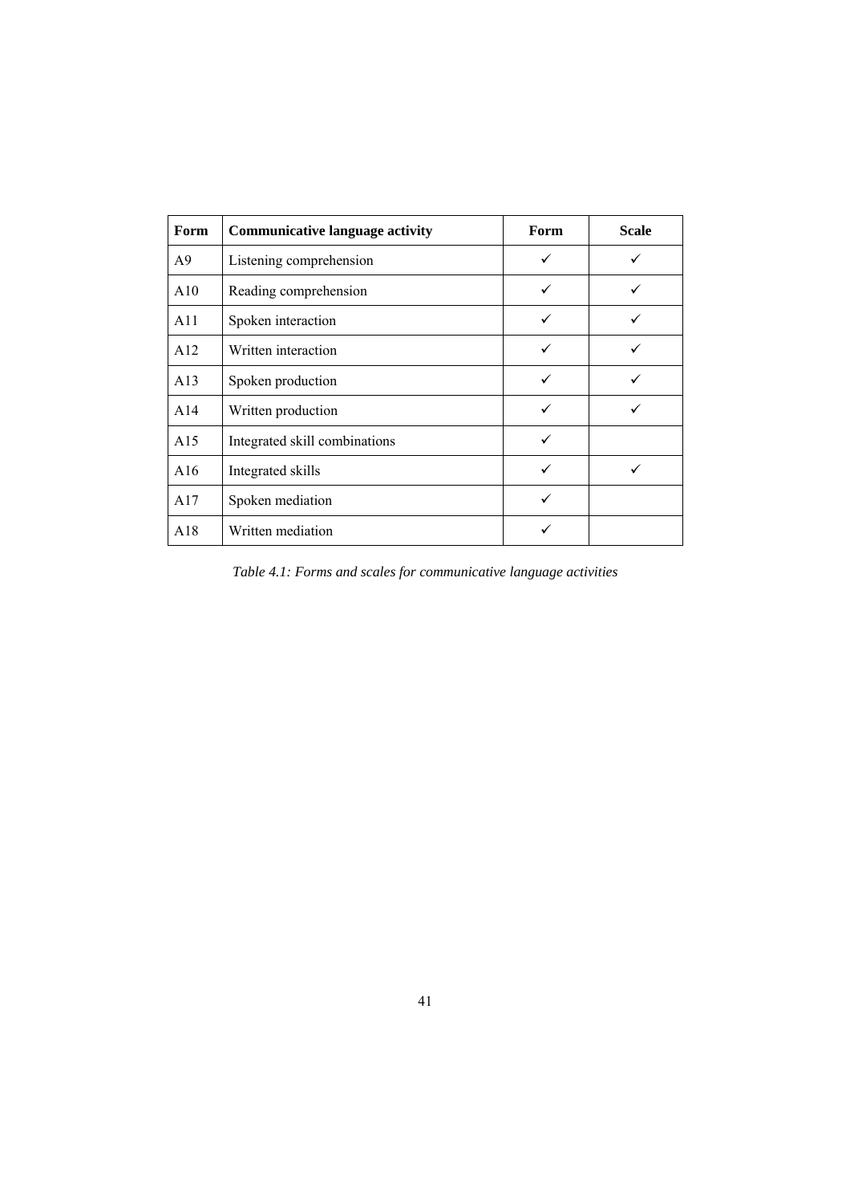| Form | Communicative language activity | Form | Scale |
|---|---|---|---|
| A9 | Listening comprehension | ✓ | ✓ |
| A10 | Reading comprehension | ✓ | ✓ |
| A11 | Spoken interaction | ✓ | ✓ |
| A12 | Written interaction | ✓ | ✓ |
| A13 | Spoken production | ✓ | ✓ |
| A14 | Written production | ✓ | ✓ |
| A15 | Integrated skill combinations | ✓ | |
| A16 | Integrated skills | ✓ | ✓ |
| A17 | Spoken mediation | ✓ | |
| A18 | Written mediation | ✓ | |

*Table 4.1: Forms and scales for communicative language activities*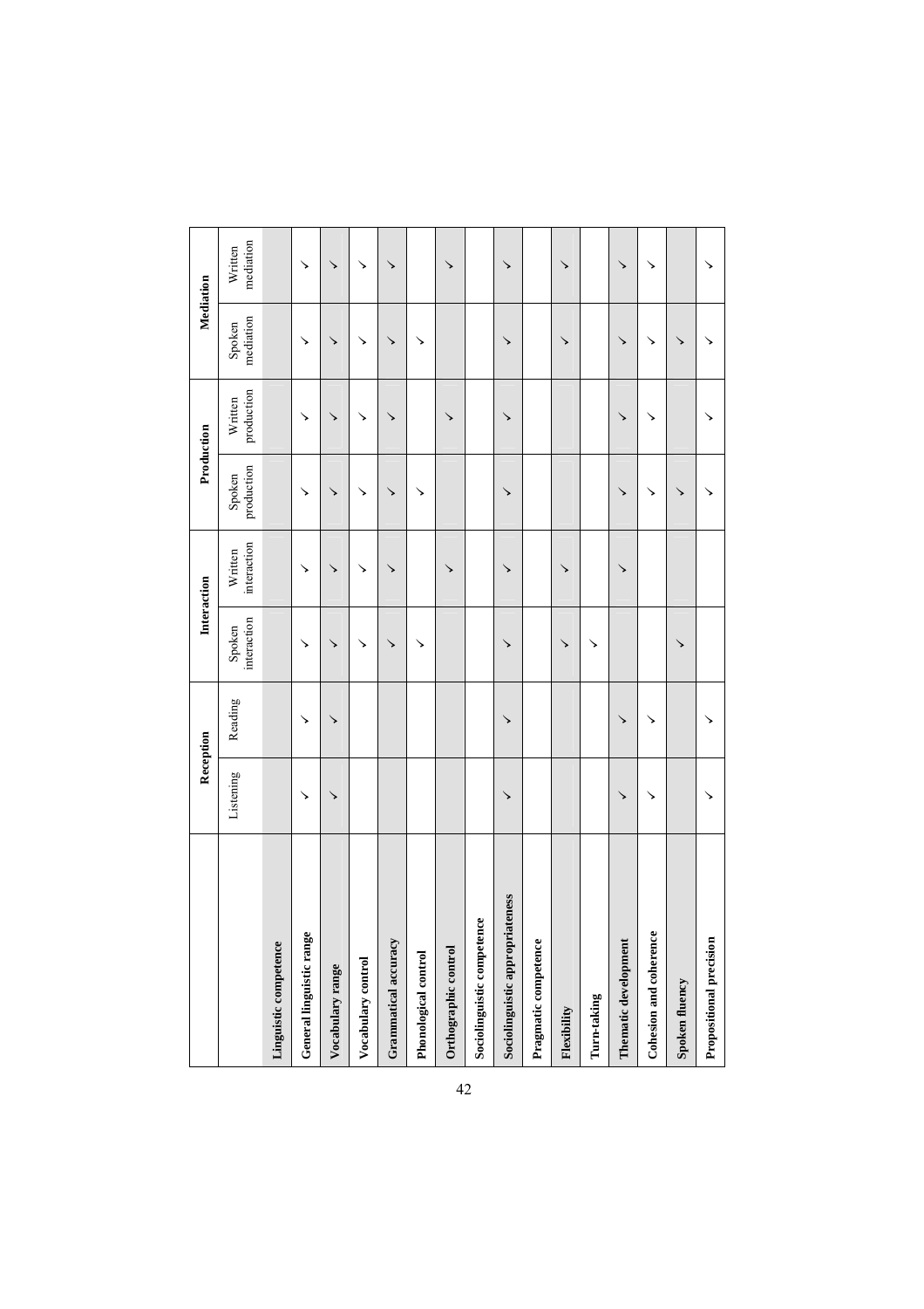| | Reception | | Interaction | | Production | | Mediation | |
|---|---|---|---|---|---|---|---|---|
| | Listening | Reading | Spoken interaction | Written interaction | Spoken production | Written production | Spoken mediation | Written mediation |
| **Linguistic competence** | | | | | | | | |
| **General linguistic range** | ✓ | ✓ | ✓ | ✓ | ✓ | ✓ | ✓ | ✓ |
| **Vocabulary range** | ✓ | ✓ | ✓ | ✓ | ✓ | ✓ | ✓ | ✓ |
| **Vocabulary control** | | | ✓ | ✓ | ✓ | ✓ | ✓ | ✓ |
| **Grammatical accuracy** | | | ✓ | ✓ | ✓ | ✓ | ✓ | ✓ |
| **Phonological control** | | | ✓ | | ✓ | | ✓ | |
| **Orthographic control** | | | | ✓ | | ✓ | | ✓ |
| **Sociolinguistic competence** | | | | | | | | |
| **Sociolinguistic appropriateness** | ✓ | ✓ | ✓ | ✓ | ✓ | ✓ | ✓ | ✓ |
| **Pragmatic competence** | | | | | | | | |
| **Flexibility** | | | ✓ | ✓ | | | ✓ | ✓ |
| **Turn-taking** | | | ✓ | | | | | |
| **Thematic development** | ✓ | ✓ | | ✓ | ✓ | ✓ | ✓ | ✓ |
| **Cohesion and coherence** | ✓ | ✓ | | | ✓ | ✓ | ✓ | ✓ |
| **Spoken fluency** | | | ✓ | | ✓ | | ✓ | |
| **Propositional precision** | ✓ | ✓ | | | ✓ | ✓ | ✓ | ✓ |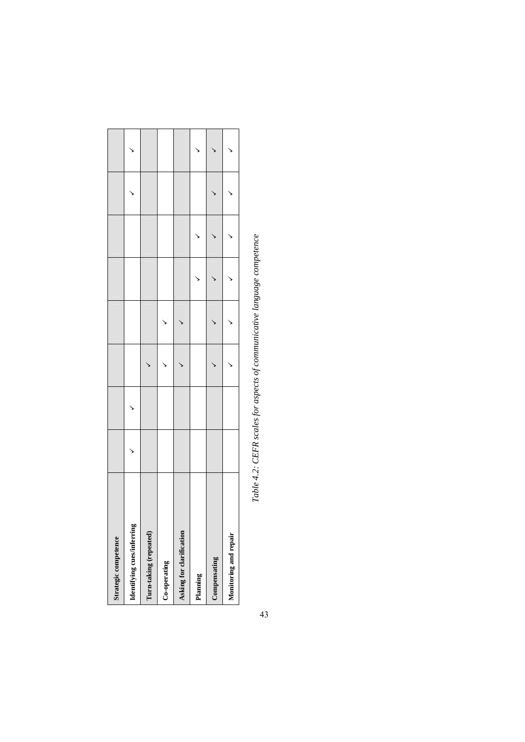| Strategic competence | | | | | | | | |
|---|---|---|---|---|---|---|---|---|
| **Identifying cues/inferring** | ✓ | ✓ | | | | | ✓ | ✓ |
| **Turn-taking (repeated)** | | | ✓ | | | | | |
| **Co-operating** | | | ✓ | ✓ | | | | |
| **Asking for clarification** | | | ✓ | ✓ | | | | |
| **Planning** | | | | | ✓ | ✓ | | ✓ |
| **Compensating** | | | ✓ | ✓ | ✓ | ✓ | ✓ | ✓ |
| **Monitoring and repair** | | | ✓ | ✓ | ✓ | ✓ | ✓ | ✓ |

*Table 4.2: CEFR scales for aspects of communicative language competence*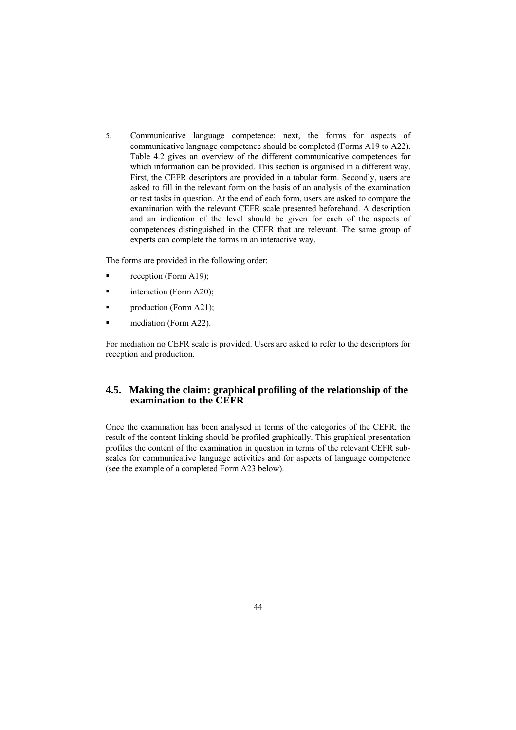5. Communicative language competence: next, the forms for aspects of communicative language competence should be completed (Forms A19 to A22). Table 4.2 gives an overview of the different communicative competences for which information can be provided. This section is organised in a different way. First, the CEFR descriptors are provided in a tabular form. Secondly, users are asked to fill in the relevant form on the basis of an analysis of the examination or test tasks in question. At the end of each form, users are asked to compare the examination with the relevant CEFR scale presented beforehand. A description and an indication of the level should be given for each of the aspects of competences distinguished in the CEFR that are relevant. The same group of experts can complete the forms in an interactive way.

The forms are provided in the following order:

- reception (Form A19);
- interaction (Form A20);
- production (Form A21);
- mediation (Form A22).

For mediation no CEFR scale is provided. Users are asked to refer to the descriptors for reception and production.

## 4.5. Making the claim: graphical profiling of the relationship of the examination to the CEFR

Once the examination has been analysed in terms of the categories of the CEFR, the result of the content linking should be profiled graphically. This graphical presentation profiles the content of the examination in question in terms of the relevant CEFR sub-scales for communicative language activities and for aspects of language competence (see the example of a completed Form A23 below).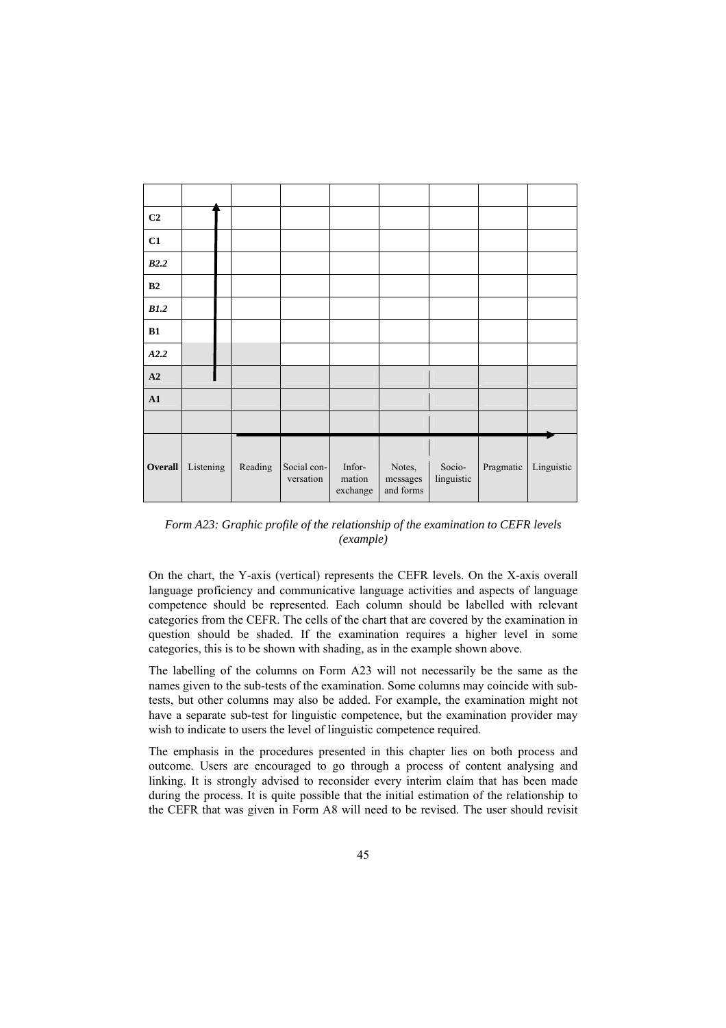|  |  |  |  |  |  |  |  |  |
|---|---|---|---|---|---|---|---|---|
| **C2** |  |  |  |  |  |  |  |  |
| **C1** |  |  |  |  |  |  |  |  |
| ***B2.2*** |  |  |  |  |  |  |  |  |
| **B2** |  |  |  |  |  |  |  |  |
| ***B1.2*** |  |  |  |  |  |  |  |  |
| **B1** |  |  |  |  |  |  |  |  |
| ***A2.2*** |  |  |  |  |  |  |  |  |
| **A2** |  |  |  |  |  |  |  |  |
| **A1** |  |  |  |  |  |  |  |  |
|  |  |  |  |  |  |  |  |  |
| **Overall** | Listening | Reading | Social conversation | Information exchange | Notes, messages and forms | Socio-linguistic | Pragmatic | Linguistic |

*Form A23: Graphic profile of the relationship of the examination to CEFR levels (example)*

On the chart, the Y-axis (vertical) represents the CEFR levels. On the X-axis overall language proficiency and communicative language activities and aspects of language competence should be represented. Each column should be labelled with relevant categories from the CEFR. The cells of the chart that are covered by the examination in question should be shaded. If the examination requires a higher level in some categories, this is to be shown with shading, as in the example shown above.

The labelling of the columns on Form A23 will not necessarily be the same as the names given to the sub-tests of the examination. Some columns may coincide with sub-tests, but other columns may also be added. For example, the examination might not have a separate sub-test for linguistic competence, but the examination provider may wish to indicate to users the level of linguistic competence required.

The emphasis in the procedures presented in this chapter lies on both process and outcome. Users are encouraged to go through a process of content analysing and linking. It is strongly advised to reconsider every interim claim that has been made during the process. It is quite possible that the initial estimation of the relationship to the CEFR that was given in Form A8 will need to be revised. The user should revisit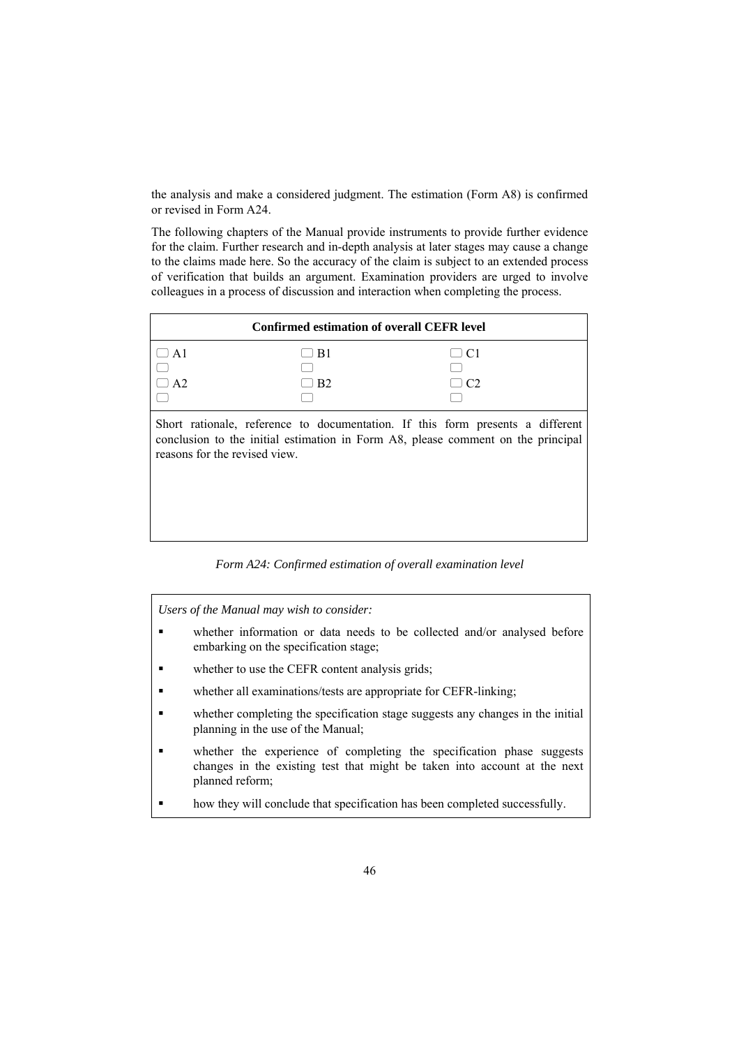the analysis and make a considered judgment. The estimation (Form A8) is confirmed or revised in Form A24.

The following chapters of the Manual provide instruments to provide further evidence for the claim. Further research and in-depth analysis at later stages may cause a change to the claims made here. So the accuracy of the claim is subject to an extended process of verification that builds an argument. Examination providers are urged to involve colleagues in a process of discussion and interaction when completing the process.

| **Confirmed estimation of overall CEFR level** | | |
|---|---|---|
| ☐ A1<br>☐ | ☐ B1<br>☐ | ☐ C1<br>☐ |
| ☐ A2<br>☐ | ☐ B2<br>☐ | ☐ C2<br>☐ |
| Short rationale, reference to documentation. If this form presents a different conclusion to the initial estimation in Form A8, please comment on the principal reasons for the revised view. | | |

*Form A24: Confirmed estimation of overall examination level*

*Users of the Manual may wish to consider:*

- whether information or data needs to be collected and/or analysed before embarking on the specification stage;
- whether to use the CEFR content analysis grids;
- whether all examinations/tests are appropriate for CEFR-linking;
- whether completing the specification stage suggests any changes in the initial planning in the use of the Manual;
- whether the experience of completing the specification phase suggests changes in the existing test that might be taken into account at the next planned reform;
- how they will conclude that specification has been completed successfully.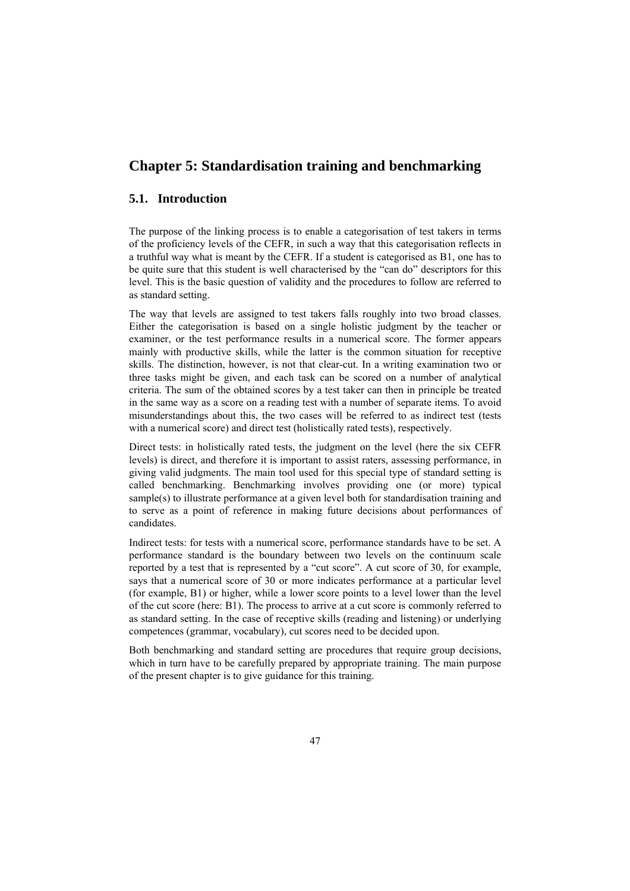## Chapter 5: Standardisation training and benchmarking

### 5.1. Introduction

The purpose of the linking process is to enable a categorisation of test takers in terms of the proficiency levels of the CEFR, in such a way that this categorisation reflects in a truthful way what is meant by the CEFR. If a student is categorised as B1, one has to be quite sure that this student is well characterised by the "can do" descriptors for this level. This is the basic question of validity and the procedures to follow are referred to as standard setting.

The way that levels are assigned to test takers falls roughly into two broad classes. Either the categorisation is based on a single holistic judgment by the teacher or examiner, or the test performance results in a numerical score. The former appears mainly with productive skills, while the latter is the common situation for receptive skills. The distinction, however, is not that clear-cut. In a writing examination two or three tasks might be given, and each task can be scored on a number of analytical criteria. The sum of the obtained scores by a test taker can then in principle be treated in the same way as a score on a reading test with a number of separate items. To avoid misunderstandings about this, the two cases will be referred to as indirect test (tests with a numerical score) and direct test (holistically rated tests), respectively.

Direct tests: in holistically rated tests, the judgment on the level (here the six CEFR levels) is direct, and therefore it is important to assist raters, assessing performance, in giving valid judgments. The main tool used for this special type of standard setting is called benchmarking. Benchmarking involves providing one (or more) typical sample(s) to illustrate performance at a given level both for standardisation training and to serve as a point of reference in making future decisions about performances of candidates.

Indirect tests: for tests with a numerical score, performance standards have to be set. A performance standard is the boundary between two levels on the continuum scale reported by a test that is represented by a "cut score". A cut score of 30, for example, says that a numerical score of 30 or more indicates performance at a particular level (for example, B1) or higher, while a lower score points to a level lower than the level of the cut score (here: B1). The process to arrive at a cut score is commonly referred to as standard setting. In the case of receptive skills (reading and listening) or underlying competences (grammar, vocabulary), cut scores need to be decided upon.

Both benchmarking and standard setting are procedures that require group decisions, which in turn have to be carefully prepared by appropriate training. The main purpose of the present chapter is to give guidance for this training.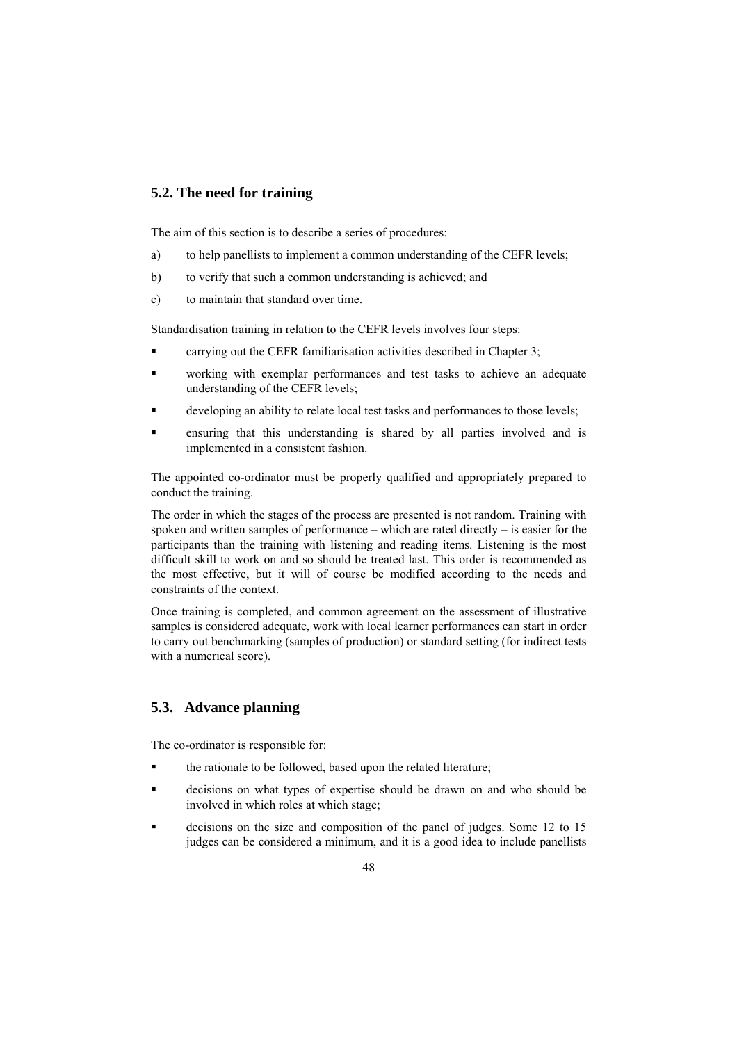## 5.2. The need for training

The aim of this section is to describe a series of procedures:

a) to help panellists to implement a common understanding of the CEFR levels;

b) to verify that such a common understanding is achieved; and

c) to maintain that standard over time.

Standardisation training in relation to the CEFR levels involves four steps:

- carrying out the CEFR familiarisation activities described in Chapter 3;
- working with exemplar performances and test tasks to achieve an adequate understanding of the CEFR levels;
- developing an ability to relate local test tasks and performances to those levels;
- ensuring that this understanding is shared by all parties involved and is implemented in a consistent fashion.

The appointed co-ordinator must be properly qualified and appropriately prepared to conduct the training.

The order in which the stages of the process are presented is not random. Training with spoken and written samples of performance – which are rated directly – is easier for the participants than the training with listening and reading items. Listening is the most difficult skill to work on and so should be treated last. This order is recommended as the most effective, but it will of course be modified according to the needs and constraints of the context.

Once training is completed, and common agreement on the assessment of illustrative samples is considered adequate, work with local learner performances can start in order to carry out benchmarking (samples of production) or standard setting (for indirect tests with a numerical score).

## 5.3. Advance planning

The co-ordinator is responsible for:

- the rationale to be followed, based upon the related literature;
- decisions on what types of expertise should be drawn on and who should be involved in which roles at which stage;
- decisions on the size and composition of the panel of judges. Some 12 to 15 judges can be considered a minimum, and it is a good idea to include panellists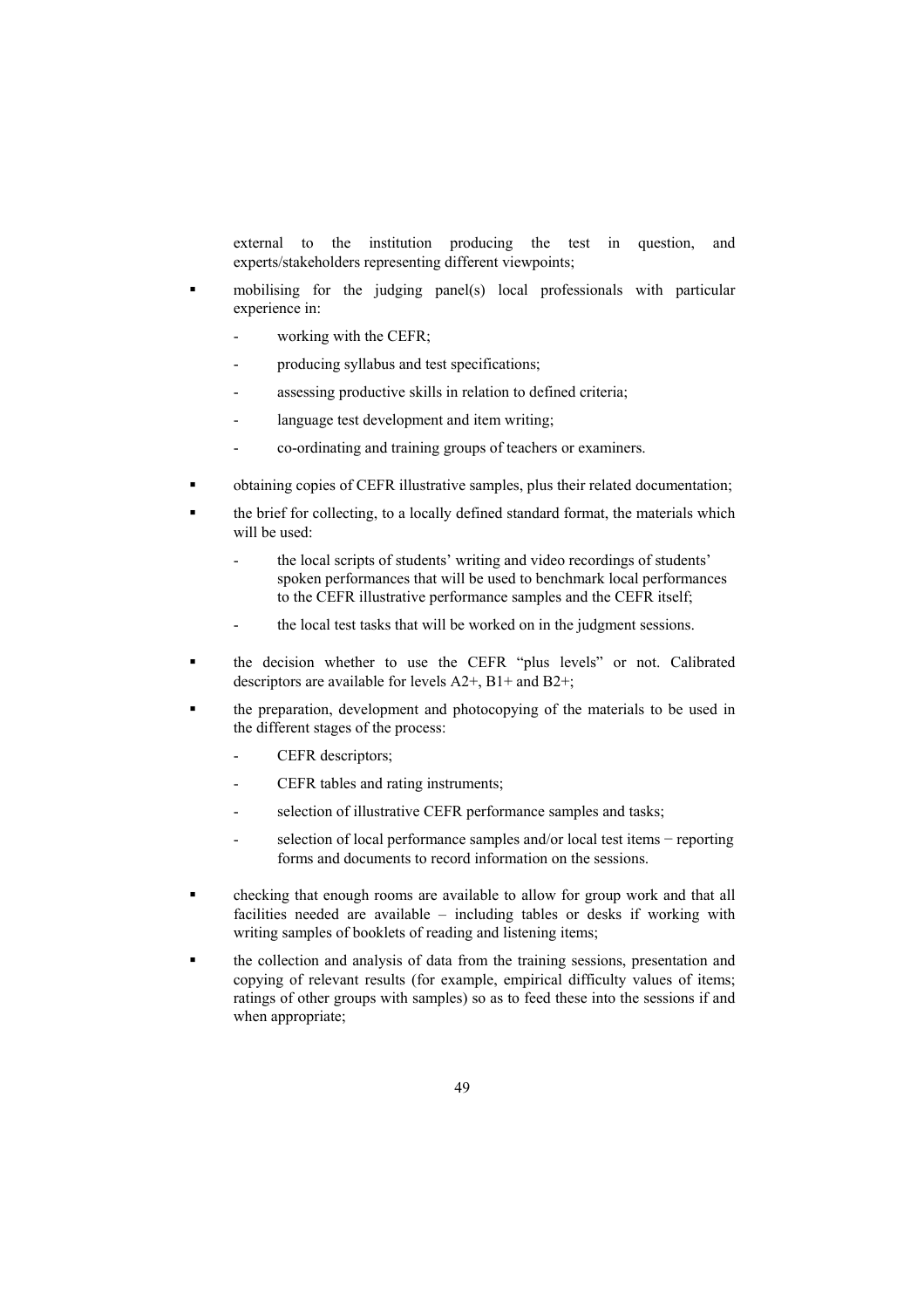external to the institution producing the test in question, and experts/stakeholders representing different viewpoints;

- mobilising for the judging panel(s) local professionals with particular experience in:
  - working with the CEFR;
  - producing syllabus and test specifications;
  - assessing productive skills in relation to defined criteria;
  - language test development and item writing;
  - co-ordinating and training groups of teachers or examiners.
- obtaining copies of CEFR illustrative samples, plus their related documentation;
- the brief for collecting, to a locally defined standard format, the materials which will be used:
  - the local scripts of students' writing and video recordings of students' spoken performances that will be used to benchmark local performances to the CEFR illustrative performance samples and the CEFR itself;
  - the local test tasks that will be worked on in the judgment sessions.
- the decision whether to use the CEFR "plus levels" or not. Calibrated descriptors are available for levels A2+, B1+ and B2+;
- the preparation, development and photocopying of the materials to be used in the different stages of the process:
  - CEFR descriptors;
  - CEFR tables and rating instruments;
  - selection of illustrative CEFR performance samples and tasks;
  - selection of local performance samples and/or local test items − reporting forms and documents to record information on the sessions.
- checking that enough rooms are available to allow for group work and that all facilities needed are available – including tables or desks if working with writing samples of booklets of reading and listening items;
- the collection and analysis of data from the training sessions, presentation and copying of relevant results (for example, empirical difficulty values of items; ratings of other groups with samples) so as to feed these into the sessions if and when appropriate;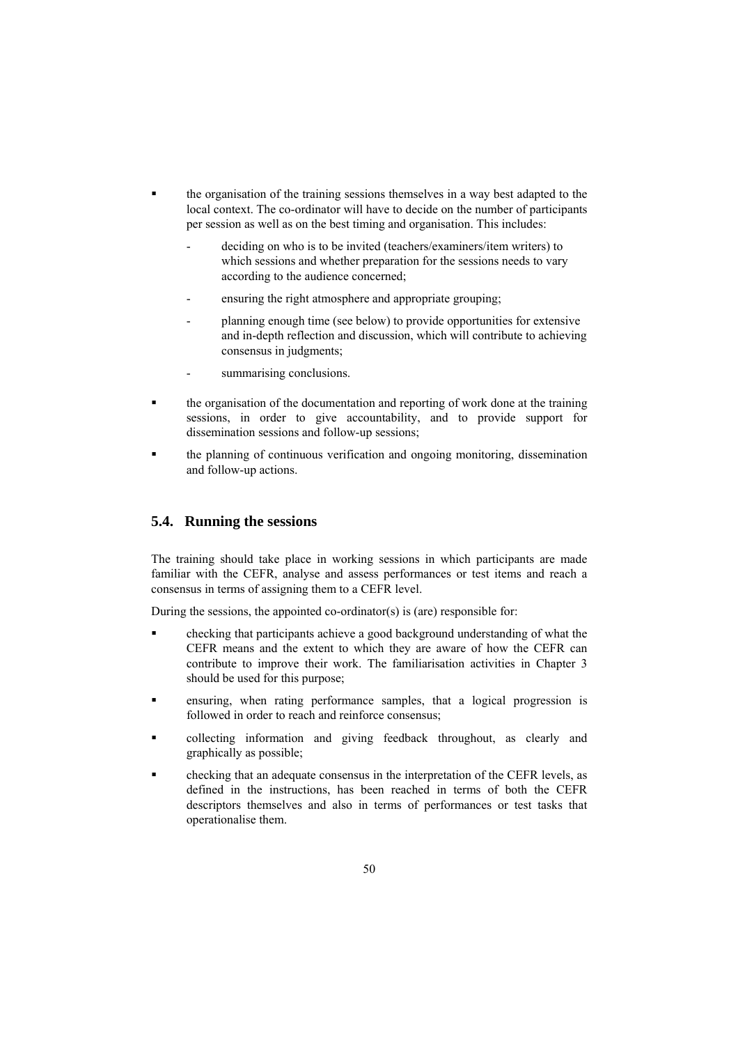- the organisation of the training sessions themselves in a way best adapted to the local context. The co-ordinator will have to decide on the number of participants per session as well as on the best timing and organisation. This includes:
  - deciding on who is to be invited (teachers/examiners/item writers) to which sessions and whether preparation for the sessions needs to vary according to the audience concerned;
  - ensuring the right atmosphere and appropriate grouping;
  - planning enough time (see below) to provide opportunities for extensive and in-depth reflection and discussion, which will contribute to achieving consensus in judgments;
  - summarising conclusions.
- the organisation of the documentation and reporting of work done at the training sessions, in order to give accountability, and to provide support for dissemination sessions and follow-up sessions;
- the planning of continuous verification and ongoing monitoring, dissemination and follow-up actions.

## 5.4. Running the sessions

The training should take place in working sessions in which participants are made familiar with the CEFR, analyse and assess performances or test items and reach a consensus in terms of assigning them to a CEFR level.

During the sessions, the appointed co-ordinator(s) is (are) responsible for:

- checking that participants achieve a good background understanding of what the CEFR means and the extent to which they are aware of how the CEFR can contribute to improve their work. The familiarisation activities in Chapter 3 should be used for this purpose;
- ensuring, when rating performance samples, that a logical progression is followed in order to reach and reinforce consensus;
- collecting information and giving feedback throughout, as clearly and graphically as possible;
- checking that an adequate consensus in the interpretation of the CEFR levels, as defined in the instructions, has been reached in terms of both the CEFR descriptors themselves and also in terms of performances or test tasks that operationalise them.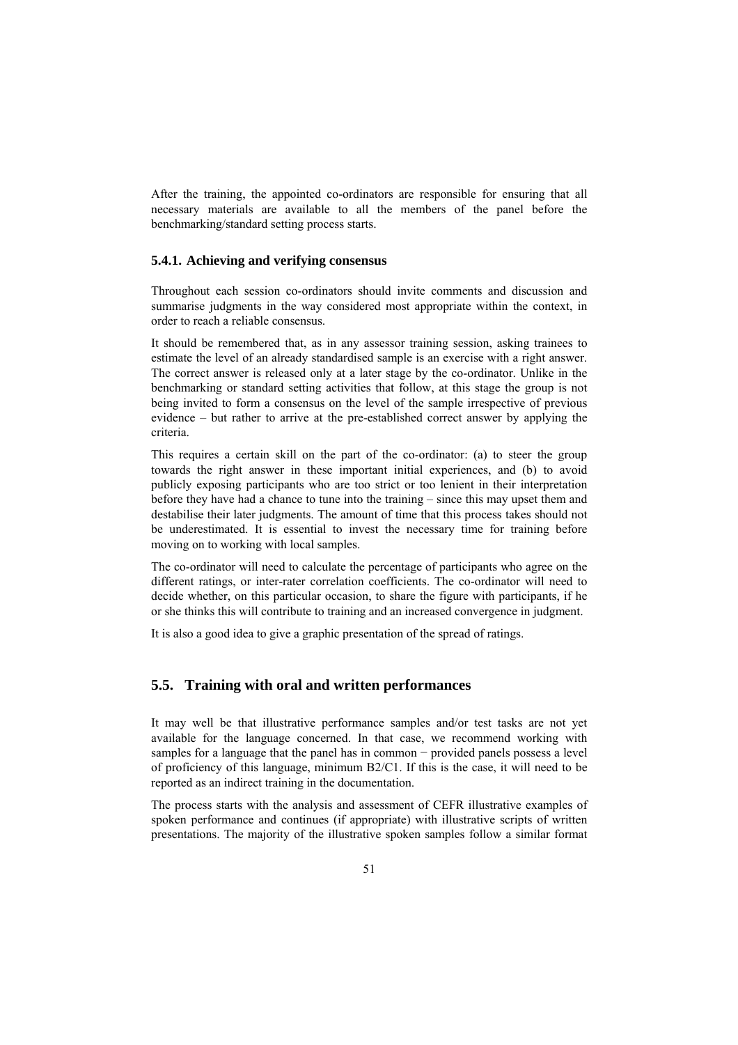After the training, the appointed co-ordinators are responsible for ensuring that all necessary materials are available to all the members of the panel before the benchmarking/standard setting process starts.

### 5.4.1. Achieving and verifying consensus

Throughout each session co-ordinators should invite comments and discussion and summarise judgments in the way considered most appropriate within the context, in order to reach a reliable consensus.

It should be remembered that, as in any assessor training session, asking trainees to estimate the level of an already standardised sample is an exercise with a right answer. The correct answer is released only at a later stage by the co-ordinator. Unlike in the benchmarking or standard setting activities that follow, at this stage the group is not being invited to form a consensus on the level of the sample irrespective of previous evidence – but rather to arrive at the pre-established correct answer by applying the criteria.

This requires a certain skill on the part of the co-ordinator: (a) to steer the group towards the right answer in these important initial experiences, and (b) to avoid publicly exposing participants who are too strict or too lenient in their interpretation before they have had a chance to tune into the training – since this may upset them and destabilise their later judgments. The amount of time that this process takes should not be underestimated. It is essential to invest the necessary time for training before moving on to working with local samples.

The co-ordinator will need to calculate the percentage of participants who agree on the different ratings, or inter-rater correlation coefficients. The co-ordinator will need to decide whether, on this particular occasion, to share the figure with participants, if he or she thinks this will contribute to training and an increased convergence in judgment.

It is also a good idea to give a graphic presentation of the spread of ratings.

## 5.5. Training with oral and written performances

It may well be that illustrative performance samples and/or test tasks are not yet available for the language concerned. In that case, we recommend working with samples for a language that the panel has in common − provided panels possess a level of proficiency of this language, minimum B2/C1. If this is the case, it will need to be reported as an indirect training in the documentation.

The process starts with the analysis and assessment of CEFR illustrative examples of spoken performance and continues (if appropriate) with illustrative scripts of written presentations. The majority of the illustrative spoken samples follow a similar format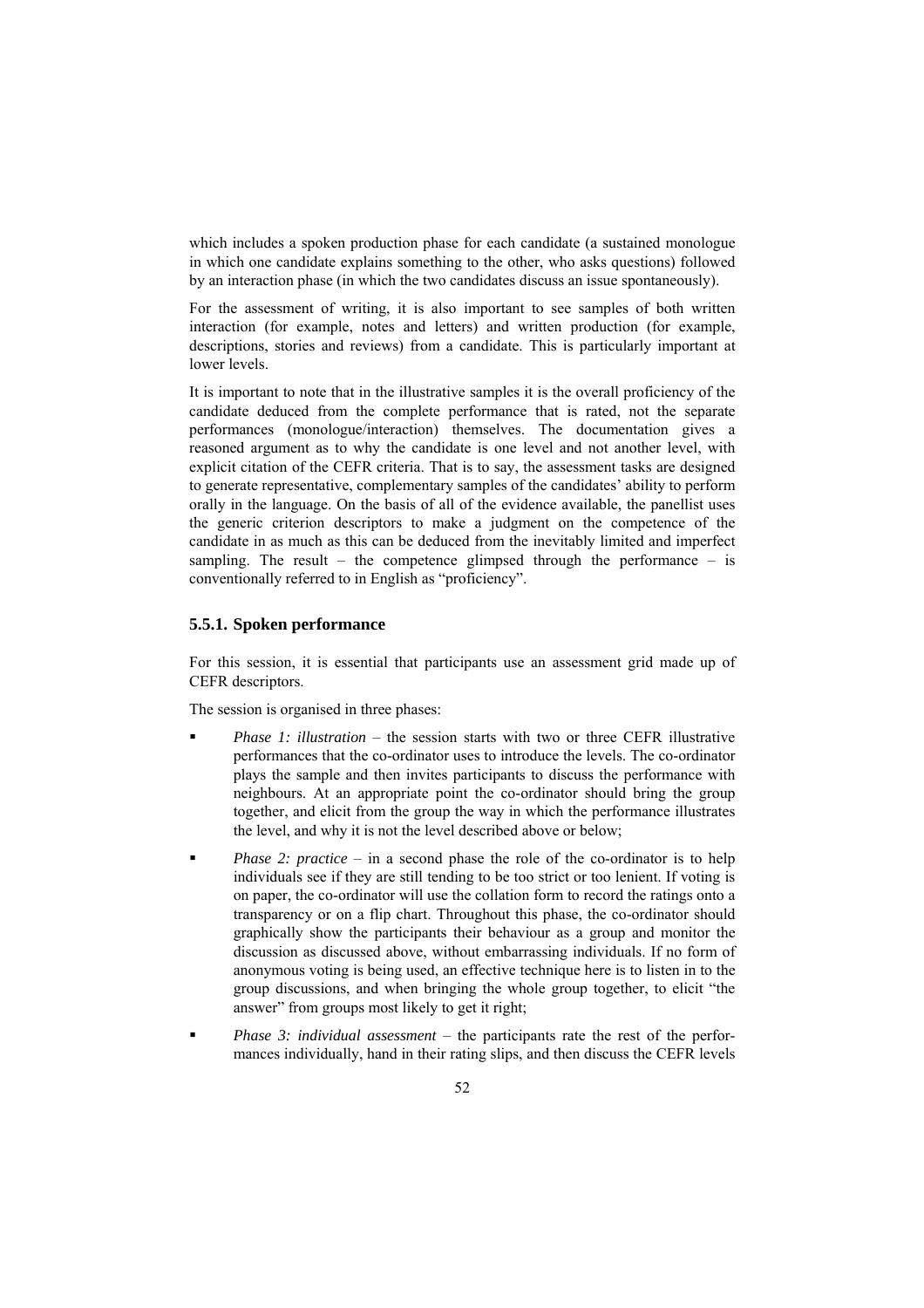which includes a spoken production phase for each candidate (a sustained monologue in which one candidate explains something to the other, who asks questions) followed by an interaction phase (in which the two candidates discuss an issue spontaneously).

For the assessment of writing, it is also important to see samples of both written interaction (for example, notes and letters) and written production (for example, descriptions, stories and reviews) from a candidate. This is particularly important at lower levels.

It is important to note that in the illustrative samples it is the overall proficiency of the candidate deduced from the complete performance that is rated, not the separate performances (monologue/interaction) themselves. The documentation gives a reasoned argument as to why the candidate is one level and not another level, with explicit citation of the CEFR criteria. That is to say, the assessment tasks are designed to generate representative, complementary samples of the candidates' ability to perform orally in the language. On the basis of all of the evidence available, the panellist uses the generic criterion descriptors to make a judgment on the competence of the candidate in as much as this can be deduced from the inevitably limited and imperfect sampling. The result – the competence glimpsed through the performance – is conventionally referred to in English as "proficiency".

### 5.5.1. Spoken performance

For this session, it is essential that participants use an assessment grid made up of CEFR descriptors.

The session is organised in three phases:

- *Phase 1: illustration* – the session starts with two or three CEFR illustrative performances that the co-ordinator uses to introduce the levels. The co-ordinator plays the sample and then invites participants to discuss the performance with neighbours. At an appropriate point the co-ordinator should bring the group together, and elicit from the group the way in which the performance illustrates the level, and why it is not the level described above or below;
- *Phase 2: practice* – in a second phase the role of the co-ordinator is to help individuals see if they are still tending to be too strict or too lenient. If voting is on paper, the co-ordinator will use the collation form to record the ratings onto a transparency or on a flip chart. Throughout this phase, the co-ordinator should graphically show the participants their behaviour as a group and monitor the discussion as discussed above, without embarrassing individuals. If no form of anonymous voting is being used, an effective technique here is to listen in to the group discussions, and when bringing the whole group together, to elicit "the answer" from groups most likely to get it right;
- *Phase 3: individual assessment* – the participants rate the rest of the performances individually, hand in their rating slips, and then discuss the CEFR levels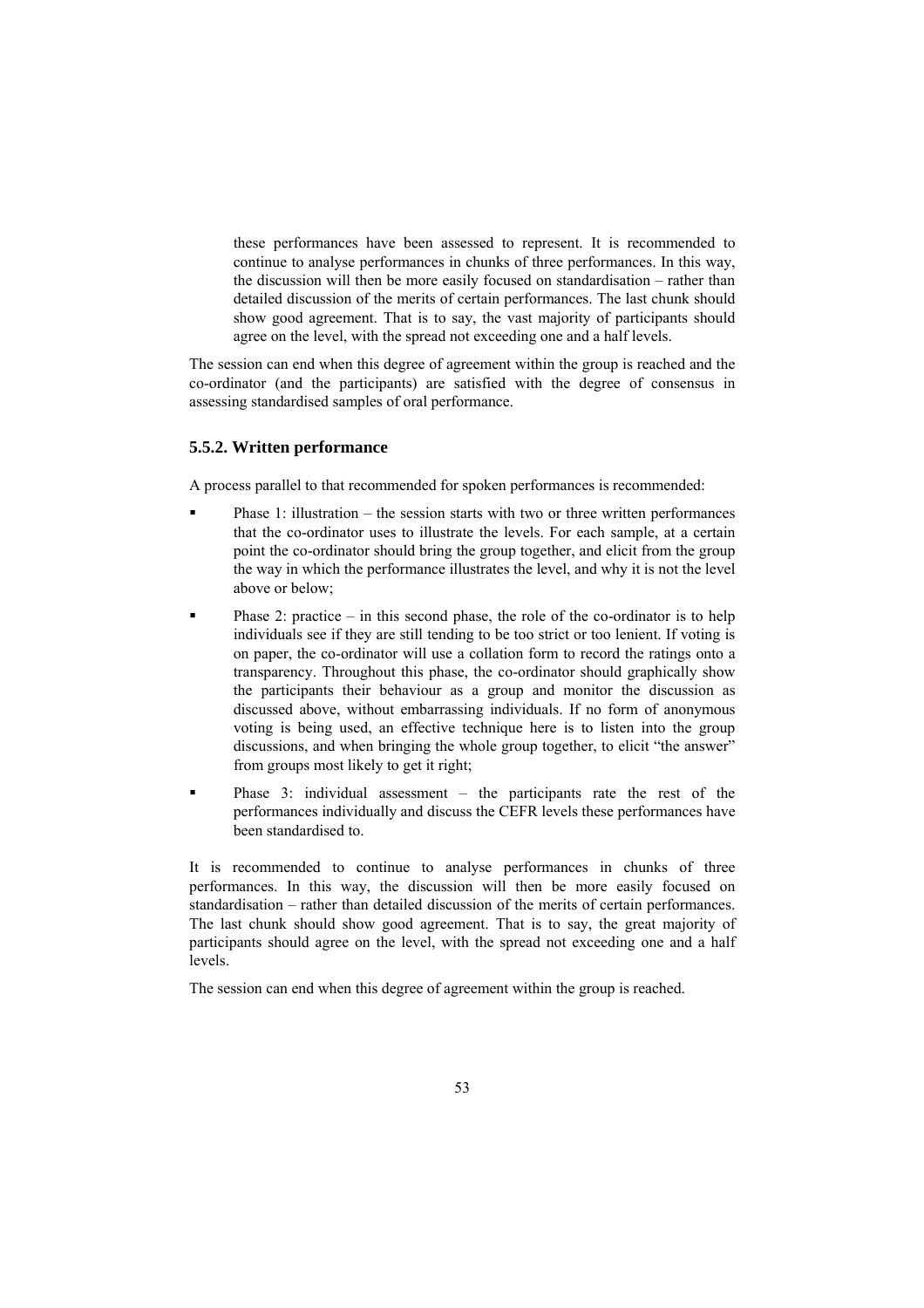these performances have been assessed to represent. It is recommended to continue to analyse performances in chunks of three performances. In this way, the discussion will then be more easily focused on standardisation – rather than detailed discussion of the merits of certain performances. The last chunk should show good agreement. That is to say, the vast majority of participants should agree on the level, with the spread not exceeding one and a half levels.

The session can end when this degree of agreement within the group is reached and the co-ordinator (and the participants) are satisfied with the degree of consensus in assessing standardised samples of oral performance.

### 5.5.2. Written performance

A process parallel to that recommended for spoken performances is recommended:

- Phase 1: illustration – the session starts with two or three written performances that the co-ordinator uses to illustrate the levels. For each sample, at a certain point the co-ordinator should bring the group together, and elicit from the group the way in which the performance illustrates the level, and why it is not the level above or below;
- Phase 2: practice – in this second phase, the role of the co-ordinator is to help individuals see if they are still tending to be too strict or too lenient. If voting is on paper, the co-ordinator will use a collation form to record the ratings onto a transparency. Throughout this phase, the co-ordinator should graphically show the participants their behaviour as a group and monitor the discussion as discussed above, without embarrassing individuals. If no form of anonymous voting is being used, an effective technique here is to listen into the group discussions, and when bringing the whole group together, to elicit "the answer" from groups most likely to get it right;
- Phase 3: individual assessment – the participants rate the rest of the performances individually and discuss the CEFR levels these performances have been standardised to.

It is recommended to continue to analyse performances in chunks of three performances. In this way, the discussion will then be more easily focused on standardisation – rather than detailed discussion of the merits of certain performances. The last chunk should show good agreement. That is to say, the great majority of participants should agree on the level, with the spread not exceeding one and a half levels.

The session can end when this degree of agreement within the group is reached.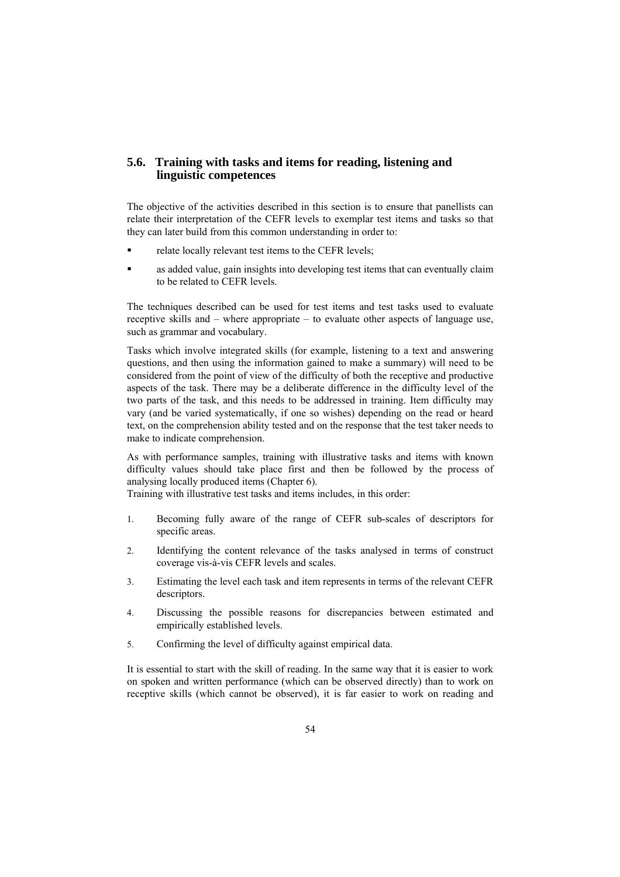## 5.6. Training with tasks and items for reading, listening and linguistic competences

The objective of the activities described in this section is to ensure that panellists can relate their interpretation of the CEFR levels to exemplar test items and tasks so that they can later build from this common understanding in order to:

- relate locally relevant test items to the CEFR levels;
- as added value, gain insights into developing test items that can eventually claim to be related to CEFR levels.

The techniques described can be used for test items and test tasks used to evaluate receptive skills and – where appropriate – to evaluate other aspects of language use, such as grammar and vocabulary.

Tasks which involve integrated skills (for example, listening to a text and answering questions, and then using the information gained to make a summary) will need to be considered from the point of view of the difficulty of both the receptive and productive aspects of the task. There may be a deliberate difference in the difficulty level of the two parts of the task, and this needs to be addressed in training. Item difficulty may vary (and be varied systematically, if one so wishes) depending on the read or heard text, on the comprehension ability tested and on the response that the test taker needs to make to indicate comprehension.

As with performance samples, training with illustrative tasks and items with known difficulty values should take place first and then be followed by the process of analysing locally produced items (Chapter 6).
Training with illustrative test tasks and items includes, in this order:

1. Becoming fully aware of the range of CEFR sub-scales of descriptors for specific areas.
2. Identifying the content relevance of the tasks analysed in terms of construct coverage vis-à-vis CEFR levels and scales.
3. Estimating the level each task and item represents in terms of the relevant CEFR descriptors.
4. Discussing the possible reasons for discrepancies between estimated and empirically established levels.
5. Confirming the level of difficulty against empirical data.

It is essential to start with the skill of reading. In the same way that it is easier to work on spoken and written performance (which can be observed directly) than to work on receptive skills (which cannot be observed), it is far easier to work on reading and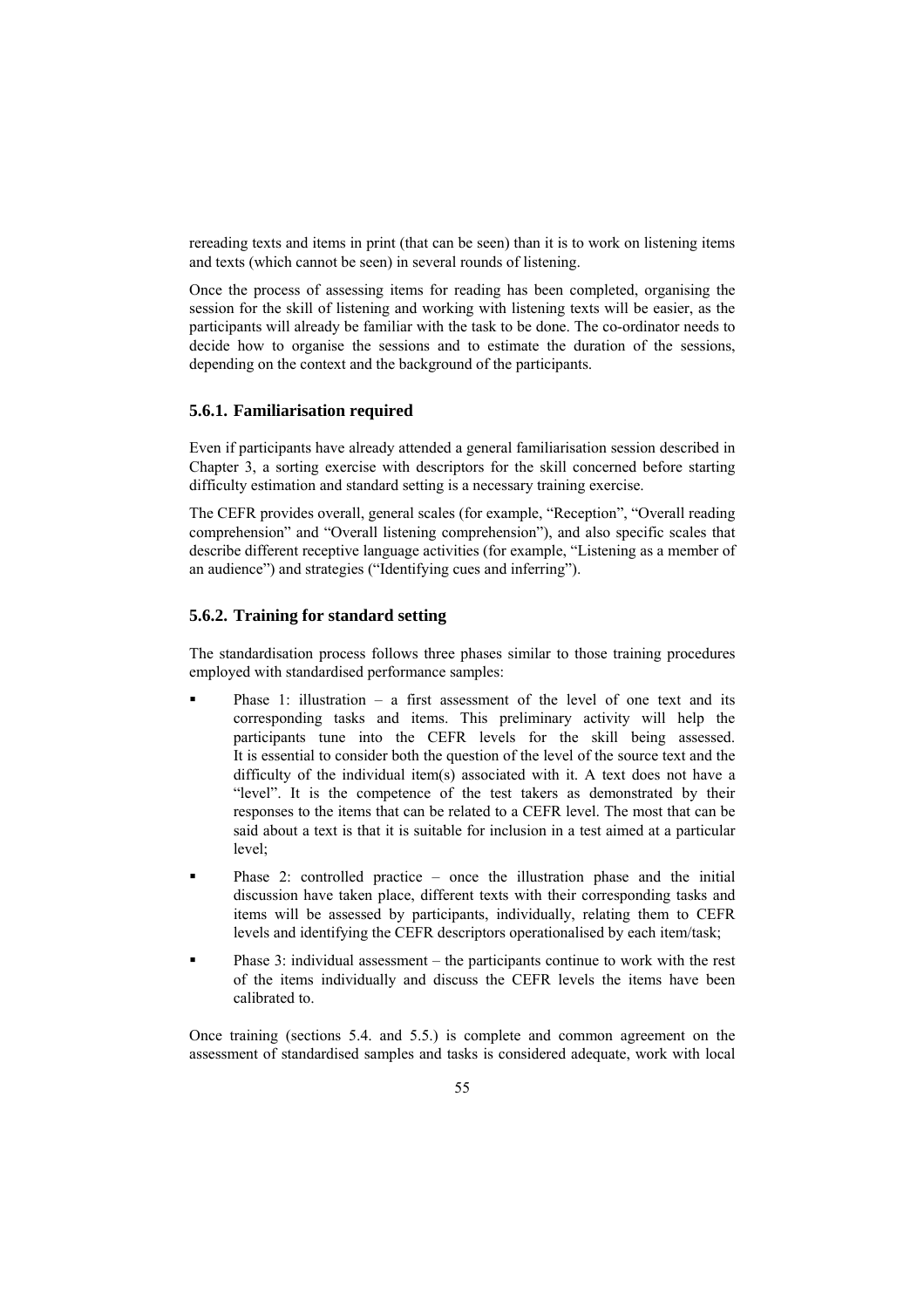rereading texts and items in print (that can be seen) than it is to work on listening items and texts (which cannot be seen) in several rounds of listening.

Once the process of assessing items for reading has been completed, organising the session for the skill of listening and working with listening texts will be easier, as the participants will already be familiar with the task to be done. The co-ordinator needs to decide how to organise the sessions and to estimate the duration of the sessions, depending on the context and the background of the participants.

### 5.6.1. Familiarisation required

Even if participants have already attended a general familiarisation session described in Chapter 3, a sorting exercise with descriptors for the skill concerned before starting difficulty estimation and standard setting is a necessary training exercise.

The CEFR provides overall, general scales (for example, “Reception”, “Overall reading comprehension” and “Overall listening comprehension”), and also specific scales that describe different receptive language activities (for example, “Listening as a member of an audience”) and strategies (“Identifying cues and inferring”).

### 5.6.2. Training for standard setting

The standardisation process follows three phases similar to those training procedures employed with standardised performance samples:

- Phase 1: illustration – a first assessment of the level of one text and its corresponding tasks and items. This preliminary activity will help the participants tune into the CEFR levels for the skill being assessed. It is essential to consider both the question of the level of the source text and the difficulty of the individual item(s) associated with it. A text does not have a “level”. It is the competence of the test takers as demonstrated by their responses to the items that can be related to a CEFR level. The most that can be said about a text is that it is suitable for inclusion in a test aimed at a particular level;
- Phase 2: controlled practice – once the illustration phase and the initial discussion have taken place, different texts with their corresponding tasks and items will be assessed by participants, individually, relating them to CEFR levels and identifying the CEFR descriptors operationalised by each item/task;
- Phase 3: individual assessment – the participants continue to work with the rest of the items individually and discuss the CEFR levels the items have been calibrated to.

Once training (sections 5.4. and 5.5.) is complete and common agreement on the assessment of standardised samples and tasks is considered adequate, work with local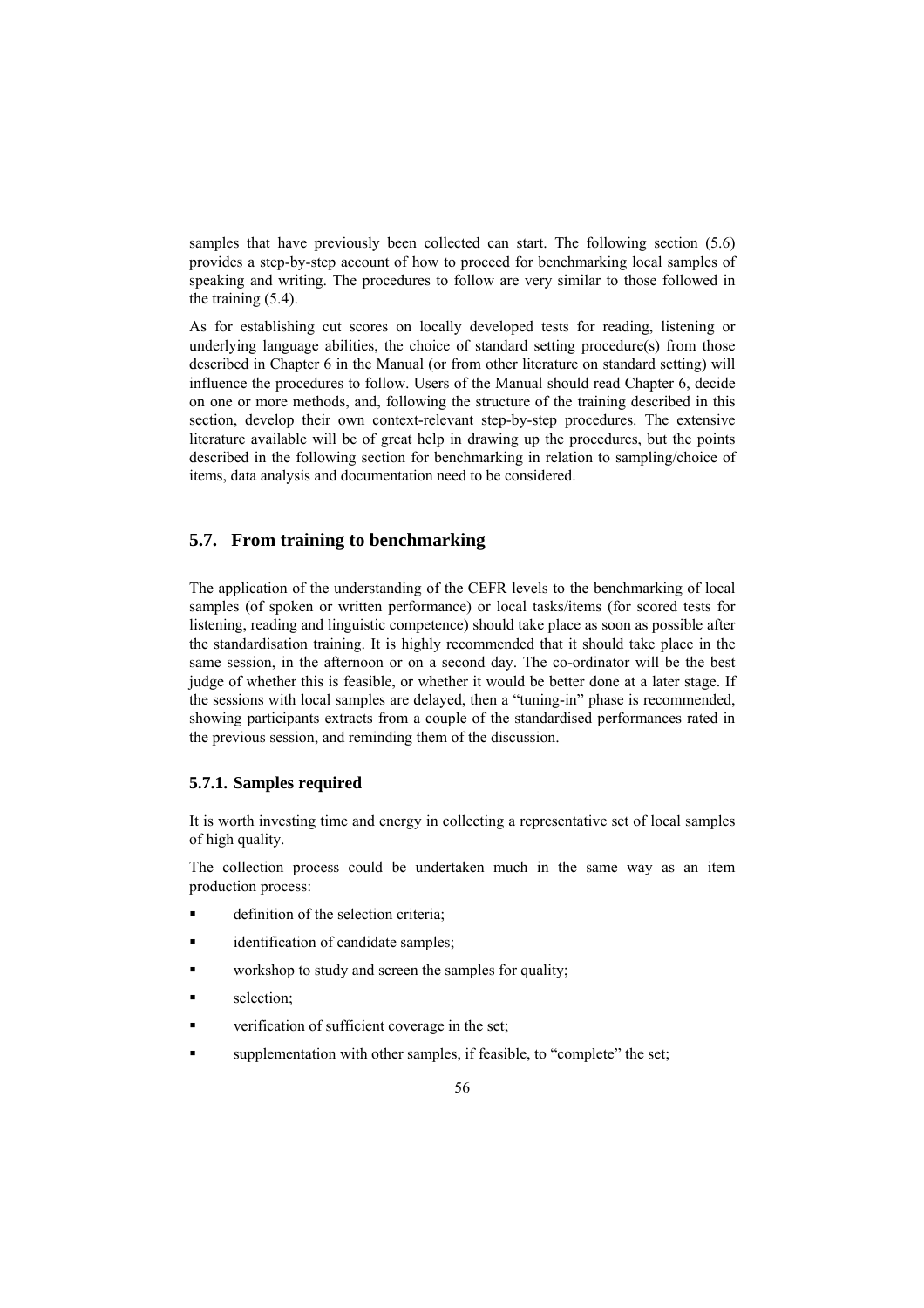samples that have previously been collected can start. The following section (5.6) provides a step-by-step account of how to proceed for benchmarking local samples of speaking and writing. The procedures to follow are very similar to those followed in the training (5.4).

As for establishing cut scores on locally developed tests for reading, listening or underlying language abilities, the choice of standard setting procedure(s) from those described in Chapter 6 in the Manual (or from other literature on standard setting) will influence the procedures to follow. Users of the Manual should read Chapter 6, decide on one or more methods, and, following the structure of the training described in this section, develop their own context-relevant step-by-step procedures. The extensive literature available will be of great help in drawing up the procedures, but the points described in the following section for benchmarking in relation to sampling/choice of items, data analysis and documentation need to be considered.

## 5.7. From training to benchmarking

The application of the understanding of the CEFR levels to the benchmarking of local samples (of spoken or written performance) or local tasks/items (for scored tests for listening, reading and linguistic competence) should take place as soon as possible after the standardisation training. It is highly recommended that it should take place in the same session, in the afternoon or on a second day. The co-ordinator will be the best judge of whether this is feasible, or whether it would be better done at a later stage. If the sessions with local samples are delayed, then a "tuning-in" phase is recommended, showing participants extracts from a couple of the standardised performances rated in the previous session, and reminding them of the discussion.

### 5.7.1. Samples required

It is worth investing time and energy in collecting a representative set of local samples of high quality.

The collection process could be undertaken much in the same way as an item production process:

- definition of the selection criteria;
- identification of candidate samples;
- workshop to study and screen the samples for quality;
- selection;
- verification of sufficient coverage in the set;
- supplementation with other samples, if feasible, to "complete" the set;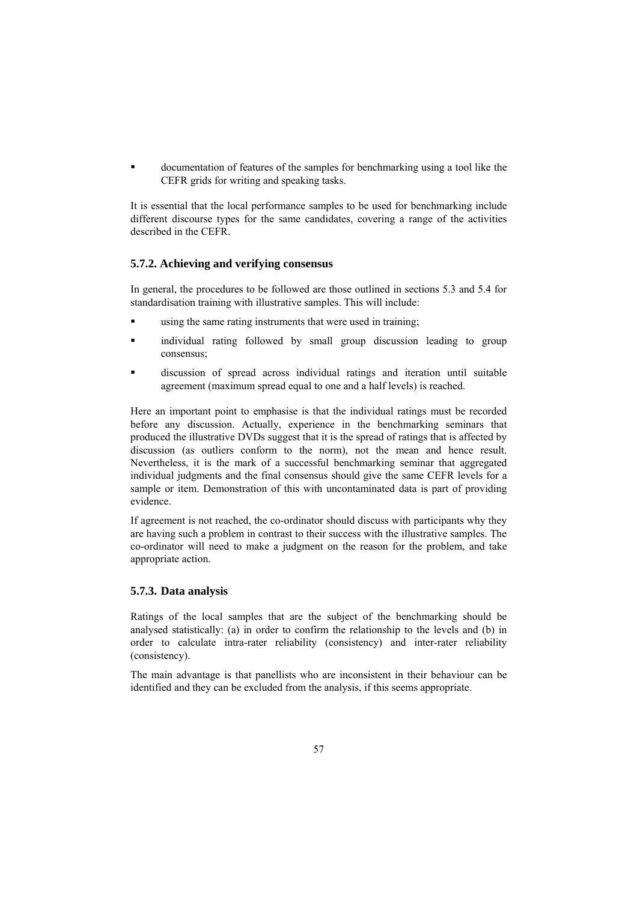- documentation of features of the samples for benchmarking using a tool like the CEFR grids for writing and speaking tasks.

It is essential that the local performance samples to be used for benchmarking include different discourse types for the same candidates, covering a range of the activities described in the CEFR.

### 5.7.2. Achieving and verifying consensus

In general, the procedures to be followed are those outlined in sections 5.3 and 5.4 for standardisation training with illustrative samples. This will include:

- using the same rating instruments that were used in training;
- individual rating followed by small group discussion leading to group consensus;
- discussion of spread across individual ratings and iteration until suitable agreement (maximum spread equal to one and a half levels) is reached.

Here an important point to emphasise is that the individual ratings must be recorded before any discussion. Actually, experience in the benchmarking seminars that produced the illustrative DVDs suggest that it is the spread of ratings that is affected by discussion (as outliers conform to the norm), not the mean and hence result. Nevertheless, it is the mark of a successful benchmarking seminar that aggregated individual judgments and the final consensus should give the same CEFR levels for a sample or item. Demonstration of this with uncontaminated data is part of providing evidence.

If agreement is not reached, the co-ordinator should discuss with participants why they are having such a problem in contrast to their success with the illustrative samples. The co-ordinator will need to make a judgment on the reason for the problem, and take appropriate action.

### 5.7.3. Data analysis

Ratings of the local samples that are the subject of the benchmarking should be analysed statistically: (a) in order to confirm the relationship to the levels and (b) in order to calculate intra-rater reliability (consistency) and inter-rater reliability (consistency).

The main advantage is that panellists who are inconsistent in their behaviour can be identified and they can be excluded from the analysis, if this seems appropriate.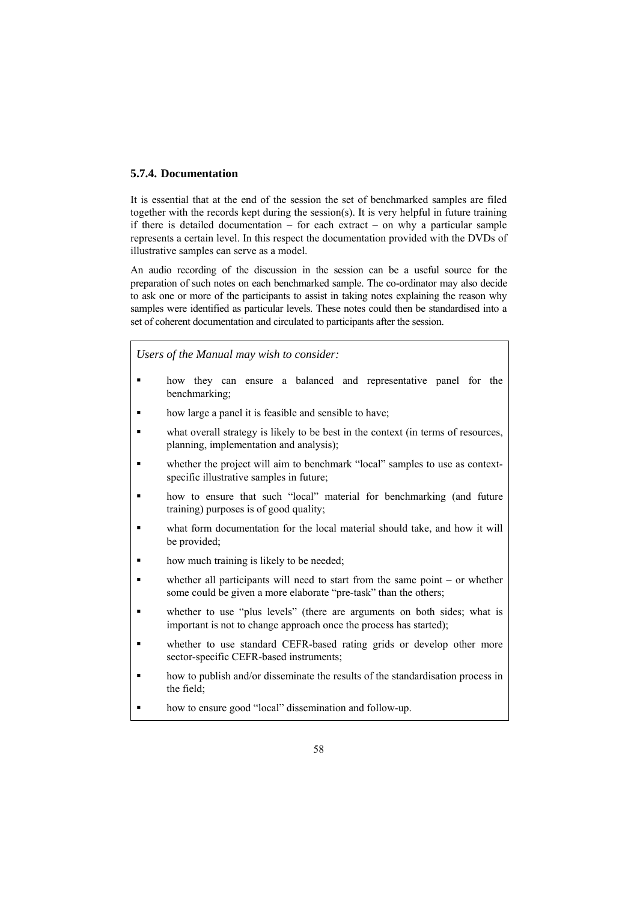### 5.7.4. Documentation

It is essential that at the end of the session the set of benchmarked samples are filed together with the records kept during the session(s). It is very helpful in future training if there is detailed documentation – for each extract – on why a particular sample represents a certain level. In this respect the documentation provided with the DVDs of illustrative samples can serve as a model.

An audio recording of the discussion in the session can be a useful source for the preparation of such notes on each benchmarked sample. The co-ordinator may also decide to ask one or more of the participants to assist in taking notes explaining the reason why samples were identified as particular levels. These notes could then be standardised into a set of coherent documentation and circulated to participants after the session.

*Users of the Manual may wish to consider:*

- how they can ensure a balanced and representative panel for the benchmarking;
- how large a panel it is feasible and sensible to have;
- what overall strategy is likely to be best in the context (in terms of resources, planning, implementation and analysis);
- whether the project will aim to benchmark "local" samples to use as context-specific illustrative samples in future;
- how to ensure that such "local" material for benchmarking (and future training) purposes is of good quality;
- what form documentation for the local material should take, and how it will be provided;
- how much training is likely to be needed;
- whether all participants will need to start from the same point – or whether some could be given a more elaborate "pre-task" than the others;
- whether to use "plus levels" (there are arguments on both sides; what is important is not to change approach once the process has started);
- whether to use standard CEFR-based rating grids or develop other more sector-specific CEFR-based instruments;
- how to publish and/or disseminate the results of the standardisation process in the field;
- how to ensure good "local" dissemination and follow-up.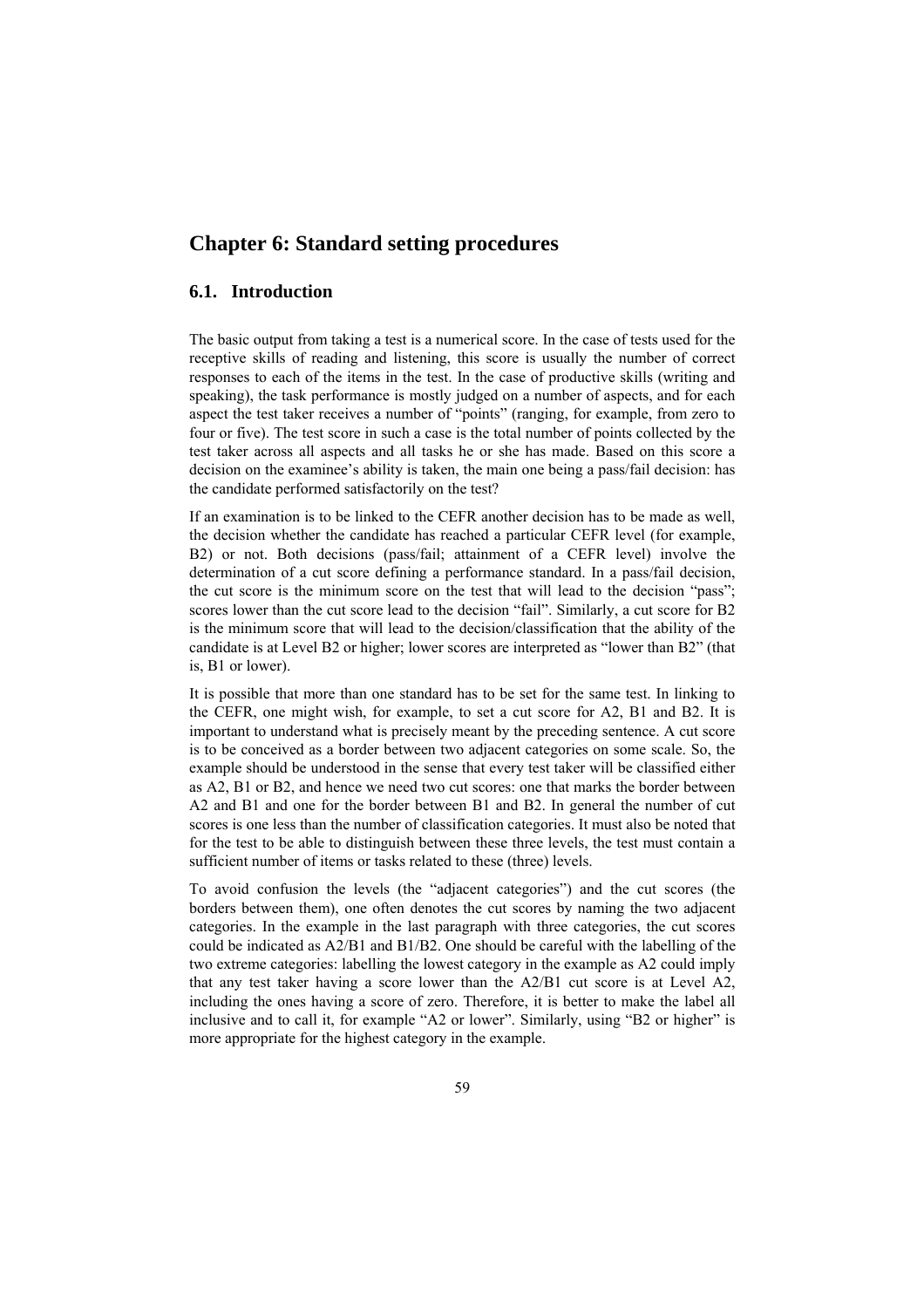# Chapter 6: Standard setting procedures

## 6.1. Introduction

The basic output from taking a test is a numerical score. In the case of tests used for the receptive skills of reading and listening, this score is usually the number of correct responses to each of the items in the test. In the case of productive skills (writing and speaking), the task performance is mostly judged on a number of aspects, and for each aspect the test taker receives a number of "points" (ranging, for example, from zero to four or five). The test score in such a case is the total number of points collected by the test taker across all aspects and all tasks he or she has made. Based on this score a decision on the examinee's ability is taken, the main one being a pass/fail decision: has the candidate performed satisfactorily on the test?

If an examination is to be linked to the CEFR another decision has to be made as well, the decision whether the candidate has reached a particular CEFR level (for example, B2) or not. Both decisions (pass/fail; attainment of a CEFR level) involve the determination of a cut score defining a performance standard. In a pass/fail decision, the cut score is the minimum score on the test that will lead to the decision "pass"; scores lower than the cut score lead to the decision "fail". Similarly, a cut score for B2 is the minimum score that will lead to the decision/classification that the ability of the candidate is at Level B2 or higher; lower scores are interpreted as "lower than B2" (that is, B1 or lower).

It is possible that more than one standard has to be set for the same test. In linking to the CEFR, one might wish, for example, to set a cut score for A2, B1 and B2. It is important to understand what is precisely meant by the preceding sentence. A cut score is to be conceived as a border between two adjacent categories on some scale. So, the example should be understood in the sense that every test taker will be classified either as A2, B1 or B2, and hence we need two cut scores: one that marks the border between A2 and B1 and one for the border between B1 and B2. In general the number of cut scores is one less than the number of classification categories. It must also be noted that for the test to be able to distinguish between these three levels, the test must contain a sufficient number of items or tasks related to these (three) levels.

To avoid confusion the levels (the "adjacent categories") and the cut scores (the borders between them), one often denotes the cut scores by naming the two adjacent categories. In the example in the last paragraph with three categories, the cut scores could be indicated as A2/B1 and B1/B2. One should be careful with the labelling of the two extreme categories: labelling the lowest category in the example as A2 could imply that any test taker having a score lower than the A2/B1 cut score is at Level A2, including the ones having a score of zero. Therefore, it is better to make the label all inclusive and to call it, for example "A2 or lower". Similarly, using "B2 or higher" is more appropriate for the highest category in the example.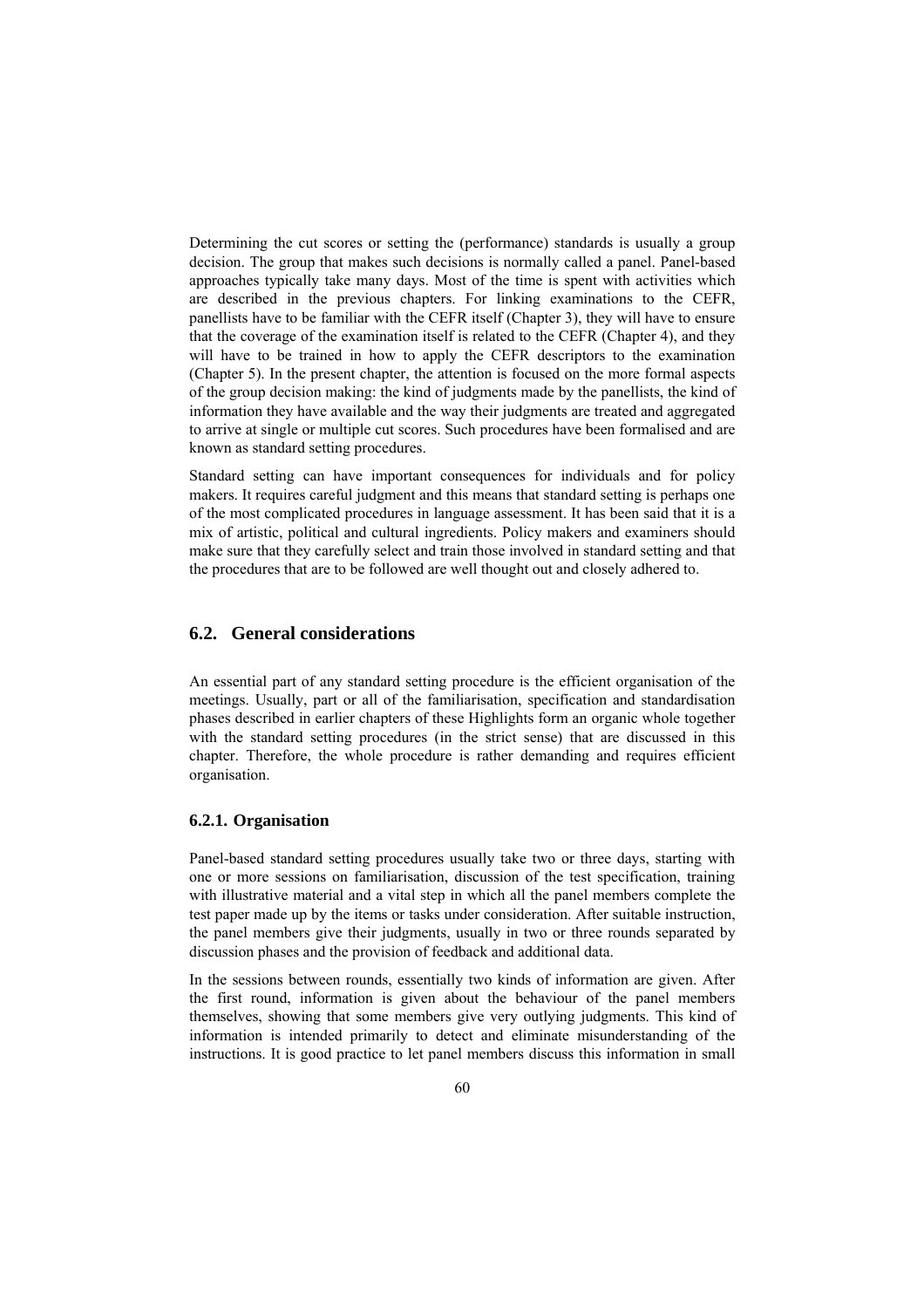Determining the cut scores or setting the (performance) standards is usually a group decision. The group that makes such decisions is normally called a panel. Panel-based approaches typically take many days. Most of the time is spent with activities which are described in the previous chapters. For linking examinations to the CEFR, panellists have to be familiar with the CEFR itself (Chapter 3), they will have to ensure that the coverage of the examination itself is related to the CEFR (Chapter 4), and they will have to be trained in how to apply the CEFR descriptors to the examination (Chapter 5). In the present chapter, the attention is focused on the more formal aspects of the group decision making: the kind of judgments made by the panellists, the kind of information they have available and the way their judgments are treated and aggregated to arrive at single or multiple cut scores. Such procedures have been formalised and are known as standard setting procedures.

Standard setting can have important consequences for individuals and for policy makers. It requires careful judgment and this means that standard setting is perhaps one of the most complicated procedures in language assessment. It has been said that it is a mix of artistic, political and cultural ingredients. Policy makers and examiners should make sure that they carefully select and train those involved in standard setting and that the procedures that are to be followed are well thought out and closely adhered to.

## 6.2. General considerations

An essential part of any standard setting procedure is the efficient organisation of the meetings. Usually, part or all of the familiarisation, specification and standardisation phases described in earlier chapters of these Highlights form an organic whole together with the standard setting procedures (in the strict sense) that are discussed in this chapter. Therefore, the whole procedure is rather demanding and requires efficient organisation.

### 6.2.1. Organisation

Panel-based standard setting procedures usually take two or three days, starting with one or more sessions on familiarisation, discussion of the test specification, training with illustrative material and a vital step in which all the panel members complete the test paper made up by the items or tasks under consideration. After suitable instruction, the panel members give their judgments, usually in two or three rounds separated by discussion phases and the provision of feedback and additional data.

In the sessions between rounds, essentially two kinds of information are given. After the first round, information is given about the behaviour of the panel members themselves, showing that some members give very outlying judgments. This kind of information is intended primarily to detect and eliminate misunderstanding of the instructions. It is good practice to let panel members discuss this information in small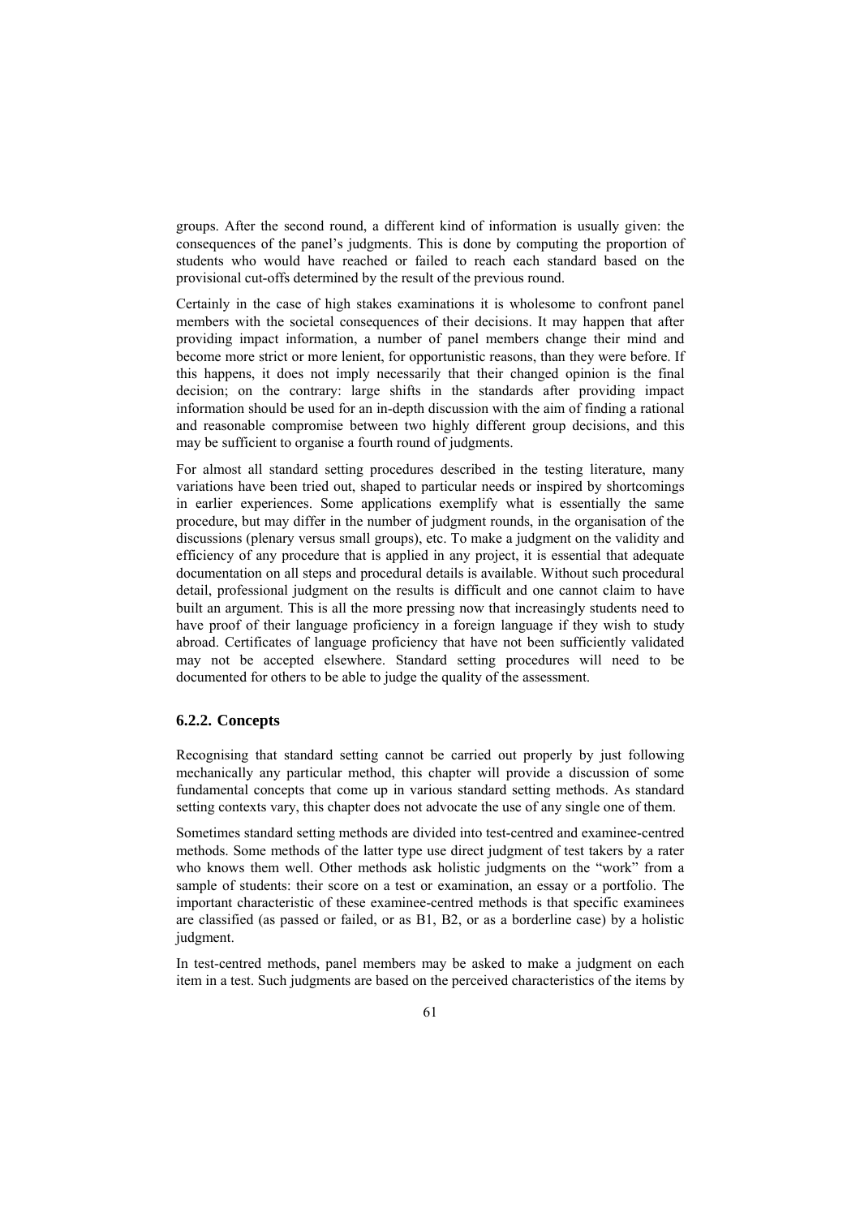groups. After the second round, a different kind of information is usually given: the consequences of the panel's judgments. This is done by computing the proportion of students who would have reached or failed to reach each standard based on the provisional cut-offs determined by the result of the previous round.

Certainly in the case of high stakes examinations it is wholesome to confront panel members with the societal consequences of their decisions. It may happen that after providing impact information, a number of panel members change their mind and become more strict or more lenient, for opportunistic reasons, than they were before. If this happens, it does not imply necessarily that their changed opinion is the final decision; on the contrary: large shifts in the standards after providing impact information should be used for an in-depth discussion with the aim of finding a rational and reasonable compromise between two highly different group decisions, and this may be sufficient to organise a fourth round of judgments.

For almost all standard setting procedures described in the testing literature, many variations have been tried out, shaped to particular needs or inspired by shortcomings in earlier experiences. Some applications exemplify what is essentially the same procedure, but may differ in the number of judgment rounds, in the organisation of the discussions (plenary versus small groups), etc. To make a judgment on the validity and efficiency of any procedure that is applied in any project, it is essential that adequate documentation on all steps and procedural details is available. Without such procedural detail, professional judgment on the results is difficult and one cannot claim to have built an argument. This is all the more pressing now that increasingly students need to have proof of their language proficiency in a foreign language if they wish to study abroad. Certificates of language proficiency that have not been sufficiently validated may not be accepted elsewhere. Standard setting procedures will need to be documented for others to be able to judge the quality of the assessment.

### 6.2.2. Concepts

Recognising that standard setting cannot be carried out properly by just following mechanically any particular method, this chapter will provide a discussion of some fundamental concepts that come up in various standard setting methods. As standard setting contexts vary, this chapter does not advocate the use of any single one of them.

Sometimes standard setting methods are divided into test-centred and examinee-centred methods. Some methods of the latter type use direct judgment of test takers by a rater who knows them well. Other methods ask holistic judgments on the "work" from a sample of students: their score on a test or examination, an essay or a portfolio. The important characteristic of these examinee-centred methods is that specific examinees are classified (as passed or failed, or as B1, B2, or as a borderline case) by a holistic judgment.

In test-centred methods, panel members may be asked to make a judgment on each item in a test. Such judgments are based on the perceived characteristics of the items by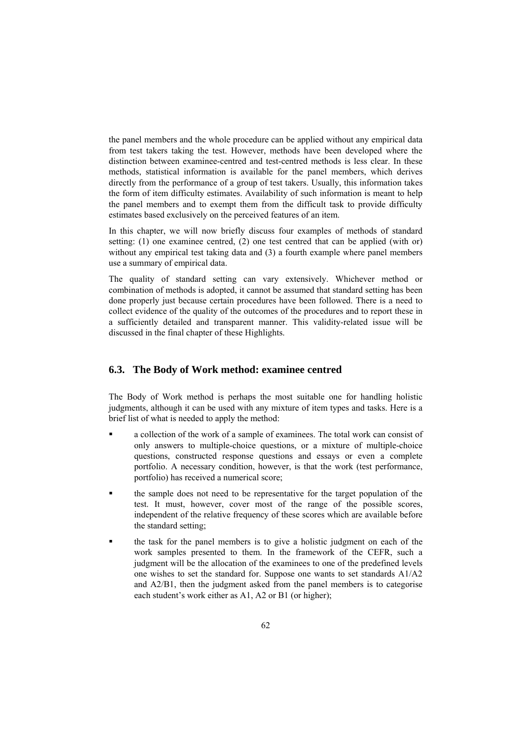the panel members and the whole procedure can be applied without any empirical data from test takers taking the test. However, methods have been developed where the distinction between examinee-centred and test-centred methods is less clear. In these methods, statistical information is available for the panel members, which derives directly from the performance of a group of test takers. Usually, this information takes the form of item difficulty estimates. Availability of such information is meant to help the panel members and to exempt them from the difficult task to provide difficulty estimates based exclusively on the perceived features of an item.

In this chapter, we will now briefly discuss four examples of methods of standard setting: (1) one examinee centred, (2) one test centred that can be applied (with or) without any empirical test taking data and (3) a fourth example where panel members use a summary of empirical data.

The quality of standard setting can vary extensively. Whichever method or combination of methods is adopted, it cannot be assumed that standard setting has been done properly just because certain procedures have been followed. There is a need to collect evidence of the quality of the outcomes of the procedures and to report these in a sufficiently detailed and transparent manner. This validity-related issue will be discussed in the final chapter of these Highlights.

## 6.3. The Body of Work method: examinee centred

The Body of Work method is perhaps the most suitable one for handling holistic judgments, although it can be used with any mixture of item types and tasks. Here is a brief list of what is needed to apply the method:

- a collection of the work of a sample of examinees. The total work can consist of only answers to multiple-choice questions, or a mixture of multiple-choice questions, constructed response questions and essays or even a complete portfolio. A necessary condition, however, is that the work (test performance, portfolio) has received a numerical score;
- the sample does not need to be representative for the target population of the test. It must, however, cover most of the range of the possible scores, independent of the relative frequency of these scores which are available before the standard setting;
- the task for the panel members is to give a holistic judgment on each of the work samples presented to them. In the framework of the CEFR, such a judgment will be the allocation of the examinees to one of the predefined levels one wishes to set the standard for. Suppose one wants to set standards A1/A2 and A2/B1, then the judgment asked from the panel members is to categorise each student's work either as A1, A2 or B1 (or higher);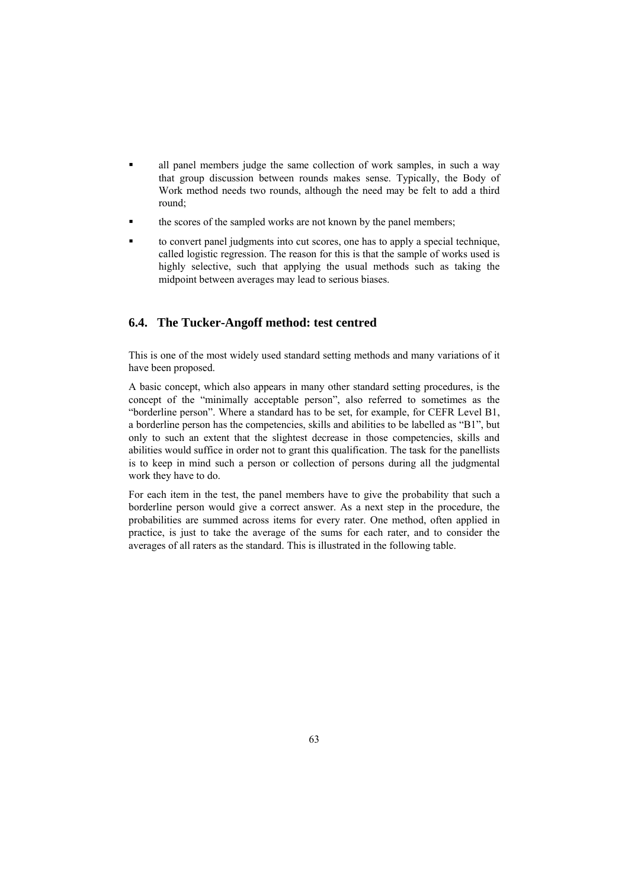- all panel members judge the same collection of work samples, in such a way that group discussion between rounds makes sense. Typically, the Body of Work method needs two rounds, although the need may be felt to add a third round;
- the scores of the sampled works are not known by the panel members;
- to convert panel judgments into cut scores, one has to apply a special technique, called logistic regression. The reason for this is that the sample of works used is highly selective, such that applying the usual methods such as taking the midpoint between averages may lead to serious biases.

## 6.4. The Tucker-Angoff method: test centred

This is one of the most widely used standard setting methods and many variations of it have been proposed.

A basic concept, which also appears in many other standard setting procedures, is the concept of the "minimally acceptable person", also referred to sometimes as the "borderline person". Where a standard has to be set, for example, for CEFR Level B1, a borderline person has the competencies, skills and abilities to be labelled as "B1", but only to such an extent that the slightest decrease in those competencies, skills and abilities would suffice in order not to grant this qualification. The task for the panellists is to keep in mind such a person or collection of persons during all the judgmental work they have to do.

For each item in the test, the panel members have to give the probability that such a borderline person would give a correct answer. As a next step in the procedure, the probabilities are summed across items for every rater. One method, often applied in practice, is just to take the average of the sums for each rater, and to consider the averages of all raters as the standard. This is illustrated in the following table.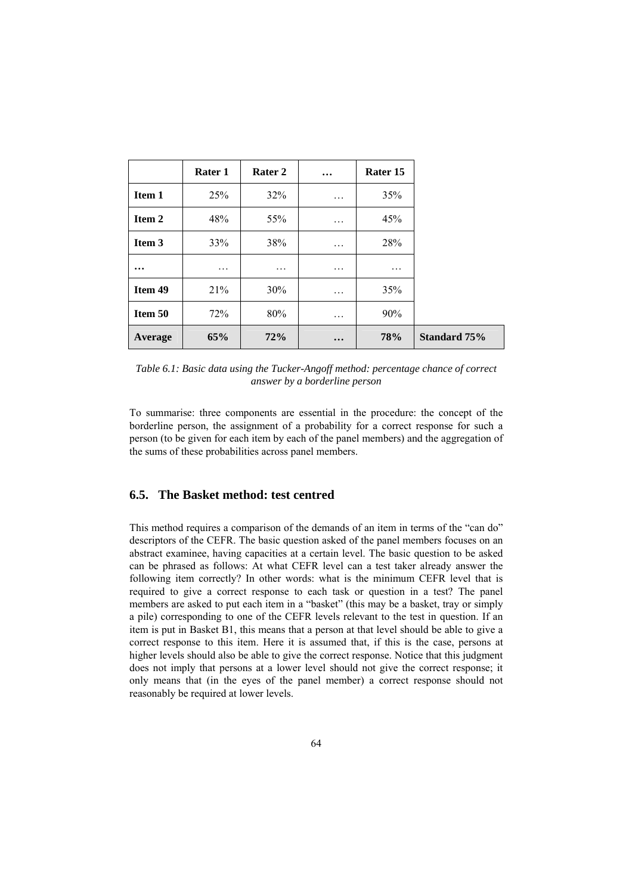| | Rater 1 | Rater 2 | … | Rater 15 | |
|---|---|---|---|---|---|
| **Item 1** | 25% | 32% | … | 35% | |
| **Item 2** | 48% | 55% | … | 45% | |
| **Item 3** | 33% | 38% | … | 28% | |
| **…** | … | … | … | … | |
| **Item 49** | 21% | 30% | … | 35% | |
| **Item 50** | 72% | 80% | … | 90% | |
| **Average** | **65%** | **72%** | **…** | **78%** | **Standard 75%** |

*Table 6.1: Basic data using the Tucker-Angoff method: percentage chance of correct answer by a borderline person*

To summarise: three components are essential in the procedure: the concept of the borderline person, the assignment of a probability for a correct response for such a person (to be given for each item by each of the panel members) and the aggregation of the sums of these probabilities across panel members.

## 6.5. The Basket method: test centred

This method requires a comparison of the demands of an item in terms of the "can do" descriptors of the CEFR. The basic question asked of the panel members focuses on an abstract examinee, having capacities at a certain level. The basic question to be asked can be phrased as follows: At what CEFR level can a test taker already answer the following item correctly? In other words: what is the minimum CEFR level that is required to give a correct response to each task or question in a test? The panel members are asked to put each item in a "basket" (this may be a basket, tray or simply a pile) corresponding to one of the CEFR levels relevant to the test in question. If an item is put in Basket B1, this means that a person at that level should be able to give a correct response to this item. Here it is assumed that, if this is the case, persons at higher levels should also be able to give the correct response. Notice that this judgment does not imply that persons at a lower level should not give the correct response; it only means that (in the eyes of the panel member) a correct response should not reasonably be required at lower levels.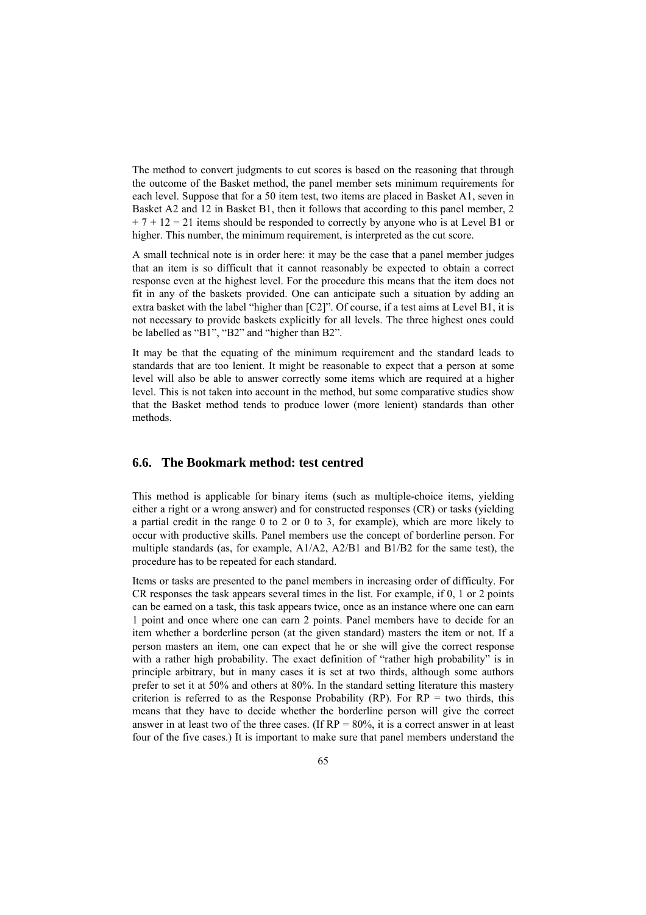The method to convert judgments to cut scores is based on the reasoning that through the outcome of the Basket method, the panel member sets minimum requirements for each level. Suppose that for a 50 item test, two items are placed in Basket A1, seven in Basket A2 and 12 in Basket B1, then it follows that according to this panel member, 2 + 7 + 12 = 21 items should be responded to correctly by anyone who is at Level B1 or higher. This number, the minimum requirement, is interpreted as the cut score.

A small technical note is in order here: it may be the case that a panel member judges that an item is so difficult that it cannot reasonably be expected to obtain a correct response even at the highest level. For the procedure this means that the item does not fit in any of the baskets provided. One can anticipate such a situation by adding an extra basket with the label "higher than [C2]". Of course, if a test aims at Level B1, it is not necessary to provide baskets explicitly for all levels. The three highest ones could be labelled as "B1", "B2" and "higher than B2".

It may be that the equating of the minimum requirement and the standard leads to standards that are too lenient. It might be reasonable to expect that a person at some level will also be able to answer correctly some items which are required at a higher level. This is not taken into account in the method, but some comparative studies show that the Basket method tends to produce lower (more lenient) standards than other methods.

## 6.6. The Bookmark method: test centred

This method is applicable for binary items (such as multiple-choice items, yielding either a right or a wrong answer) and for constructed responses (CR) or tasks (yielding a partial credit in the range 0 to 2 or 0 to 3, for example), which are more likely to occur with productive skills. Panel members use the concept of borderline person. For multiple standards (as, for example, A1/A2, A2/B1 and B1/B2 for the same test), the procedure has to be repeated for each standard.

Items or tasks are presented to the panel members in increasing order of difficulty. For CR responses the task appears several times in the list. For example, if 0, 1 or 2 points can be earned on a task, this task appears twice, once as an instance where one can earn 1 point and once where one can earn 2 points. Panel members have to decide for an item whether a borderline person (at the given standard) masters the item or not. If a person masters an item, one can expect that he or she will give the correct response with a rather high probability. The exact definition of "rather high probability" is in principle arbitrary, but in many cases it is set at two thirds, although some authors prefer to set it at 50% and others at 80%. In the standard setting literature this mastery criterion is referred to as the Response Probability (RP). For RP = two thirds, this means that they have to decide whether the borderline person will give the correct answer in at least two of the three cases. (If RP = 80%, it is a correct answer in at least four of the five cases.) It is important to make sure that panel members understand the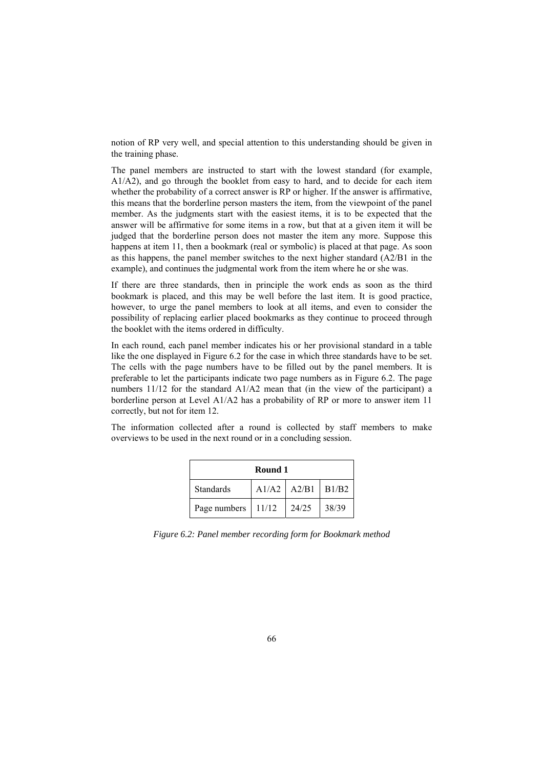notion of RP very well, and special attention to this understanding should be given in the training phase.

The panel members are instructed to start with the lowest standard (for example, A1/A2), and go through the booklet from easy to hard, and to decide for each item whether the probability of a correct answer is RP or higher. If the answer is affirmative, this means that the borderline person masters the item, from the viewpoint of the panel member. As the judgments start with the easiest items, it is to be expected that the answer will be affirmative for some items in a row, but that at a given item it will be judged that the borderline person does not master the item any more. Suppose this happens at item 11, then a bookmark (real or symbolic) is placed at that page. As soon as this happens, the panel member switches to the next higher standard (A2/B1 in the example), and continues the judgmental work from the item where he or she was.

If there are three standards, then in principle the work ends as soon as the third bookmark is placed, and this may be well before the last item. It is good practice, however, to urge the panel members to look at all items, and even to consider the possibility of replacing earlier placed bookmarks as they continue to proceed through the booklet with the items ordered in difficulty.

In each round, each panel member indicates his or her provisional standard in a table like the one displayed in Figure 6.2 for the case in which three standards have to be set. The cells with the page numbers have to be filled out by the panel members. It is preferable to let the participants indicate two page numbers as in Figure 6.2. The page numbers 11/12 for the standard A1/A2 mean that (in the view of the participant) a borderline person at Level A1/A2 has a probability of RP or more to answer item 11 correctly, but not for item 12.

The information collected after a round is collected by staff members to make overviews to be used in the next round or in a concluding session.

| **Round 1** | | | |
|---|---|---|---|
| Standards | A1/A2 | A2/B1 | B1/B2 |
| Page numbers | 11/12 | 24/25 | 38/39 |

*Figure 6.2: Panel member recording form for Bookmark method*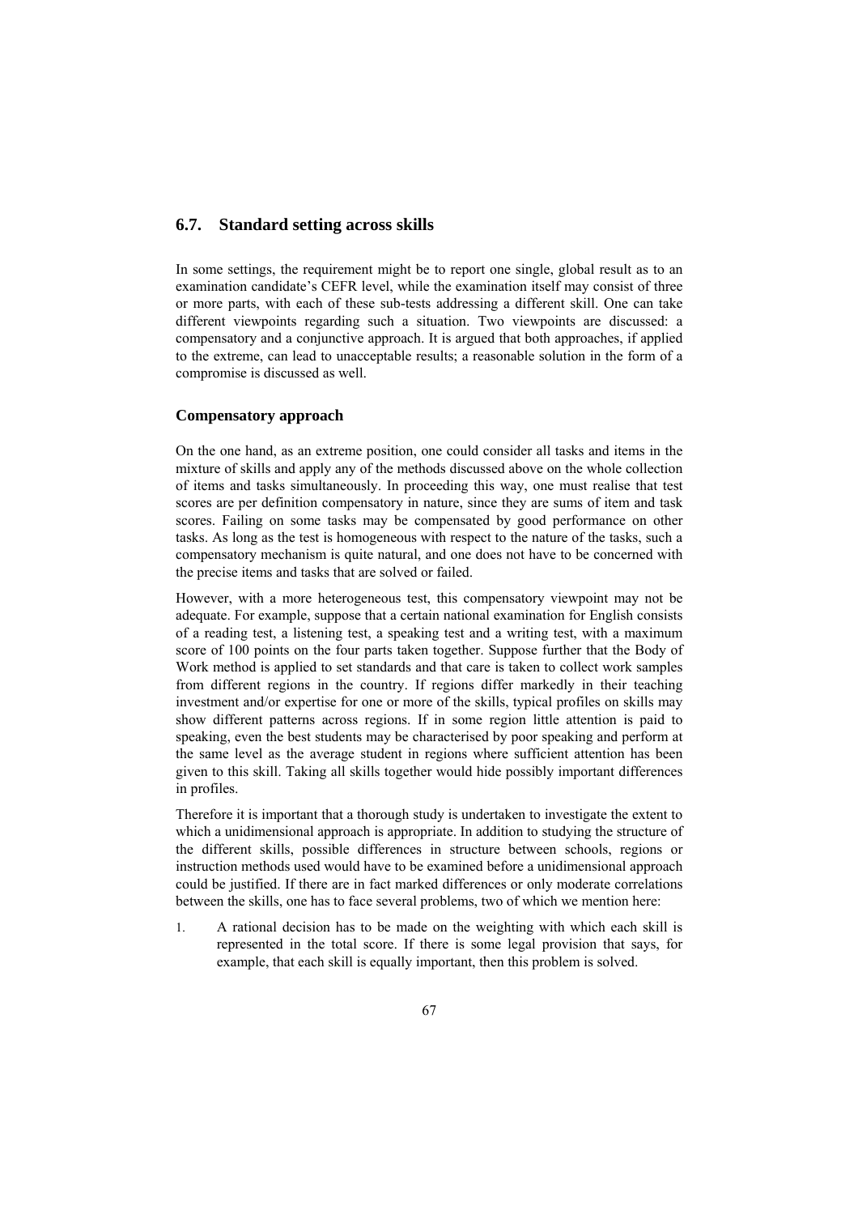## 6.7. Standard setting across skills

In some settings, the requirement might be to report one single, global result as to an examination candidate's CEFR level, while the examination itself may consist of three or more parts, with each of these sub-tests addressing a different skill. One can take different viewpoints regarding such a situation. Two viewpoints are discussed: a compensatory and a conjunctive approach. It is argued that both approaches, if applied to the extreme, can lead to unacceptable results; a reasonable solution in the form of a compromise is discussed as well.

### Compensatory approach

On the one hand, as an extreme position, one could consider all tasks and items in the mixture of skills and apply any of the methods discussed above on the whole collection of items and tasks simultaneously. In proceeding this way, one must realise that test scores are per definition compensatory in nature, since they are sums of item and task scores. Failing on some tasks may be compensated by good performance on other tasks. As long as the test is homogeneous with respect to the nature of the tasks, such a compensatory mechanism is quite natural, and one does not have to be concerned with the precise items and tasks that are solved or failed.

However, with a more heterogeneous test, this compensatory viewpoint may not be adequate. For example, suppose that a certain national examination for English consists of a reading test, a listening test, a speaking test and a writing test, with a maximum score of 100 points on the four parts taken together. Suppose further that the Body of Work method is applied to set standards and that care is taken to collect work samples from different regions in the country. If regions differ markedly in their teaching investment and/or expertise for one or more of the skills, typical profiles on skills may show different patterns across regions. If in some region little attention is paid to speaking, even the best students may be characterised by poor speaking and perform at the same level as the average student in regions where sufficient attention has been given to this skill. Taking all skills together would hide possibly important differences in profiles.

Therefore it is important that a thorough study is undertaken to investigate the extent to which a unidimensional approach is appropriate. In addition to studying the structure of the different skills, possible differences in structure between schools, regions or instruction methods used would have to be examined before a unidimensional approach could be justified. If there are in fact marked differences or only moderate correlations between the skills, one has to face several problems, two of which we mention here:

1. A rational decision has to be made on the weighting with which each skill is represented in the total score. If there is some legal provision that says, for example, that each skill is equally important, then this problem is solved.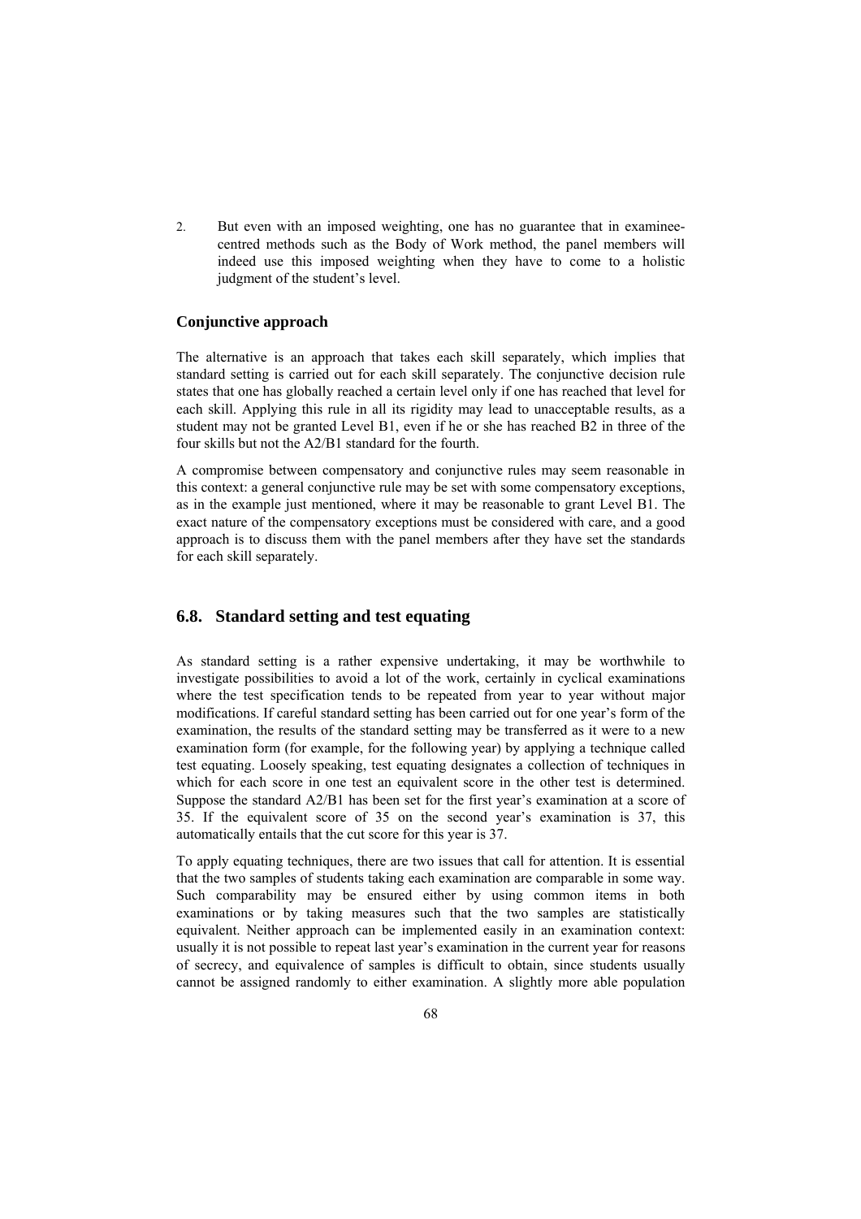2. But even with an imposed weighting, one has no guarantee that in examinee-centred methods such as the Body of Work method, the panel members will indeed use this imposed weighting when they have to come to a holistic judgment of the student's level.

### Conjunctive approach

The alternative is an approach that takes each skill separately, which implies that standard setting is carried out for each skill separately. The conjunctive decision rule states that one has globally reached a certain level only if one has reached that level for each skill. Applying this rule in all its rigidity may lead to unacceptable results, as a student may not be granted Level B1, even if he or she has reached B2 in three of the four skills but not the A2/B1 standard for the fourth.

A compromise between compensatory and conjunctive rules may seem reasonable in this context: a general conjunctive rule may be set with some compensatory exceptions, as in the example just mentioned, where it may be reasonable to grant Level B1. The exact nature of the compensatory exceptions must be considered with care, and a good approach is to discuss them with the panel members after they have set the standards for each skill separately.

## 6.8. Standard setting and test equating

As standard setting is a rather expensive undertaking, it may be worthwhile to investigate possibilities to avoid a lot of the work, certainly in cyclical examinations where the test specification tends to be repeated from year to year without major modifications. If careful standard setting has been carried out for one year's form of the examination, the results of the standard setting may be transferred as it were to a new examination form (for example, for the following year) by applying a technique called test equating. Loosely speaking, test equating designates a collection of techniques in which for each score in one test an equivalent score in the other test is determined. Suppose the standard A2/B1 has been set for the first year's examination at a score of 35. If the equivalent score of 35 on the second year's examination is 37, this automatically entails that the cut score for this year is 37.

To apply equating techniques, there are two issues that call for attention. It is essential that the two samples of students taking each examination are comparable in some way. Such comparability may be ensured either by using common items in both examinations or by taking measures such that the two samples are statistically equivalent. Neither approach can be implemented easily in an examination context: usually it is not possible to repeat last year's examination in the current year for reasons of secrecy, and equivalence of samples is difficult to obtain, since students usually cannot be assigned randomly to either examination. A slightly more able population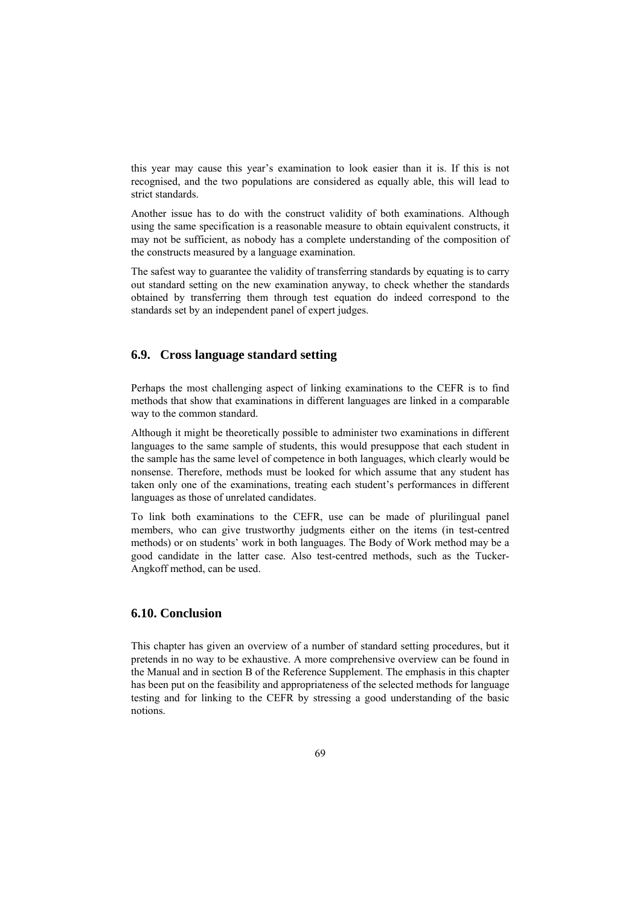this year may cause this year's examination to look easier than it is. If this is not recognised, and the two populations are considered as equally able, this will lead to strict standards.

Another issue has to do with the construct validity of both examinations. Although using the same specification is a reasonable measure to obtain equivalent constructs, it may not be sufficient, as nobody has a complete understanding of the composition of the constructs measured by a language examination.

The safest way to guarantee the validity of transferring standards by equating is to carry out standard setting on the new examination anyway, to check whether the standards obtained by transferring them through test equation do indeed correspond to the standards set by an independent panel of expert judges.

## 6.9. Cross language standard setting

Perhaps the most challenging aspect of linking examinations to the CEFR is to find methods that show that examinations in different languages are linked in a comparable way to the common standard.

Although it might be theoretically possible to administer two examinations in different languages to the same sample of students, this would presuppose that each student in the sample has the same level of competence in both languages, which clearly would be nonsense. Therefore, methods must be looked for which assume that any student has taken only one of the examinations, treating each student's performances in different languages as those of unrelated candidates.

To link both examinations to the CEFR, use can be made of plurilingual panel members, who can give trustworthy judgments either on the items (in test-centred methods) or on students' work in both languages. The Body of Work method may be a good candidate in the latter case. Also test-centred methods, such as the Tucker-Angkoff method, can be used.

## 6.10. Conclusion

This chapter has given an overview of a number of standard setting procedures, but it pretends in no way to be exhaustive. A more comprehensive overview can be found in the Manual and in section B of the Reference Supplement. The emphasis in this chapter has been put on the feasibility and appropriateness of the selected methods for language testing and for linking to the CEFR by stressing a good understanding of the basic notions.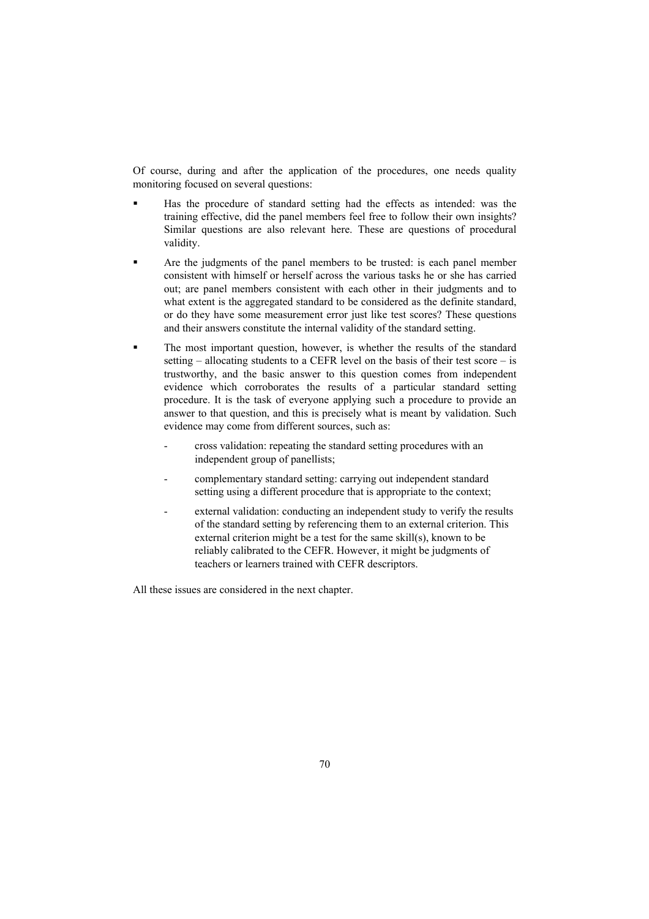Of course, during and after the application of the procedures, one needs quality monitoring focused on several questions:

- Has the procedure of standard setting had the effects as intended: was the training effective, did the panel members feel free to follow their own insights? Similar questions are also relevant here. These are questions of procedural validity.
- Are the judgments of the panel members to be trusted: is each panel member consistent with himself or herself across the various tasks he or she has carried out; are panel members consistent with each other in their judgments and to what extent is the aggregated standard to be considered as the definite standard, or do they have some measurement error just like test scores? These questions and their answers constitute the internal validity of the standard setting.
- The most important question, however, is whether the results of the standard setting – allocating students to a CEFR level on the basis of their test score – is trustworthy, and the basic answer to this question comes from independent evidence which corroborates the results of a particular standard setting procedure. It is the task of everyone applying such a procedure to provide an answer to that question, and this is precisely what is meant by validation. Such evidence may come from different sources, such as:
  - cross validation: repeating the standard setting procedures with an independent group of panellists;
  - complementary standard setting: carrying out independent standard setting using a different procedure that is appropriate to the context;
  - external validation: conducting an independent study to verify the results of the standard setting by referencing them to an external criterion. This external criterion might be a test for the same skill(s), known to be reliably calibrated to the CEFR. However, it might be judgments of teachers or learners trained with CEFR descriptors.

All these issues are considered in the next chapter.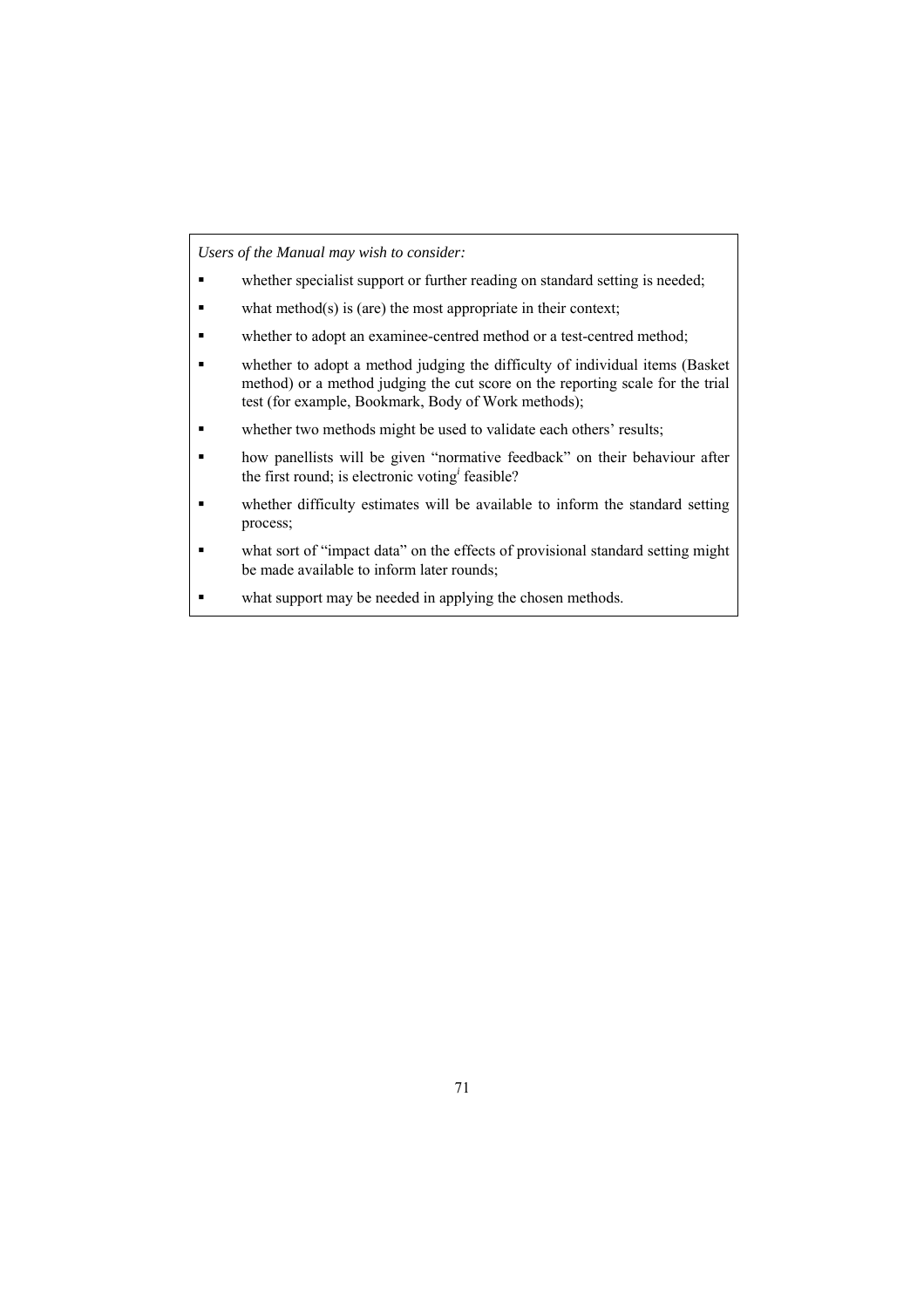*Users of the Manual may wish to consider:*

- whether specialist support or further reading on standard setting is needed;
- what method(s) is (are) the most appropriate in their context;
- whether to adopt an examinee-centred method or a test-centred method;
- whether to adopt a method judging the difficulty of individual items (Basket method) or a method judging the cut score on the reporting scale for the trial test (for example, Bookmark, Body of Work methods);
- whether two methods might be used to validate each others' results;
- how panellists will be given "normative feedback" on their behaviour after the first round; is electronic voting[i] feasible?
- whether difficulty estimates will be available to inform the standard setting process;
- what sort of "impact data" on the effects of provisional standard setting might be made available to inform later rounds;
- what support may be needed in applying the chosen methods.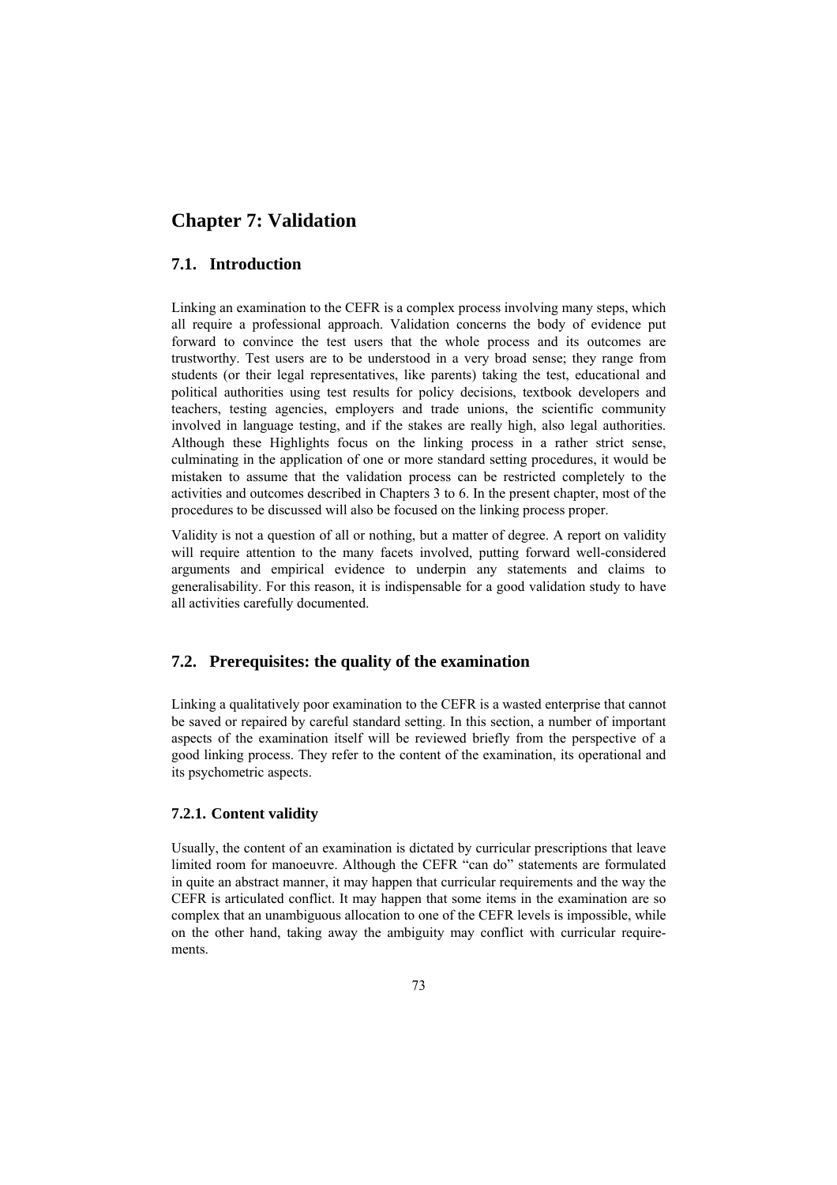# Chapter 7: Validation

## 7.1. Introduction

Linking an examination to the CEFR is a complex process involving many steps, which all require a professional approach. Validation concerns the body of evidence put forward to convince the test users that the whole process and its outcomes are trustworthy. Test users are to be understood in a very broad sense; they range from students (or their legal representatives, like parents) taking the test, educational and political authorities using test results for policy decisions, textbook developers and teachers, testing agencies, employers and trade unions, the scientific community involved in language testing, and if the stakes are really high, also legal authorities. Although these Highlights focus on the linking process in a rather strict sense, culminating in the application of one or more standard setting procedures, it would be mistaken to assume that the validation process can be restricted completely to the activities and outcomes described in Chapters 3 to 6. In the present chapter, most of the procedures to be discussed will also be focused on the linking process proper.

Validity is not a question of all or nothing, but a matter of degree. A report on validity will require attention to the many facets involved, putting forward well-considered arguments and empirical evidence to underpin any statements and claims to generalisability. For this reason, it is indispensable for a good validation study to have all activities carefully documented.

## 7.2. Prerequisites: the quality of the examination

Linking a qualitatively poor examination to the CEFR is a wasted enterprise that cannot be saved or repaired by careful standard setting. In this section, a number of important aspects of the examination itself will be reviewed briefly from the perspective of a good linking process. They refer to the content of the examination, its operational and its psychometric aspects.

### 7.2.1. Content validity

Usually, the content of an examination is dictated by curricular prescriptions that leave limited room for manoeuvre. Although the CEFR "can do" statements are formulated in quite an abstract manner, it may happen that curricular requirements and the way the CEFR is articulated conflict. It may happen that some items in the examination are so complex that an unambiguous allocation to one of the CEFR levels is impossible, while on the other hand, taking away the ambiguity may conflict with curricular requirements.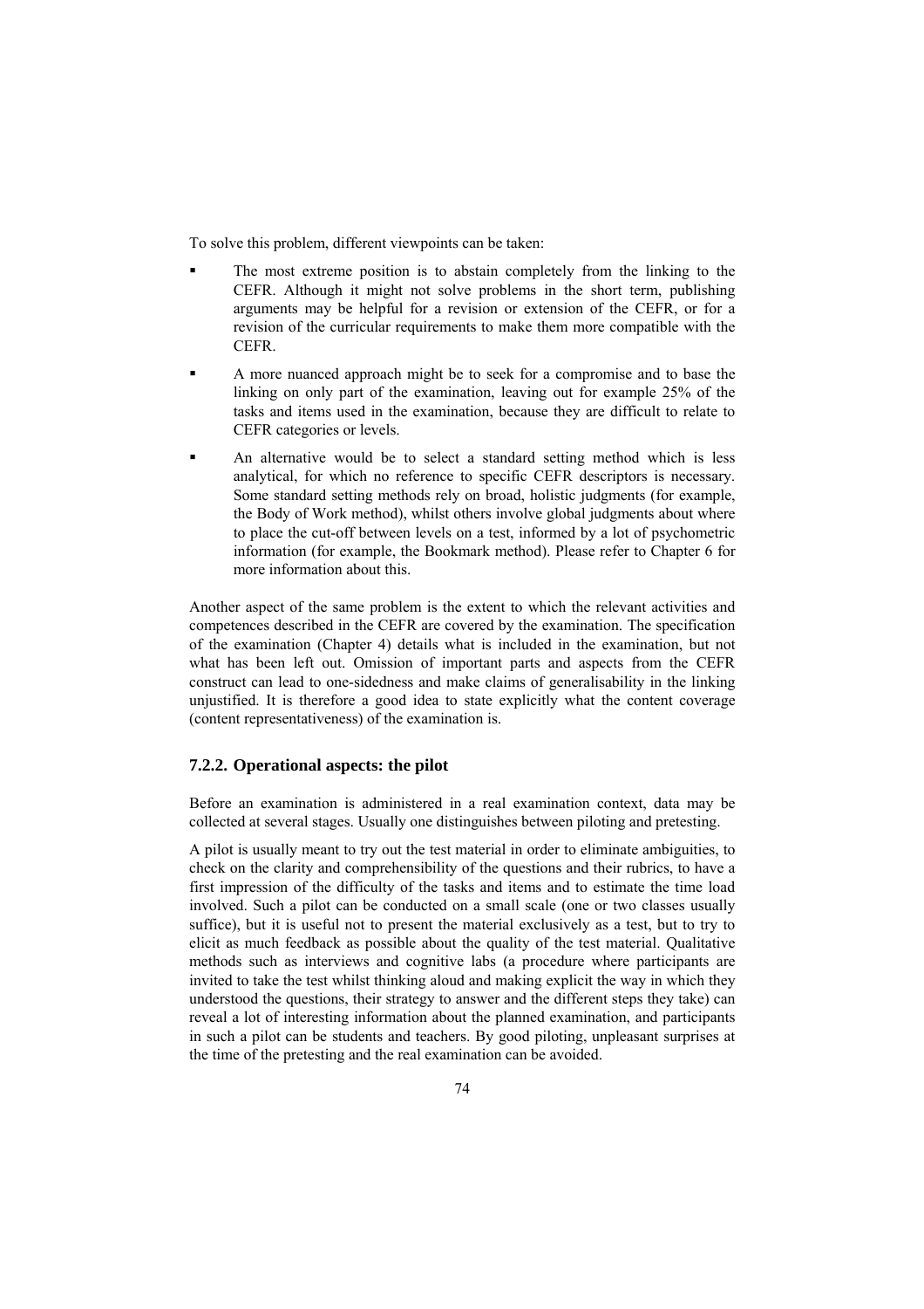To solve this problem, different viewpoints can be taken:

- The most extreme position is to abstain completely from the linking to the CEFR. Although it might not solve problems in the short term, publishing arguments may be helpful for a revision or extension of the CEFR, or for a revision of the curricular requirements to make them more compatible with the CEFR.
- A more nuanced approach might be to seek for a compromise and to base the linking on only part of the examination, leaving out for example 25% of the tasks and items used in the examination, because they are difficult to relate to CEFR categories or levels.
- An alternative would be to select a standard setting method which is less analytical, for which no reference to specific CEFR descriptors is necessary. Some standard setting methods rely on broad, holistic judgments (for example, the Body of Work method), whilst others involve global judgments about where to place the cut-off between levels on a test, informed by a lot of psychometric information (for example, the Bookmark method). Please refer to Chapter 6 for more information about this.

Another aspect of the same problem is the extent to which the relevant activities and competences described in the CEFR are covered by the examination. The specification of the examination (Chapter 4) details what is included in the examination, but not what has been left out. Omission of important parts and aspects from the CEFR construct can lead to one-sidedness and make claims of generalisability in the linking unjustified. It is therefore a good idea to state explicitly what the content coverage (content representativeness) of the examination is.

### 7.2.2. Operational aspects: the pilot

Before an examination is administered in a real examination context, data may be collected at several stages. Usually one distinguishes between piloting and pretesting.

A pilot is usually meant to try out the test material in order to eliminate ambiguities, to check on the clarity and comprehensibility of the questions and their rubrics, to have a first impression of the difficulty of the tasks and items and to estimate the time load involved. Such a pilot can be conducted on a small scale (one or two classes usually suffice), but it is useful not to present the material exclusively as a test, but to try to elicit as much feedback as possible about the quality of the test material. Qualitative methods such as interviews and cognitive labs (a procedure where participants are invited to take the test whilst thinking aloud and making explicit the way in which they understood the questions, their strategy to answer and the different steps they take) can reveal a lot of interesting information about the planned examination, and participants in such a pilot can be students and teachers. By good piloting, unpleasant surprises at the time of the pretesting and the real examination can be avoided.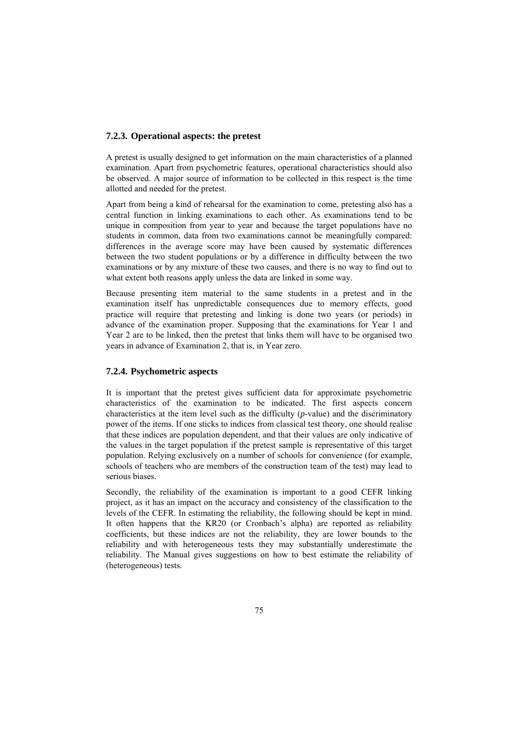### 7.2.3. Operational aspects: the pretest

A pretest is usually designed to get information on the main characteristics of a planned examination. Apart from psychometric features, operational characteristics should also be observed. A major source of information to be collected in this respect is the time allotted and needed for the pretest.

Apart from being a kind of rehearsal for the examination to come, pretesting also has a central function in linking examinations to each other. As examinations tend to be unique in composition from year to year and because the target populations have no students in common, data from two examinations cannot be meaningfully compared: differences in the average score may have been caused by systematic differences between the two student populations or by a difference in difficulty between the two examinations or by any mixture of these two causes, and there is no way to find out to what extent both reasons apply unless the data are linked in some way.

Because presenting item material to the same students in a pretest and in the examination itself has unpredictable consequences due to memory effects, good practice will require that pretesting and linking is done two years (or periods) in advance of the examination proper. Supposing that the examinations for Year 1 and Year 2 are to be linked, then the pretest that links them will have to be organised two years in advance of Examination 2, that is, in Year zero.

### 7.2.4. Psychometric aspects

It is important that the pretest gives sufficient data for approximate psychometric characteristics of the examination to be indicated. The first aspects concern characteristics at the item level such as the difficulty (*p*-value) and the discriminatory power of the items. If one sticks to indices from classical test theory, one should realise that these indices are population dependent, and that their values are only indicative of the values in the target population if the pretest sample is representative of this target population. Relying exclusively on a number of schools for convenience (for example, schools of teachers who are members of the construction team of the test) may lead to serious biases.

Secondly, the reliability of the examination is important to a good CEFR linking project, as it has an impact on the accuracy and consistency of the classification to the levels of the CEFR. In estimating the reliability, the following should be kept in mind. It often happens that the KR20 (or Cronbach's alpha) are reported as reliability coefficients, but these indices are not the reliability, they are lower bounds to the reliability and with heterogeneous tests they may substantially underestimate the reliability. The Manual gives suggestions on how to best estimate the reliability of (heterogeneous) tests.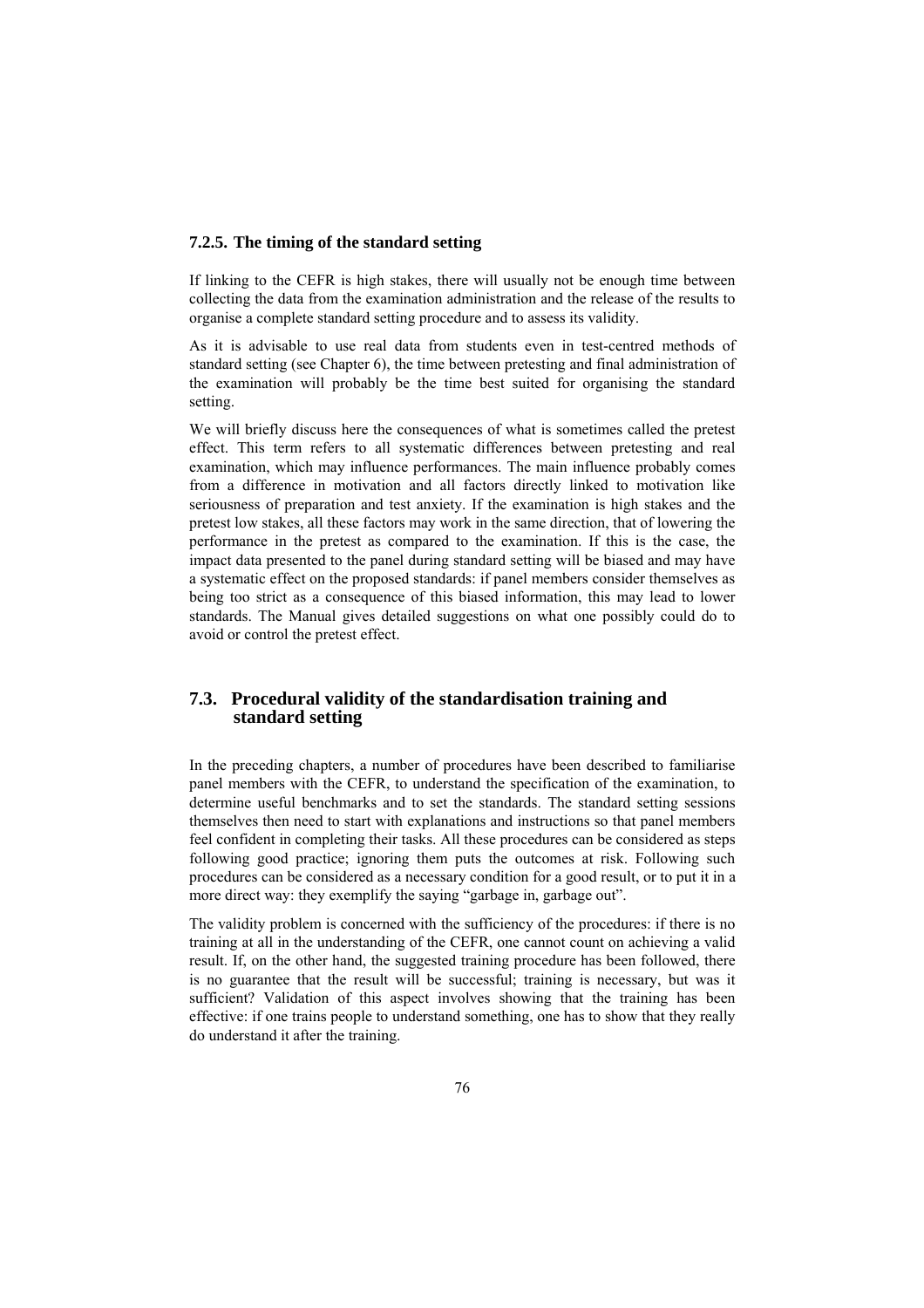### 7.2.5. The timing of the standard setting

If linking to the CEFR is high stakes, there will usually not be enough time between collecting the data from the examination administration and the release of the results to organise a complete standard setting procedure and to assess its validity.

As it is advisable to use real data from students even in test-centred methods of standard setting (see Chapter 6), the time between pretesting and final administration of the examination will probably be the time best suited for organising the standard setting.

We will briefly discuss here the consequences of what is sometimes called the pretest effect. This term refers to all systematic differences between pretesting and real examination, which may influence performances. The main influence probably comes from a difference in motivation and all factors directly linked to motivation like seriousness of preparation and test anxiety. If the examination is high stakes and the pretest low stakes, all these factors may work in the same direction, that of lowering the performance in the pretest as compared to the examination. If this is the case, the impact data presented to the panel during standard setting will be biased and may have a systematic effect on the proposed standards: if panel members consider themselves as being too strict as a consequence of this biased information, this may lead to lower standards. The Manual gives detailed suggestions on what one possibly could do to avoid or control the pretest effect.

## 7.3. Procedural validity of the standardisation training and standard setting

In the preceding chapters, a number of procedures have been described to familiarise panel members with the CEFR, to understand the specification of the examination, to determine useful benchmarks and to set the standards. The standard setting sessions themselves then need to start with explanations and instructions so that panel members feel confident in completing their tasks. All these procedures can be considered as steps following good practice; ignoring them puts the outcomes at risk. Following such procedures can be considered as a necessary condition for a good result, or to put it in a more direct way: they exemplify the saying "garbage in, garbage out".

The validity problem is concerned with the sufficiency of the procedures: if there is no training at all in the understanding of the CEFR, one cannot count on achieving a valid result. If, on the other hand, the suggested training procedure has been followed, there is no guarantee that the result will be successful; training is necessary, but was it sufficient? Validation of this aspect involves showing that the training has been effective: if one trains people to understand something, one has to show that they really do understand it after the training.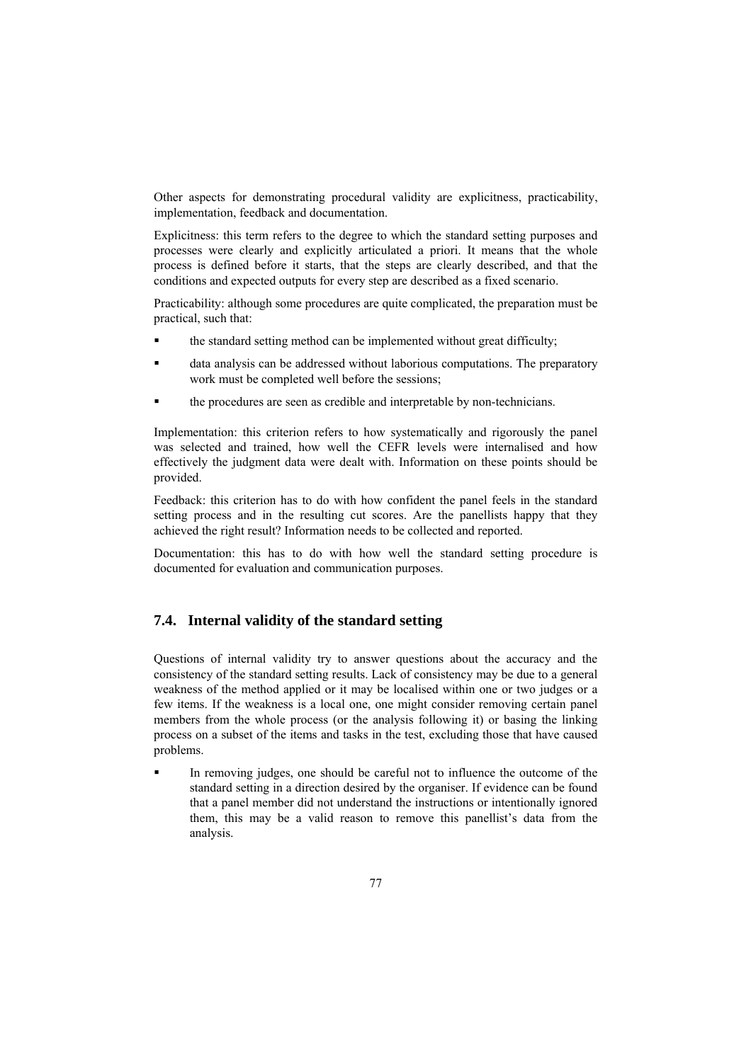Other aspects for demonstrating procedural validity are explicitness, practicability, implementation, feedback and documentation.

Explicitness: this term refers to the degree to which the standard setting purposes and processes were clearly and explicitly articulated a priori. It means that the whole process is defined before it starts, that the steps are clearly described, and that the conditions and expected outputs for every step are described as a fixed scenario.

Practicability: although some procedures are quite complicated, the preparation must be practical, such that:

- the standard setting method can be implemented without great difficulty;
- data analysis can be addressed without laborious computations. The preparatory work must be completed well before the sessions;
- the procedures are seen as credible and interpretable by non-technicians.

Implementation: this criterion refers to how systematically and rigorously the panel was selected and trained, how well the CEFR levels were internalised and how effectively the judgment data were dealt with. Information on these points should be provided.

Feedback: this criterion has to do with how confident the panel feels in the standard setting process and in the resulting cut scores. Are the panellists happy that they achieved the right result? Information needs to be collected and reported.

Documentation: this has to do with how well the standard setting procedure is documented for evaluation and communication purposes.

## 7.4. Internal validity of the standard setting

Questions of internal validity try to answer questions about the accuracy and the consistency of the standard setting results. Lack of consistency may be due to a general weakness of the method applied or it may be localised within one or two judges or a few items. If the weakness is a local one, one might consider removing certain panel members from the whole process (or the analysis following it) or basing the linking process on a subset of the items and tasks in the test, excluding those that have caused problems.

- In removing judges, one should be careful not to influence the outcome of the standard setting in a direction desired by the organiser. If evidence can be found that a panel member did not understand the instructions or intentionally ignored them, this may be a valid reason to remove this panellist's data from the analysis.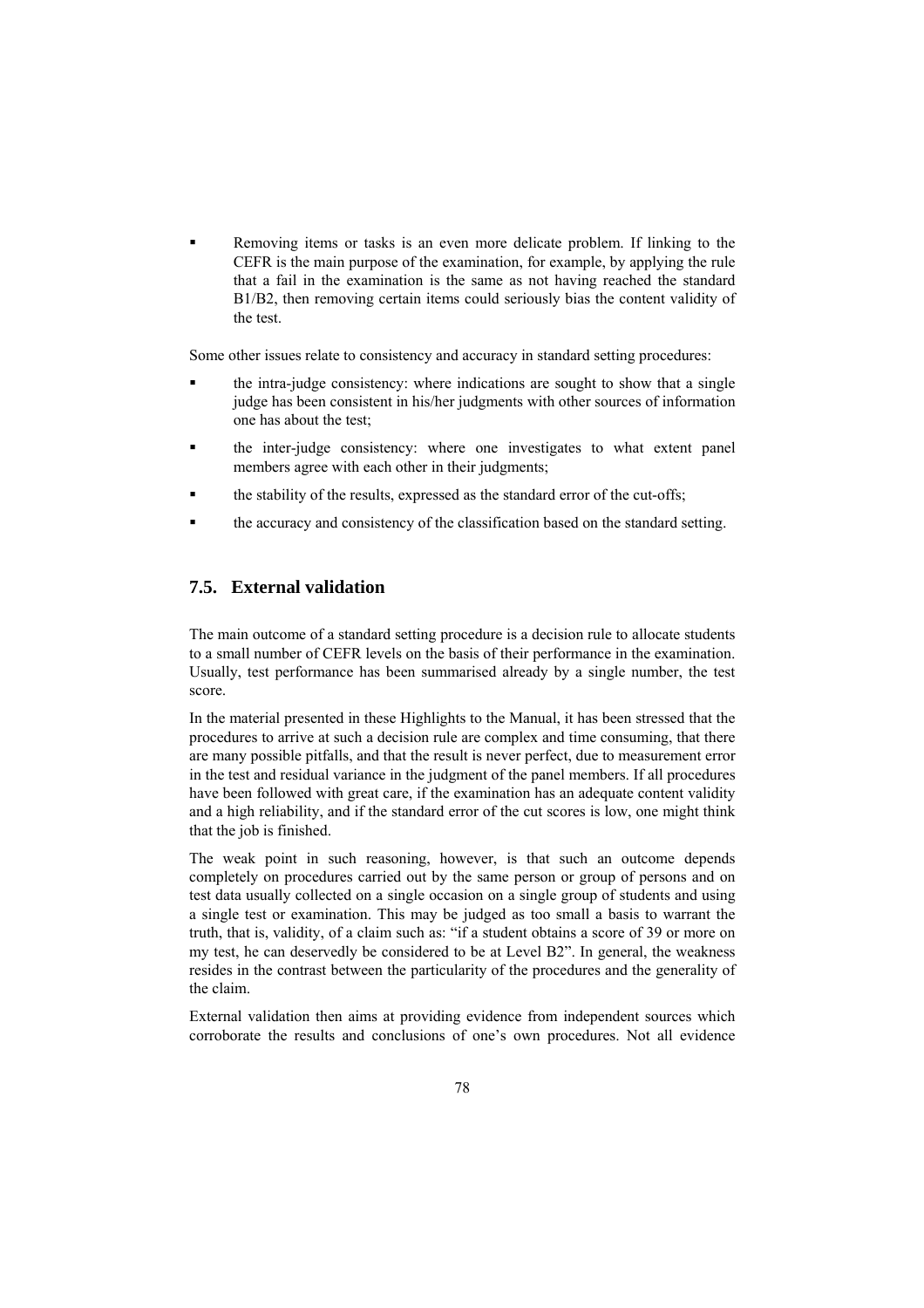- Removing items or tasks is an even more delicate problem. If linking to the CEFR is the main purpose of the examination, for example, by applying the rule that a fail in the examination is the same as not having reached the standard B1/B2, then removing certain items could seriously bias the content validity of the test.

Some other issues relate to consistency and accuracy in standard setting procedures:

- the intra-judge consistency: where indications are sought to show that a single judge has been consistent in his/her judgments with other sources of information one has about the test;
- the inter-judge consistency: where one investigates to what extent panel members agree with each other in their judgments;
- the stability of the results, expressed as the standard error of the cut-offs;
- the accuracy and consistency of the classification based on the standard setting.

## 7.5. External validation

The main outcome of a standard setting procedure is a decision rule to allocate students to a small number of CEFR levels on the basis of their performance in the examination. Usually, test performance has been summarised already by a single number, the test score.

In the material presented in these Highlights to the Manual, it has been stressed that the procedures to arrive at such a decision rule are complex and time consuming, that there are many possible pitfalls, and that the result is never perfect, due to measurement error in the test and residual variance in the judgment of the panel members. If all procedures have been followed with great care, if the examination has an adequate content validity and a high reliability, and if the standard error of the cut scores is low, one might think that the job is finished.

The weak point in such reasoning, however, is that such an outcome depends completely on procedures carried out by the same person or group of persons and on test data usually collected on a single occasion on a single group of students and using a single test or examination. This may be judged as too small a basis to warrant the truth, that is, validity, of a claim such as: "if a student obtains a score of 39 or more on my test, he can deservedly be considered to be at Level B2". In general, the weakness resides in the contrast between the particularity of the procedures and the generality of the claim.

External validation then aims at providing evidence from independent sources which corroborate the results and conclusions of one's own procedures. Not all evidence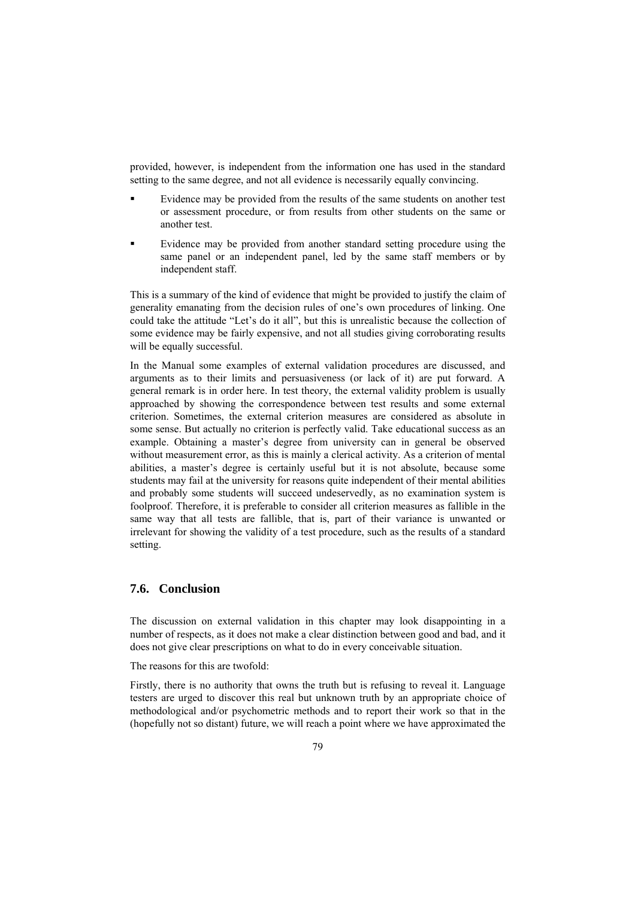provided, however, is independent from the information one has used in the standard setting to the same degree, and not all evidence is necessarily equally convincing.

- Evidence may be provided from the results of the same students on another test or assessment procedure, or from results from other students on the same or another test.
- Evidence may be provided from another standard setting procedure using the same panel or an independent panel, led by the same staff members or by independent staff.

This is a summary of the kind of evidence that might be provided to justify the claim of generality emanating from the decision rules of one's own procedures of linking. One could take the attitude "Let's do it all", but this is unrealistic because the collection of some evidence may be fairly expensive, and not all studies giving corroborating results will be equally successful.

In the Manual some examples of external validation procedures are discussed, and arguments as to their limits and persuasiveness (or lack of it) are put forward. A general remark is in order here. In test theory, the external validity problem is usually approached by showing the correspondence between test results and some external criterion. Sometimes, the external criterion measures are considered as absolute in some sense. But actually no criterion is perfectly valid. Take educational success as an example. Obtaining a master's degree from university can in general be observed without measurement error, as this is mainly a clerical activity. As a criterion of mental abilities, a master's degree is certainly useful but it is not absolute, because some students may fail at the university for reasons quite independent of their mental abilities and probably some students will succeed undeservedly, as no examination system is foolproof. Therefore, it is preferable to consider all criterion measures as fallible in the same way that all tests are fallible, that is, part of their variance is unwanted or irrelevant for showing the validity of a test procedure, such as the results of a standard setting.

## 7.6. Conclusion

The discussion on external validation in this chapter may look disappointing in a number of respects, as it does not make a clear distinction between good and bad, and it does not give clear prescriptions on what to do in every conceivable situation.

The reasons for this are twofold:

Firstly, there is no authority that owns the truth but is refusing to reveal it. Language testers are urged to discover this real but unknown truth by an appropriate choice of methodological and/or psychometric methods and to report their work so that in the (hopefully not so distant) future, we will reach a point where we have approximated the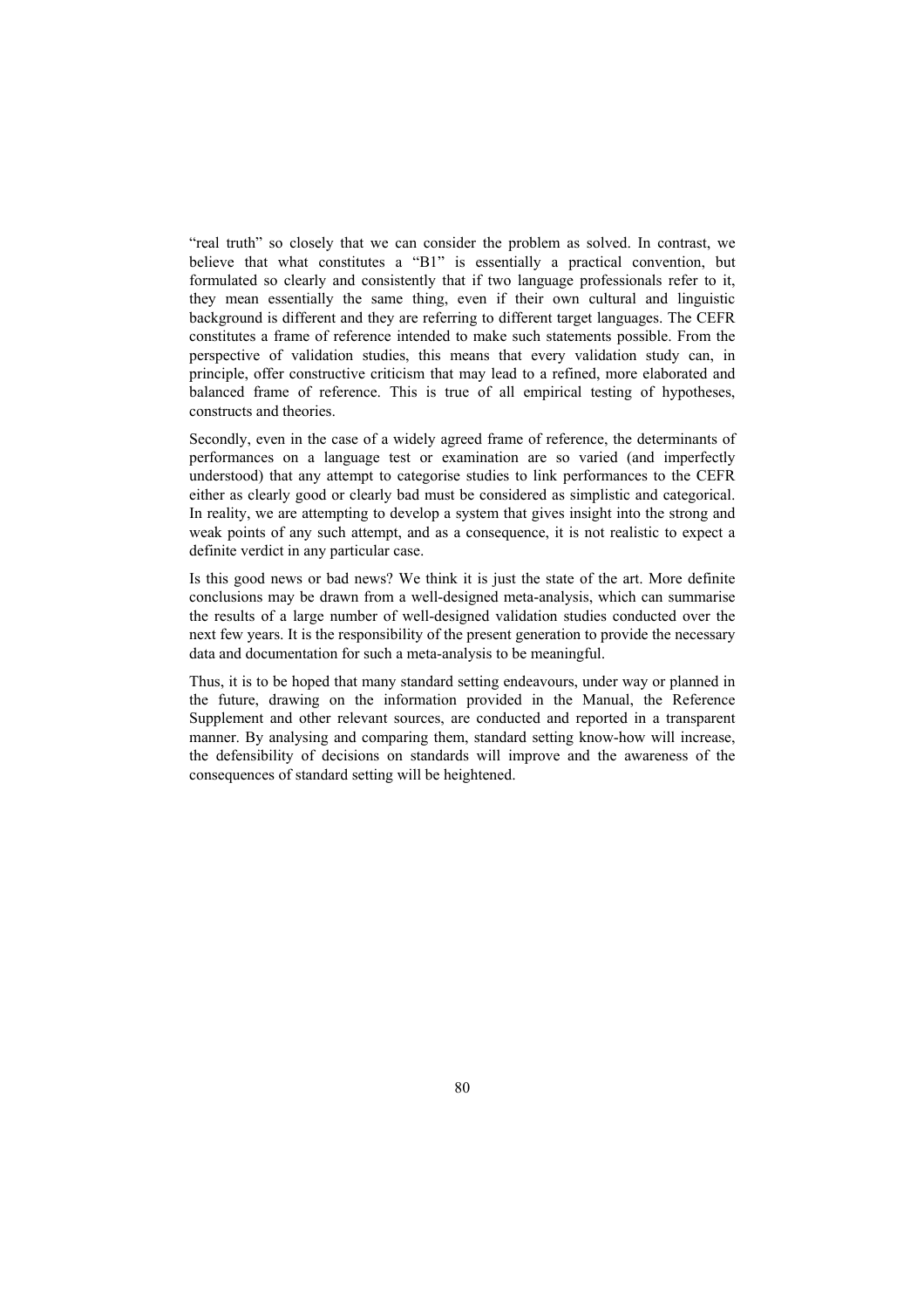"real truth" so closely that we can consider the problem as solved. In contrast, we believe that what constitutes a "B1" is essentially a practical convention, but formulated so clearly and consistently that if two language professionals refer to it, they mean essentially the same thing, even if their own cultural and linguistic background is different and they are referring to different target languages. The CEFR constitutes a frame of reference intended to make such statements possible. From the perspective of validation studies, this means that every validation study can, in principle, offer constructive criticism that may lead to a refined, more elaborated and balanced frame of reference. This is true of all empirical testing of hypotheses, constructs and theories.

Secondly, even in the case of a widely agreed frame of reference, the determinants of performances on a language test or examination are so varied (and imperfectly understood) that any attempt to categorise studies to link performances to the CEFR either as clearly good or clearly bad must be considered as simplistic and categorical. In reality, we are attempting to develop a system that gives insight into the strong and weak points of any such attempt, and as a consequence, it is not realistic to expect a definite verdict in any particular case.

Is this good news or bad news? We think it is just the state of the art. More definite conclusions may be drawn from a well-designed meta-analysis, which can summarise the results of a large number of well-designed validation studies conducted over the next few years. It is the responsibility of the present generation to provide the necessary data and documentation for such a meta-analysis to be meaningful.

Thus, it is to be hoped that many standard setting endeavours, under way or planned in the future, drawing on the information provided in the Manual, the Reference Supplement and other relevant sources, are conducted and reported in a transparent manner. By analysing and comparing them, standard setting know-how will increase, the defensibility of decisions on standards will improve and the awareness of the consequences of standard setting will be heightened.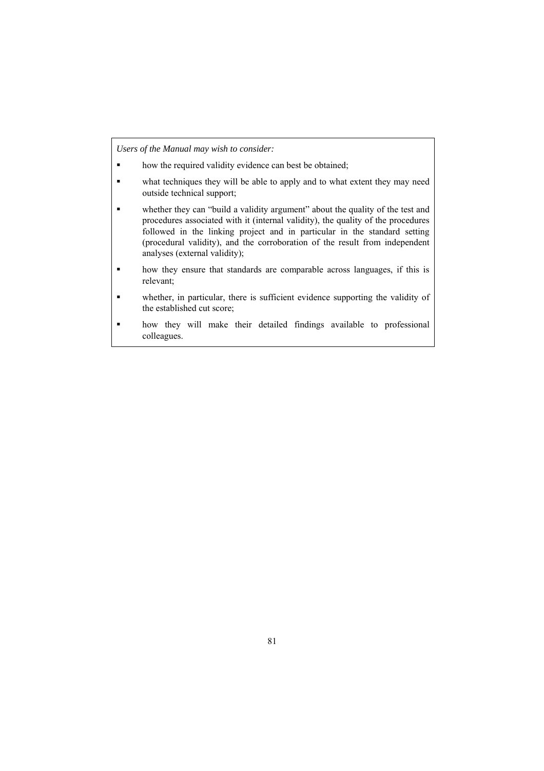*Users of the Manual may wish to consider:*

- how the required validity evidence can best be obtained;
- what techniques they will be able to apply and to what extent they may need outside technical support;
- whether they can "build a validity argument" about the quality of the test and procedures associated with it (internal validity), the quality of the procedures followed in the linking project and in particular in the standard setting (procedural validity), and the corroboration of the result from independent analyses (external validity);
- how they ensure that standards are comparable across languages, if this is relevant;
- whether, in particular, there is sufficient evidence supporting the validity of the established cut score;
- how they will make their detailed findings available to professional colleagues.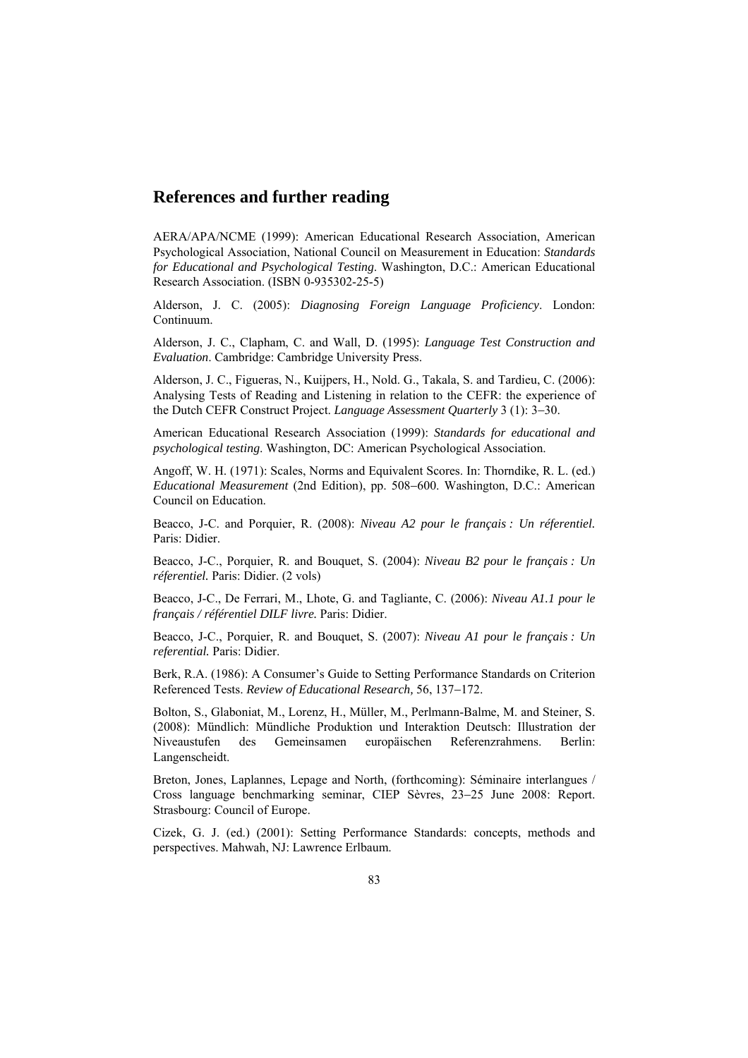## References and further reading

AERA/APA/NCME (1999): American Educational Research Association, American Psychological Association, National Council on Measurement in Education: *Standards for Educational and Psychological Testing*. Washington, D.C.: American Educational Research Association. (ISBN 0-935302-25-5)

Alderson, J. C. (2005): *Diagnosing Foreign Language Proficiency*. London: Continuum.

Alderson, J. C., Clapham, C. and Wall, D. (1995): *Language Test Construction and Evaluation*. Cambridge: Cambridge University Press.

Alderson, J. C., Figueras, N., Kuijpers, H., Nold. G., Takala, S. and Tardieu, C. (2006): Analysing Tests of Reading and Listening in relation to the CEFR: the experience of the Dutch CEFR Construct Project. *Language Assessment Quarterly* 3 (1): 3–30.

American Educational Research Association (1999): *Standards for educational and psychological testing*. Washington, DC: American Psychological Association.

Angoff, W. H. (1971): Scales, Norms and Equivalent Scores. In: Thorndike, R. L. (ed.) *Educational Measurement* (2nd Edition), pp. 508–600. Washington, D.C.: American Council on Education.

Beacco, J-C. and Porquier, R. (2008): *Niveau A2 pour le français : Un réferentiel.* Paris: Didier.

Beacco, J-C., Porquier, R. and Bouquet, S. (2004): *Niveau B2 pour le français : Un réferentiel.* Paris: Didier. (2 vols)

Beacco, J-C., De Ferrari, M., Lhote, G. and Tagliante, C. (2006): *Niveau A1.1 pour le français / référentiel DILF livre.* Paris: Didier.

Beacco, J-C., Porquier, R. and Bouquet, S. (2007): *Niveau A1 pour le français : Un referential.* Paris: Didier.

Berk, R.A. (1986): A Consumer's Guide to Setting Performance Standards on Criterion Referenced Tests. *Review of Educational Research,* 56, 137–172.

Bolton, S., Glaboniat, M., Lorenz, H., Müller, M., Perlmann-Balme, M. and Steiner, S. (2008): Mündlich: Mündliche Produktion und Interaktion Deutsch: Illustration der Niveaustufen des Gemeinsamen europäischen Referenzrahmens. Berlin: Langenscheidt.

Breton, Jones, Laplannes, Lepage and North, (forthcoming): Séminaire interlangues / Cross language benchmarking seminar, CIEP Sèvres, 23–25 June 2008: Report. Strasbourg: Council of Europe.

Cizek, G. J. (ed.) (2001): Setting Performance Standards: concepts, methods and perspectives. Mahwah, NJ: Lawrence Erlbaum.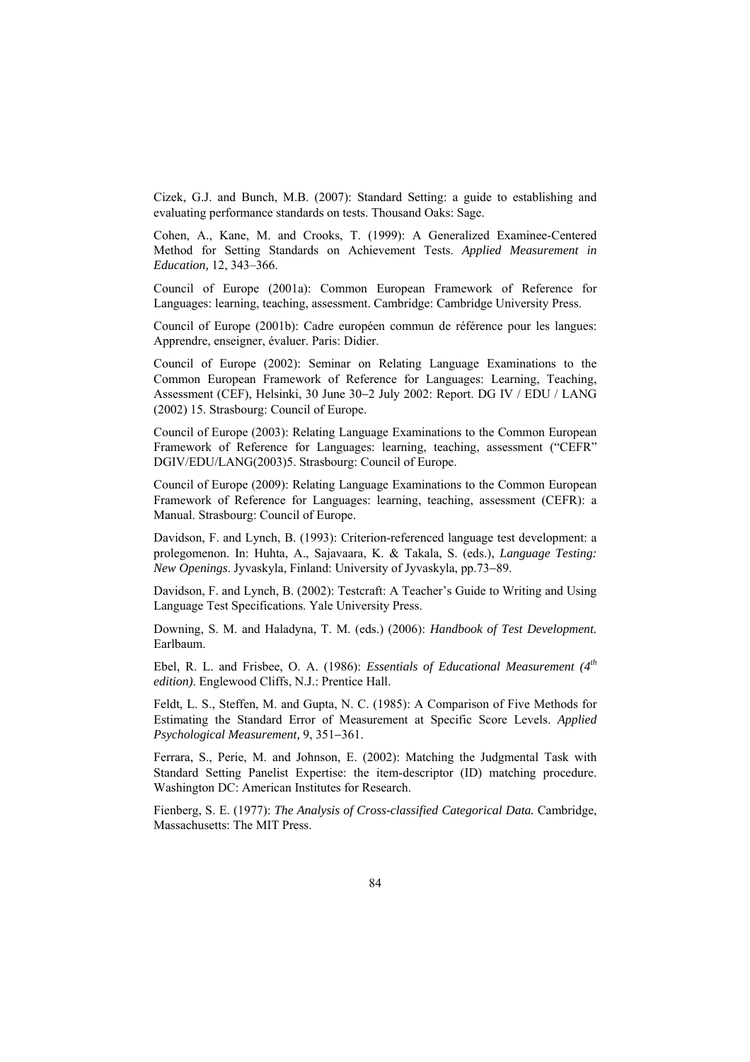Cizek, G.J. and Bunch, M.B. (2007): Standard Setting: a guide to establishing and evaluating performance standards on tests. Thousand Oaks: Sage.

Cohen, A., Kane, M. and Crooks, T. (1999): A Generalized Examinee-Centered Method for Setting Standards on Achievement Tests. *Applied Measurement in Education,* 12, 343–366.

Council of Europe (2001a): Common European Framework of Reference for Languages: learning, teaching, assessment. Cambridge: Cambridge University Press.

Council of Europe (2001b): Cadre européen commun de référence pour les langues: Apprendre, enseigner, évaluer. Paris: Didier.

Council of Europe (2002): Seminar on Relating Language Examinations to the Common European Framework of Reference for Languages: Learning, Teaching, Assessment (CEF), Helsinki, 30 June 30–2 July 2002: Report. DG IV / EDU / LANG (2002) 15. Strasbourg: Council of Europe.

Council of Europe (2003): Relating Language Examinations to the Common European Framework of Reference for Languages: learning, teaching, assessment ("CEFR" DGIV/EDU/LANG(2003)5. Strasbourg: Council of Europe.

Council of Europe (2009): Relating Language Examinations to the Common European Framework of Reference for Languages: learning, teaching, assessment (CEFR): a Manual. Strasbourg: Council of Europe.

Davidson, F. and Lynch, B. (1993): Criterion-referenced language test development: a prolegomenon. In: Huhta, A., Sajavaara, K. & Takala, S. (eds.), *Language Testing: New Openings*. Jyvaskyla, Finland: University of Jyvaskyla, pp.73–89.

Davidson, F. and Lynch, B. (2002): Testcraft: A Teacher's Guide to Writing and Using Language Test Specifications. Yale University Press.

Downing, S. M. and Haladyna, T. M. (eds.) (2006): *Handbook of Test Development.* Earlbaum.

Ebel, R. L. and Frisbee, O. A. (1986): *Essentials of Educational Measurement (4th edition)*. Englewood Cliffs, N.J.: Prentice Hall.

Feldt, L. S., Steffen, M. and Gupta, N. C. (1985): A Comparison of Five Methods for Estimating the Standard Error of Measurement at Specific Score Levels. *Applied Psychological Measurement,* 9, 351–361.

Ferrara, S., Perie, M. and Johnson, E. (2002): Matching the Judgmental Task with Standard Setting Panelist Expertise: the item-descriptor (ID) matching procedure. Washington DC: American Institutes for Research.

Fienberg, S. E. (1977): *The Analysis of Cross-classified Categorical Data.* Cambridge, Massachusetts: The MIT Press.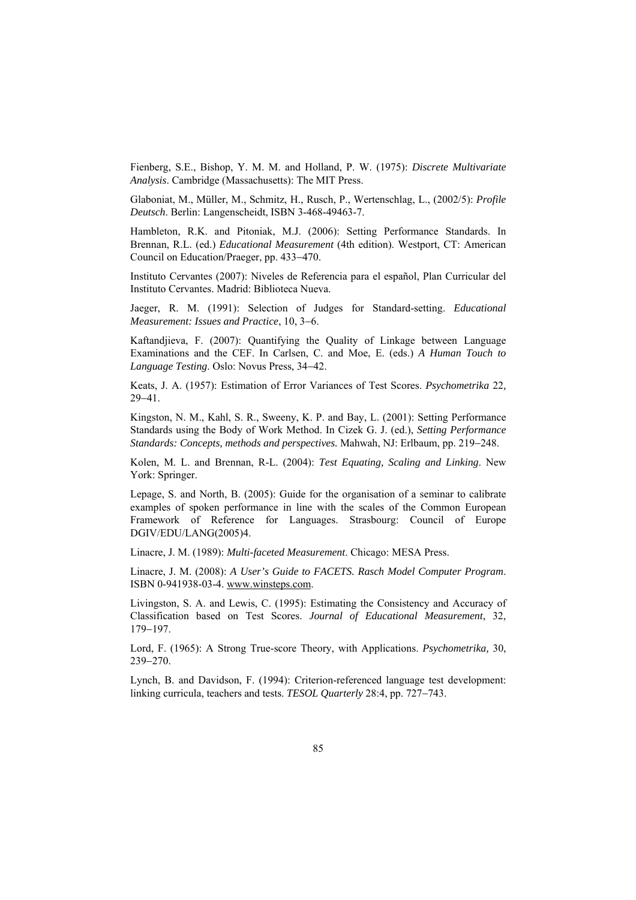Fienberg, S.E., Bishop, Y. M. M. and Holland, P. W. (1975): *Discrete Multivariate Analysis*. Cambridge (Massachusetts): The MIT Press.

Glaboniat, M., Müller, M., Schmitz, H., Rusch, P., Wertenschlag, L., (2002/5): *Profile Deutsch*. Berlin: Langenscheidt, ISBN 3-468-49463-7.

Hambleton, R.K. and Pitoniak, M.J. (2006): Setting Performance Standards. In Brennan, R.L. (ed.) *Educational Measurement* (4th edition). Westport, CT: American Council on Education/Praeger, pp. 433–470.

Instituto Cervantes (2007): Niveles de Referencia para el español, Plan Curricular del Instituto Cervantes. Madrid: Biblioteca Nueva.

Jaeger, R. M. (1991): Selection of Judges for Standard-setting. *Educational Measurement: Issues and Practice*, 10, 3–6.

Kaftandjieva, F. (2007): Quantifying the Quality of Linkage between Language Examinations and the CEF. In Carlsen, C. and Moe, E. (eds.) *A Human Touch to Language Testing*. Oslo: Novus Press, 34–42.

Keats, J. A. (1957): Estimation of Error Variances of Test Scores. *Psychometrika* 22, 29–41.

Kingston, N. M., Kahl, S. R., Sweeny, K. P. and Bay, L. (2001): Setting Performance Standards using the Body of Work Method. In Cizek G. J. (ed.), *Setting Performance Standards: Concepts, methods and perspectives.* Mahwah, NJ: Erlbaum, pp. 219–248.

Kolen, M. L. and Brennan, R-L. (2004): *Test Equating, Scaling and Linking*. New York: Springer.

Lepage, S. and North, B. (2005): Guide for the organisation of a seminar to calibrate examples of spoken performance in line with the scales of the Common European Framework of Reference for Languages. Strasbourg: Council of Europe DGIV/EDU/LANG(2005)4.

Linacre, J. M. (1989): *Multi-faceted Measurement*. Chicago: MESA Press.

Linacre, J. M. (2008): *A User's Guide to FACETS. Rasch Model Computer Program*. ISBN 0-941938-03-4. www.winsteps.com.

Livingston, S. A. and Lewis, C. (1995): Estimating the Consistency and Accuracy of Classification based on Test Scores. *Journal of Educational Measurement*, 32, 179–197.

Lord, F. (1965): A Strong True-score Theory, with Applications. *Psychometrika,* 30, 239–270.

Lynch, B. and Davidson, F. (1994): Criterion-referenced language test development: linking curricula, teachers and tests. *TESOL Quarterly* 28:4, pp. 727–743.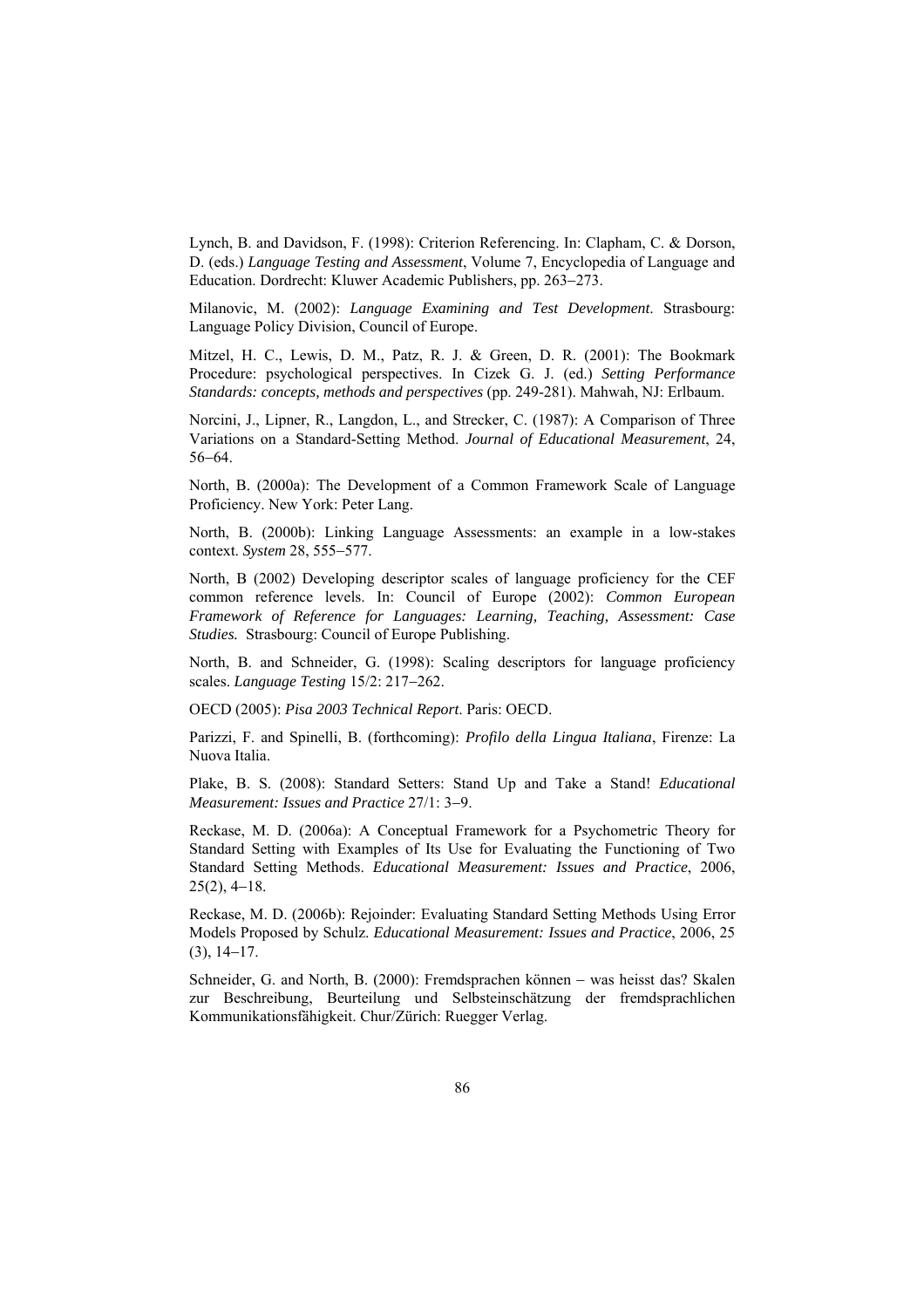Lynch, B. and Davidson, F. (1998): Criterion Referencing. In: Clapham, C. & Dorson, D. (eds.) *Language Testing and Assessment*, Volume 7, Encyclopedia of Language and Education. Dordrecht: Kluwer Academic Publishers, pp. 263–273.

Milanovic, M. (2002): *Language Examining and Test Development*. Strasbourg: Language Policy Division, Council of Europe.

Mitzel, H. C., Lewis, D. M., Patz, R. J. & Green, D. R. (2001): The Bookmark Procedure: psychological perspectives. In Cizek G. J. (ed.) *Setting Performance Standards: concepts, methods and perspectives* (pp. 249-281). Mahwah, NJ: Erlbaum.

Norcini, J., Lipner, R., Langdon, L., and Strecker, C. (1987): A Comparison of Three Variations on a Standard-Setting Method. *Journal of Educational Measurement*, 24, 56–64.

North, B. (2000a): The Development of a Common Framework Scale of Language Proficiency. New York: Peter Lang.

North, B. (2000b): Linking Language Assessments: an example in a low-stakes context. *System* 28, 555–577.

North, B (2002) Developing descriptor scales of language proficiency for the CEF common reference levels. In: Council of Europe (2002): *Common European Framework of Reference for Languages: Learning, Teaching, Assessment: Case Studies.* Strasbourg: Council of Europe Publishing.

North, B. and Schneider, G. (1998): Scaling descriptors for language proficiency scales. *Language Testing* 15/2: 217–262.

OECD (2005): *Pisa 2003 Technical Report*. Paris: OECD.

Parizzi, F. and Spinelli, B. (forthcoming): *Profilo della Lingua Italiana*, Firenze: La Nuova Italia.

Plake, B. S. (2008): Standard Setters: Stand Up and Take a Stand! *Educational Measurement: Issues and Practice* 27/1: 3–9.

Reckase, M. D. (2006a): A Conceptual Framework for a Psychometric Theory for Standard Setting with Examples of Its Use for Evaluating the Functioning of Two Standard Setting Methods. *Educational Measurement: Issues and Practice*, 2006, 25(2), 4–18.

Reckase, M. D. (2006b): Rejoinder: Evaluating Standard Setting Methods Using Error Models Proposed by Schulz. *Educational Measurement: Issues and Practice*, 2006, 25 (3), 14–17.

Schneider, G. and North, B. (2000): Fremdsprachen können – was heisst das? Skalen zur Beschreibung, Beurteilung und Selbsteinschätzung der fremdsprachlichen Kommunikationsfähigkeit. Chur/Zürich: Ruegger Verlag.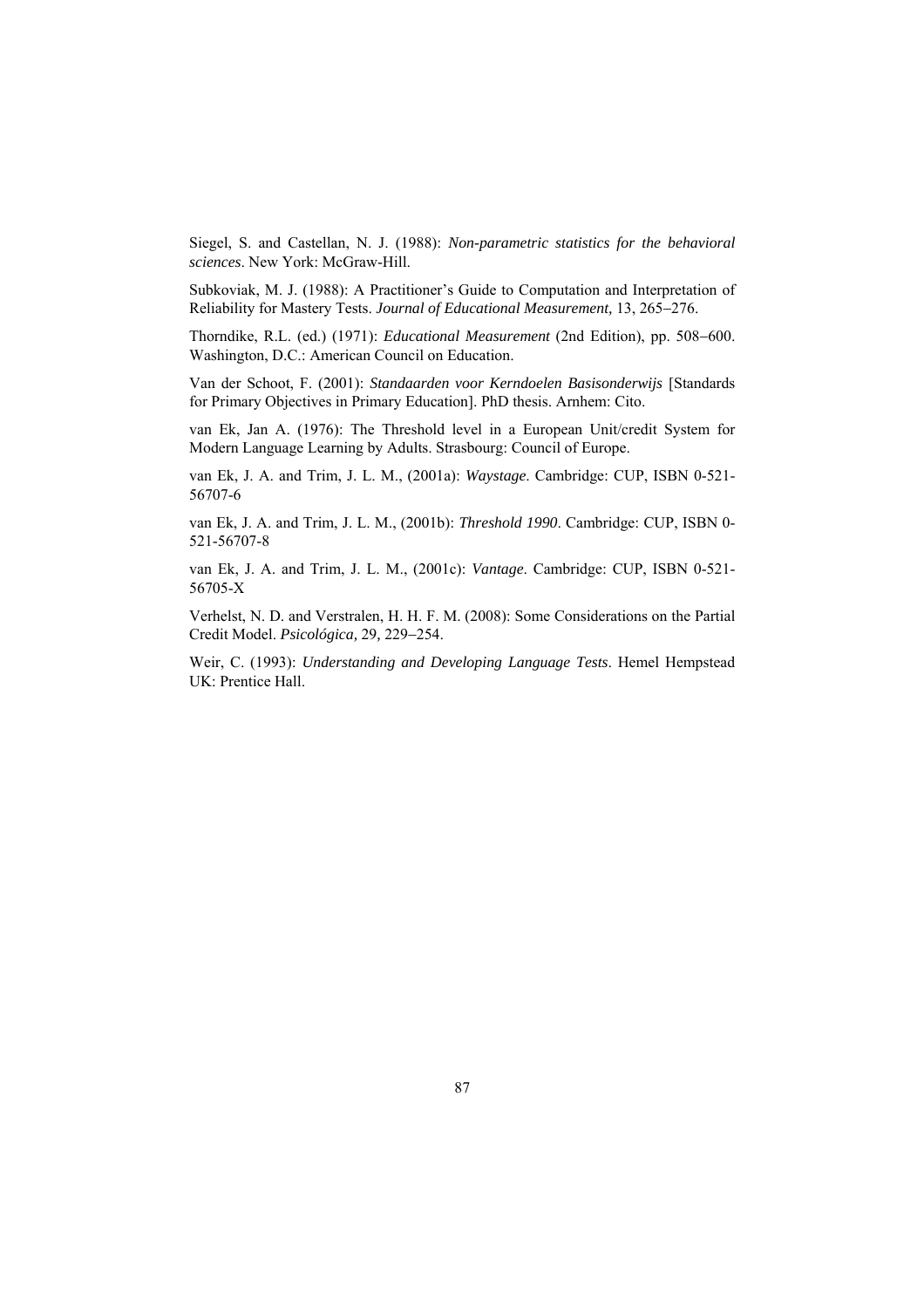Siegel, S. and Castellan, N. J. (1988): *Non-parametric statistics for the behavioral sciences*. New York: McGraw-Hill.

Subkoviak, M. J. (1988): A Practitioner's Guide to Computation and Interpretation of Reliability for Mastery Tests. *Journal of Educational Measurement,* 13, 265–276.

Thorndike, R.L. (ed.) (1971): *Educational Measurement* (2nd Edition), pp. 508–600. Washington, D.C.: American Council on Education.

Van der Schoot, F. (2001): *Standaarden voor Kerndoelen Basisonderwijs* [Standards for Primary Objectives in Primary Education]. PhD thesis. Arnhem: Cito.

van Ek, Jan A. (1976): The Threshold level in a European Unit/credit System for Modern Language Learning by Adults. Strasbourg: Council of Europe.

van Ek, J. A. and Trim, J. L. M., (2001a): *Waystage*. Cambridge: CUP, ISBN 0-521-56707-6

van Ek, J. A. and Trim, J. L. M., (2001b): *Threshold 1990*. Cambridge: CUP, ISBN 0-521-56707-8

van Ek, J. A. and Trim, J. L. M., (2001c): *Vantage*. Cambridge: CUP, ISBN 0-521-56705-X

Verhelst, N. D. and Verstralen, H. H. F. M. (2008): Some Considerations on the Partial Credit Model. *Psicológica,* 29*,* 229–254.

Weir, C. (1993): *Understanding and Developing Language Tests*. Hemel Hempstead UK: Prentice Hall.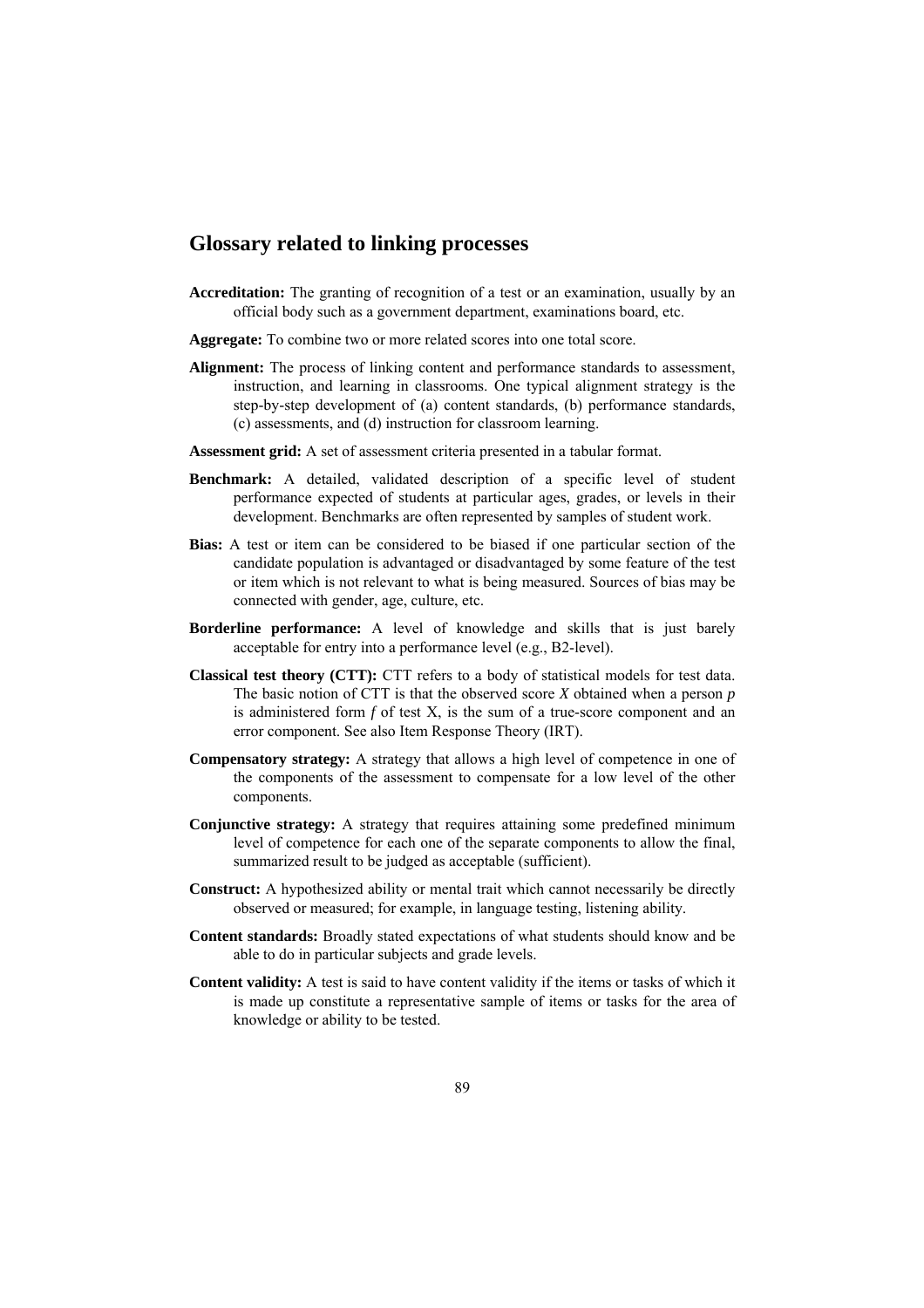## Glossary related to linking processes

**Accreditation:** The granting of recognition of a test or an examination, usually by an official body such as a government department, examinations board, etc.

**Aggregate:** To combine two or more related scores into one total score.

**Alignment:** The process of linking content and performance standards to assessment, instruction, and learning in classrooms. One typical alignment strategy is the step-by-step development of (a) content standards, (b) performance standards, (c) assessments, and (d) instruction for classroom learning.

**Assessment grid:** A set of assessment criteria presented in a tabular format.

**Benchmark:** A detailed, validated description of a specific level of student performance expected of students at particular ages, grades, or levels in their development. Benchmarks are often represented by samples of student work.

**Bias:** A test or item can be considered to be biased if one particular section of the candidate population is advantaged or disadvantaged by some feature of the test or item which is not relevant to what is being measured. Sources of bias may be connected with gender, age, culture, etc.

**Borderline performance:** A level of knowledge and skills that is just barely acceptable for entry into a performance level (e.g., B2-level).

**Classical test theory (CTT):** CTT refers to a body of statistical models for test data. The basic notion of CTT is that the observed score $X$ obtained when a person $p$ is administered form $f$ of test X, is the sum of a true-score component and an error component. See also Item Response Theory (IRT).

**Compensatory strategy:** A strategy that allows a high level of competence in one of the components of the assessment to compensate for a low level of the other components.

**Conjunctive strategy:** A strategy that requires attaining some predefined minimum level of competence for each one of the separate components to allow the final, summarized result to be judged as acceptable (sufficient).

**Construct:** A hypothesized ability or mental trait which cannot necessarily be directly observed or measured; for example, in language testing, listening ability.

**Content standards:** Broadly stated expectations of what students should know and be able to do in particular subjects and grade levels.

**Content validity:** A test is said to have content validity if the items or tasks of which it is made up constitute a representative sample of items or tasks for the area of knowledge or ability to be tested.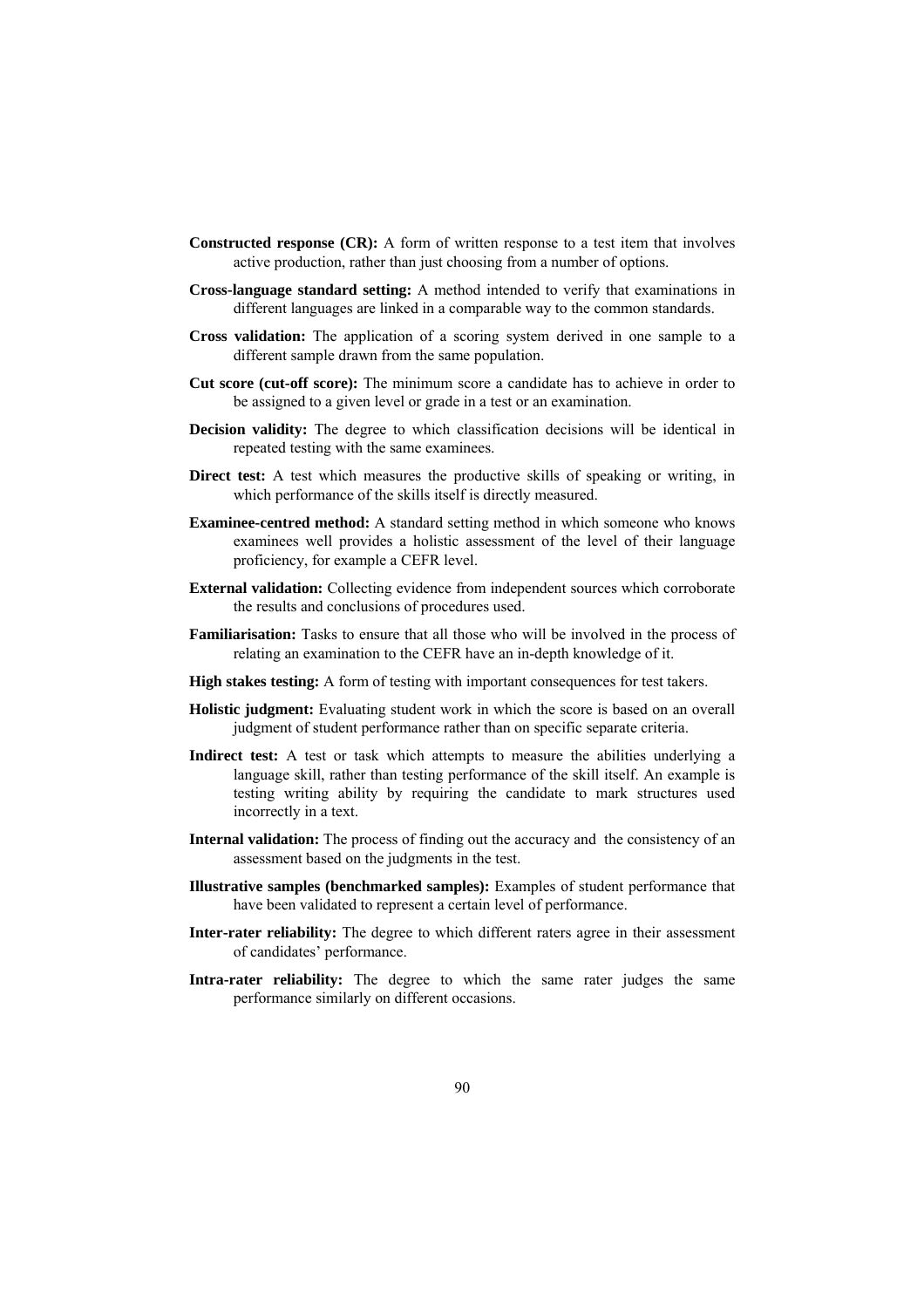**Constructed response (CR):** A form of written response to a test item that involves active production, rather than just choosing from a number of options.

**Cross-language standard setting:** A method intended to verify that examinations in different languages are linked in a comparable way to the common standards.

**Cross validation:** The application of a scoring system derived in one sample to a different sample drawn from the same population.

**Cut score (cut-off score):** The minimum score a candidate has to achieve in order to be assigned to a given level or grade in a test or an examination.

**Decision validity:** The degree to which classification decisions will be identical in repeated testing with the same examinees.

**Direct test:** A test which measures the productive skills of speaking or writing, in which performance of the skills itself is directly measured.

**Examinee-centred method:** A standard setting method in which someone who knows examinees well provides a holistic assessment of the level of their language proficiency, for example a CEFR level.

**External validation:** Collecting evidence from independent sources which corroborate the results and conclusions of procedures used.

**Familiarisation:** Tasks to ensure that all those who will be involved in the process of relating an examination to the CEFR have an in-depth knowledge of it.

**High stakes testing:** A form of testing with important consequences for test takers.

**Holistic judgment:** Evaluating student work in which the score is based on an overall judgment of student performance rather than on specific separate criteria.

**Indirect test:** A test or task which attempts to measure the abilities underlying a language skill, rather than testing performance of the skill itself. An example is testing writing ability by requiring the candidate to mark structures used incorrectly in a text.

**Internal validation:** The process of finding out the accuracy and the consistency of an assessment based on the judgments in the test.

**Illustrative samples (benchmarked samples):** Examples of student performance that have been validated to represent a certain level of performance.

**Inter-rater reliability:** The degree to which different raters agree in their assessment of candidates' performance.

**Intra-rater reliability:** The degree to which the same rater judges the same performance similarly on different occasions.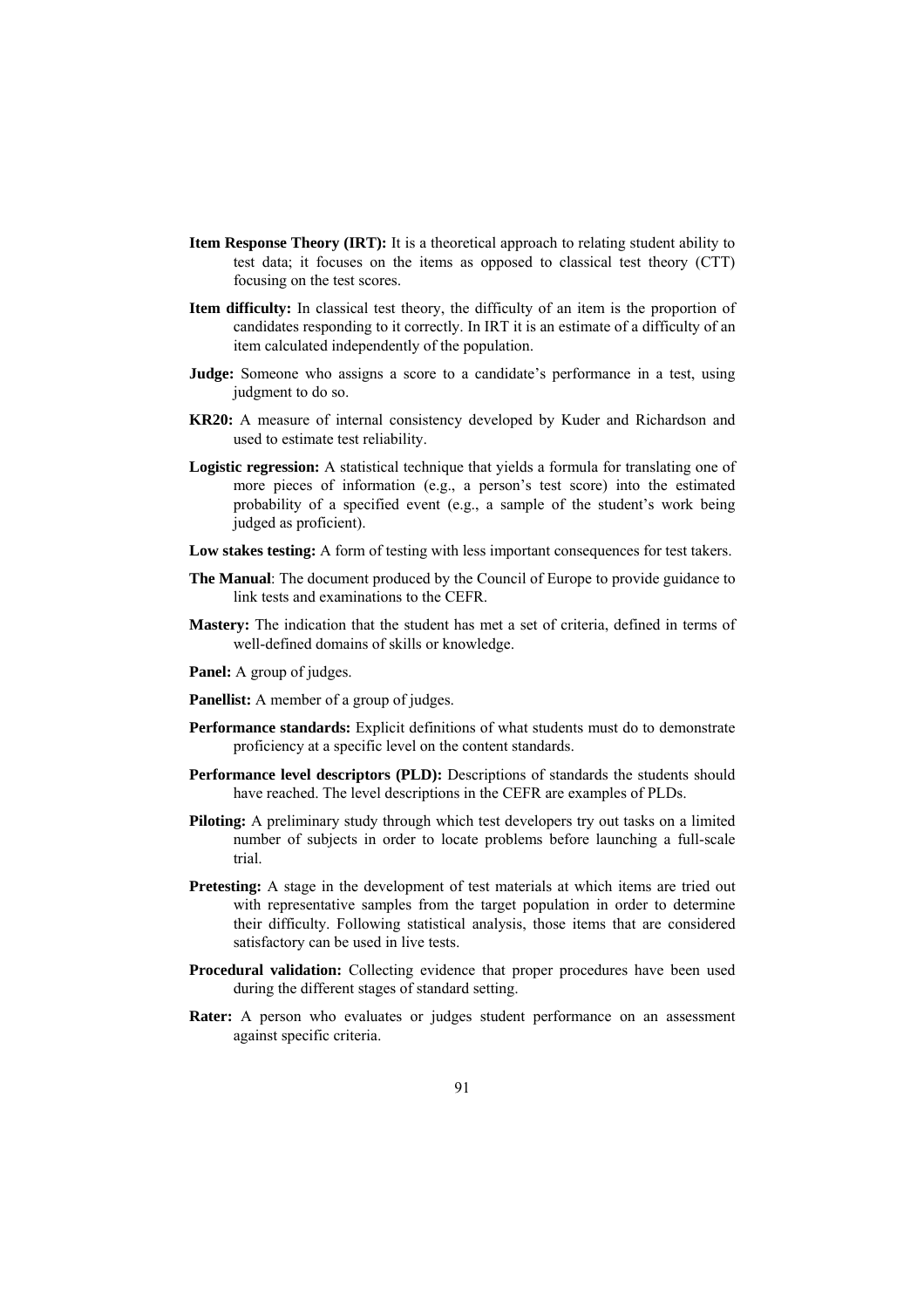**Item Response Theory (IRT):** It is a theoretical approach to relating student ability to test data; it focuses on the items as opposed to classical test theory (CTT) focusing on the test scores.

**Item difficulty:** In classical test theory, the difficulty of an item is the proportion of candidates responding to it correctly. In IRT it is an estimate of a difficulty of an item calculated independently of the population.

**Judge:** Someone who assigns a score to a candidate's performance in a test, using judgment to do so.

**KR20:** A measure of internal consistency developed by Kuder and Richardson and used to estimate test reliability.

**Logistic regression:** A statistical technique that yields a formula for translating one of more pieces of information (e.g., a person's test score) into the estimated probability of a specified event (e.g., a sample of the student's work being judged as proficient).

**Low stakes testing:** A form of testing with less important consequences for test takers.

**The Manual**: The document produced by the Council of Europe to provide guidance to link tests and examinations to the CEFR.

**Mastery:** The indication that the student has met a set of criteria, defined in terms of well-defined domains of skills or knowledge.

**Panel:** A group of judges.

**Panellist:** A member of a group of judges.

**Performance standards:** Explicit definitions of what students must do to demonstrate proficiency at a specific level on the content standards.

**Performance level descriptors (PLD):** Descriptions of standards the students should have reached. The level descriptions in the CEFR are examples of PLDs.

**Piloting:** A preliminary study through which test developers try out tasks on a limited number of subjects in order to locate problems before launching a full-scale trial.

**Pretesting:** A stage in the development of test materials at which items are tried out with representative samples from the target population in order to determine their difficulty. Following statistical analysis, those items that are considered satisfactory can be used in live tests.

**Procedural validation:** Collecting evidence that proper procedures have been used during the different stages of standard setting.

**Rater:** A person who evaluates or judges student performance on an assessment against specific criteria.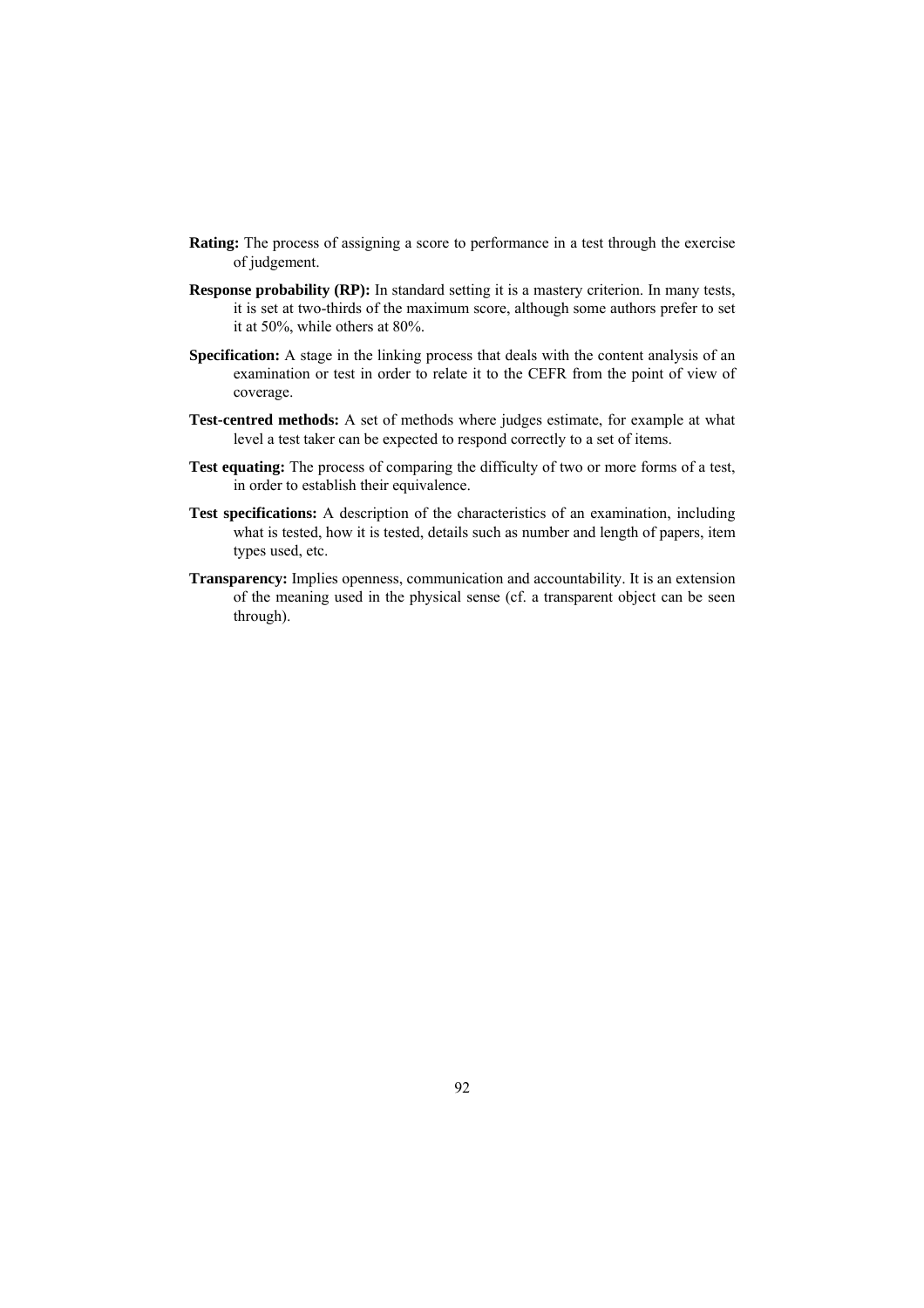**Rating:** The process of assigning a score to performance in a test through the exercise of judgement.

**Response probability (RP):** In standard setting it is a mastery criterion. In many tests, it is set at two-thirds of the maximum score, although some authors prefer to set it at 50%, while others at 80%.

**Specification:** A stage in the linking process that deals with the content analysis of an examination or test in order to relate it to the CEFR from the point of view of coverage.

**Test-centred methods:** A set of methods where judges estimate, for example at what level a test taker can be expected to respond correctly to a set of items.

**Test equating:** The process of comparing the difficulty of two or more forms of a test, in order to establish their equivalence.

**Test specifications:** A description of the characteristics of an examination, including what is tested, how it is tested, details such as number and length of papers, item types used, etc.

**Transparency:** Implies openness, communication and accountability. It is an extension of the meaning used in the physical sense (cf. a transparent object can be seen through).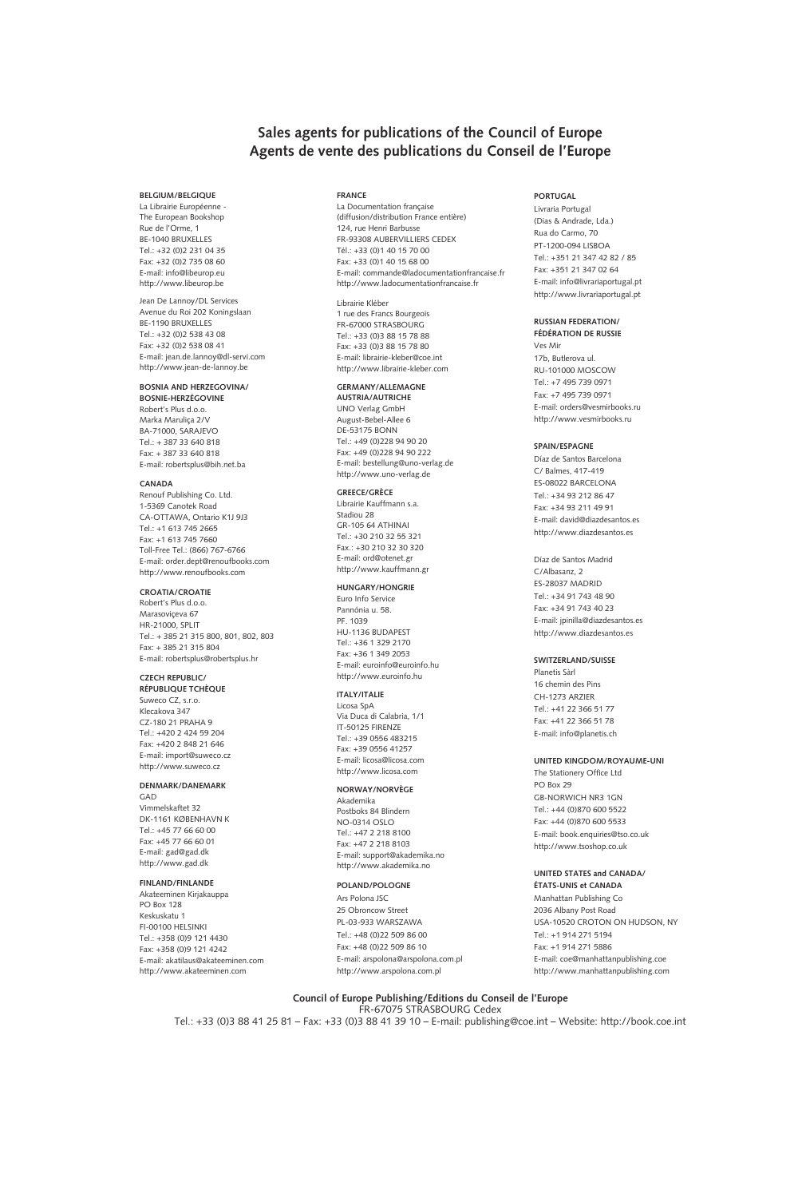# Sales agents for publications of the Council of Europe
# Agents de vente des publications du Conseil de l'Europe

**BELGIUM/BELGIQUE**
La Librairie Européenne -
The European Bookshop
Rue de l'Orme, 1
BE-1040 BRUXELLES
Tel.: +32 (0)2 231 04 35
Fax: +32 (0)2 735 08 60
E-mail: info@libeurop.eu
http://www.libeurop.be

Jean De Lannoy/DL Services
Avenue du Roi 202 Koningslaan
BE-1190 BRUXELLES
Tel.: +32 (0)2 538 43 08
Fax: +32 (0)2 538 08 41
E-mail: jean.de.lannoy@dl-servi.com
http://www.jean-de-lannoy.be

**BOSNIA AND HERZEGOVINA/ BOSNIE-HERZÉGOVINE**
Robert's Plus d.o.o.
Marka Maruliça 2/V
BA-71000, SARAJEVO
Tel.: + 387 33 640 818
Fax: + 387 33 640 818
E-mail: robertsplus@bih.net.ba

**CANADA**
Renouf Publishing Co. Ltd.
1-5369 Canotek Road
CA-OTTAWA, Ontario K1J 9J3
Tel.: +1 613 745 2665
Fax: +1 613 745 7660
Toll-Free Tel.: (866) 767-6766
E-mail: order.dept@renoufbooks.com
http://www.renoufbooks.com

**CROATIA/CROATIE**
Robert's Plus d.o.o.
Marasoviçeva 67
HR-21000, SPLIT
Tel.: + 385 21 315 800, 801, 802, 803
Fax: + 385 21 315 804
E-mail: robertsplus@robertsplus.hr

**CZECH REPUBLIC/ RÉPUBLIQUE TCHÈQUE**
Suweco CZ, s.r.o.
Klecakova 347
CZ-180 21 PRAHA 9
Tel.: +420 2 424 59 204
Fax: +420 2 848 21 646
E-mail: import@suweco.cz
http://www.suweco.cz

**DENMARK/DANEMARK**
GAD
Vimmelskaftet 32
DK-1161 KØBENHAVN K
Tel.: +45 77 66 60 00
Fax: +45 77 66 60 01
E-mail: gad@gad.dk
http://www.gad.dk

**FINLAND/FINLANDE**
Akateeminen Kirjakauppa
PO Box 128
Keskuskatu 1
FI-00100 HELSINKI
Tel.: +358 (0)9 121 4430
Fax: +358 (0)9 121 4242
E-mail: akatilaus@akateeminen.com
http://www.akateeminen.com

**FRANCE**
La Documentation française
(diffusion/distribution France entière)
124, rue Henri Barbusse
FR-93308 AUBERVILLIERS CEDEX
Tél.: +33 (0)1 40 15 70 00
Fax: +33 (0)1 40 15 68 00
E-mail: commande@ladocumentationfrancaise.fr
http://www.ladocumentationfrancaise.fr

Librairie Kléber
1 rue des Francs Bourgeois
FR-67000 STRASBOURG
Tel.: +33 (0)3 88 15 78 88
Fax: +33 (0)3 88 15 78 80
E-mail: librairie-kleber@coe.int
http://www.librairie-kleber.com

**GERMANY/ALLEMAGNE AUSTRIA/AUTRICHE**
UNO Verlag GmbH
August-Bebel-Allee 6
DE-53175 BONN
Tel.: +49 (0)228 94 90 20
Fax: +49 (0)228 94 90 222
E-mail: bestellung@uno-verlag.de
http://www.uno-verlag.de

**GREECE/GRÈCE**
Librairie Kauffmann s.a.
Stadiou 28
GR-105 64 ATHINAI
Tel.: +30 210 32 55 321
Fax.: +30 210 32 30 320
E-mail: ord@otenet.gr
http://www.kauffmann.gr

**HUNGARY/HONGRIE**
Euro Info Service
Pannónia u. 58.
PF. 1039
HU-1136 BUDAPEST
Tel.: +36 1 329 2170
Fax: +36 1 349 2053
E-mail: euroinfo@euroinfo.hu
http://www.euroinfo.hu

**ITALY/ITALIE**
Licosa SpA
Via Duca di Calabria, 1/1
IT-50125 FIRENZE
Tel.: +39 0556 483215
Fax: +39 0556 41257
E-mail: licosa@licosa.com
http://www.licosa.com

**NORWAY/NORVÈGE**
Akademika
Postboks 84 Blindern
NO-0314 OSLO
Tel.: +47 2 218 8100
Fax: +47 2 218 8103
E-mail: support@akademika.no
http://www.akademika.no

**POLAND/POLOGNE**
Ars Polona JSC
25 Obroncow Street
PL-03-933 WARSZAWA
Tel.: +48 (0)22 509 86 00
Fax: +48 (0)22 509 86 10
E-mail: arspolona@arspolona.com.pl
http://www.arspolona.com.pl

**PORTUGAL**
Livraria Portugal
(Dias & Andrade, Lda.)
Rua do Carmo, 70
PT-1200-094 LISBOA
Tel.: +351 21 347 42 82 / 85
Fax: +351 21 347 02 64
E-mail: info@livrariaportugal.pt
http://www.livrariaportugal.pt

**RUSSIAN FEDERATION/ FÉDÉRATION DE RUSSIE**
Ves Mir
17b, Butlerova ul.
RU-101000 MOSCOW
Tel.: +7 495 739 0971
Fax: +7 495 739 0971
E-mail: orders@vesmirbooks.ru
http://www.vesmirbooks.ru

**SPAIN/ESPAGNE**
Díaz de Santos Barcelona
C/ Balmes, 417-419
ES-08022 BARCELONA
Tel.: +34 93 212 86 47
Fax: +34 93 211 49 91
E-mail: david@diazdesantos.es
http://www.diazdesantos.es

Díaz de Santos Madrid
C/Albasanz, 2
ES-28037 MADRID
Tel.: +34 91 743 48 90
Fax: +34 91 743 40 23
E-mail: jpinilla@diazdesantos.es
http://www.diazdesantos.es

**SWITZERLAND/SUISSE**
Planetis Sàrl
16 chemin des Pins
CH-1273 ARZIER
Tel.: +41 22 366 51 77
Fax: +41 22 366 51 78
E-mail: info@planetis.ch

**UNITED KINGDOM/ROYAUME-UNI**
The Stationery Office Ltd
PO Box 29
GB-NORWICH NR3 1GN
Tel.: +44 (0)870 600 5522
Fax: +44 (0)870 600 5533
E-mail: book.enquiries@tso.co.uk
http://www.tsoshop.co.uk

**UNITED STATES and CANADA/ ÉTATS-UNIS et CANADA**
Manhattan Publishing Co
2036 Albany Post Road
USA-10520 CROTON ON HUDSON, NY
Tel.: +1 914 271 5194
Fax: +1 914 271 5886
E-mail: coe@manhattanpublishing.coe
http://www.manhattanpublishing.com

**Council of Europe Publishing/Editions du Conseil de l'Europe**
FR-67075 STRASBOURG Cedex
Tel.: +33 (0)3 88 41 25 81 – Fax: +33 (0)3 88 41 39 10 – E-mail: publishing@coe.int – Website: http://book.coe.int